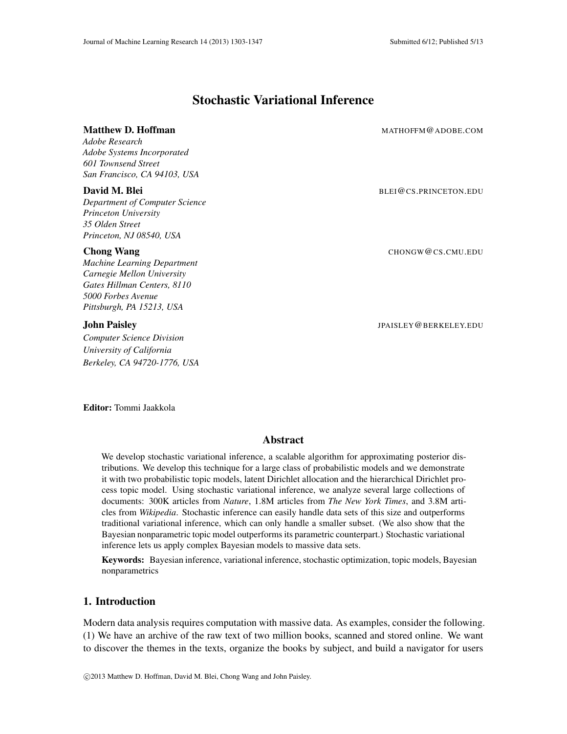# Stochastic Variational Inference

**Matthew D. Hoffman** MATHOFFM@ADOBE.COM
*Adobe Research*
*Adobe Systems Incorporated*
*601 Townsend Street*
*San Francisco, CA 94103, USA*

**David M. Blei** BLEI@CS.PRINCETON.EDU
*Department of Computer Science*
*Princeton University*
*35 Olden Street*
*Princeton, NJ 08540, USA*

**Chong Wang** CHONGW@CS.CMU.EDU
*Machine Learning Department*
*Carnegie Mellon University*
*Gates Hillman Centers, 8110*
*5000 Forbes Avenue*
*Pittsburgh, PA 15213, USA*

**John Paisley** JPAISLEY@BERKELEY.EDU
*Computer Science Division*
*University of California*
*Berkeley, CA 94720-1776, USA*

**Editor:** Tommi Jaakkola

## Abstract

We develop stochastic variational inference, a scalable algorithm for approximating posterior distributions. We develop this technique for a large class of probabilistic models and we demonstrate it with two probabilistic topic models, latent Dirichlet allocation and the hierarchical Dirichlet process topic model. Using stochastic variational inference, we analyze several large collections of documents: 300K articles from *Nature*, 1.8M articles from *The New York Times*, and 3.8M articles from *Wikipedia*. Stochastic inference can easily handle data sets of this size and outperforms traditional variational inference, which can only handle a smaller subset. (We also show that the Bayesian nonparametric topic model outperforms its parametric counterpart.) Stochastic variational inference lets us apply complex Bayesian models to massive data sets.

**Keywords:** Bayesian inference, variational inference, stochastic optimization, topic models, Bayesian nonparametrics

## 1. Introduction

Modern data analysis requires computation with massive data. As examples, consider the following. (1) We have an archive of the raw text of two million books, scanned and stored online. We want to discover the themes in the texts, organize the books by subject, and build a navigator for users

©2013 Matthew D. Hoffman, David M. Blei, Chong Wang and John Paisley.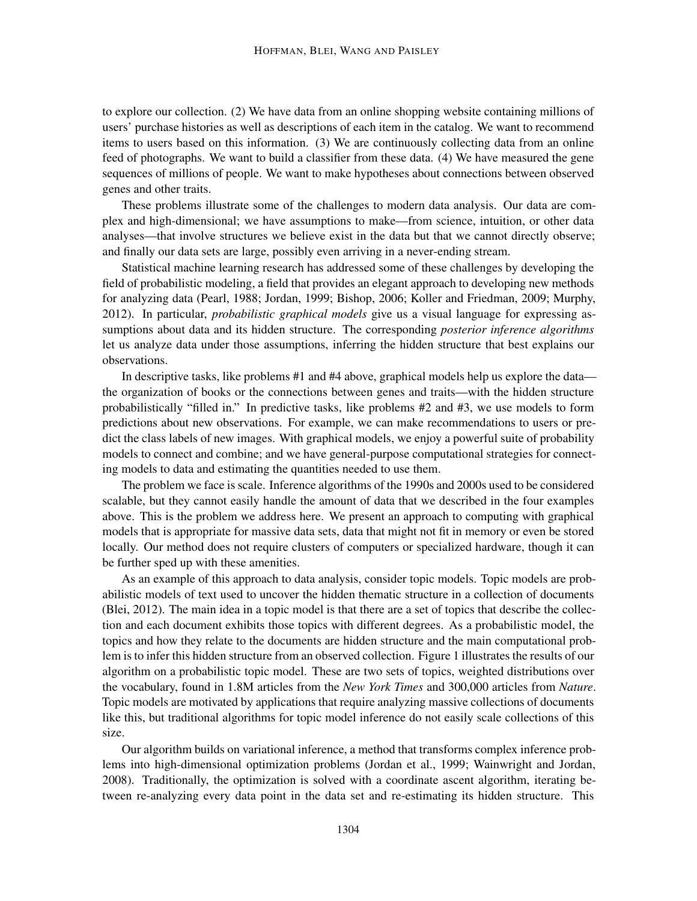to explore our collection. (2) We have data from an online shopping website containing millions of users' purchase histories as well as descriptions of each item in the catalog. We want to recommend items to users based on this information. (3) We are continuously collecting data from an online feed of photographs. We want to build a classifier from these data. (4) We have measured the gene sequences of millions of people. We want to make hypotheses about connections between observed genes and other traits.

These problems illustrate some of the challenges to modern data analysis. Our data are complex and high-dimensional; we have assumptions to make—from science, intuition, or other data analyses—that involve structures we believe exist in the data but that we cannot directly observe; and finally our data sets are large, possibly even arriving in a never-ending stream.

Statistical machine learning research has addressed some of these challenges by developing the field of probabilistic modeling, a field that provides an elegant approach to developing new methods for analyzing data (Pearl, 1988; Jordan, 1999; Bishop, 2006; Koller and Friedman, 2009; Murphy, 2012). In particular, *probabilistic graphical models* give us a visual language for expressing assumptions about data and its hidden structure. The corresponding *posterior inference algorithms* let us analyze data under those assumptions, inferring the hidden structure that best explains our observations.

In descriptive tasks, like problems #1 and #4 above, graphical models help us explore the data—the organization of books or the connections between genes and traits—with the hidden structure probabilistically "filled in." In predictive tasks, like problems #2 and #3, we use models to form predictions about new observations. For example, we can make recommendations to users or predict the class labels of new images. With graphical models, we enjoy a powerful suite of probability models to connect and combine; and we have general-purpose computational strategies for connecting models to data and estimating the quantities needed to use them.

The problem we face is scale. Inference algorithms of the 1990s and 2000s used to be considered scalable, but they cannot easily handle the amount of data that we described in the four examples above. This is the problem we address here. We present an approach to computing with graphical models that is appropriate for massive data sets, data that might not fit in memory or even be stored locally. Our method does not require clusters of computers or specialized hardware, though it can be further sped up with these amenities.

As an example of this approach to data analysis, consider topic models. Topic models are probabilistic models of text used to uncover the hidden thematic structure in a collection of documents (Blei, 2012). The main idea in a topic model is that there are a set of topics that describe the collection and each document exhibits those topics with different degrees. As a probabilistic model, the topics and how they relate to the documents are hidden structure and the main computational problem is to infer this hidden structure from an observed collection. Figure 1 illustrates the results of our algorithm on a probabilistic topic model. These are two sets of topics, weighted distributions over the vocabulary, found in 1.8M articles from the *New York Times* and 300,000 articles from *Nature*. Topic models are motivated by applications that require analyzing massive collections of documents like this, but traditional algorithms for topic model inference do not easily scale collections of this size.

Our algorithm builds on variational inference, a method that transforms complex inference problems into high-dimensional optimization problems (Jordan et al., 1999; Wainwright and Jordan, 2008). Traditionally, the optimization is solved with a coordinate ascent algorithm, iterating between re-analyzing every data point in the data set and re-estimating its hidden structure. This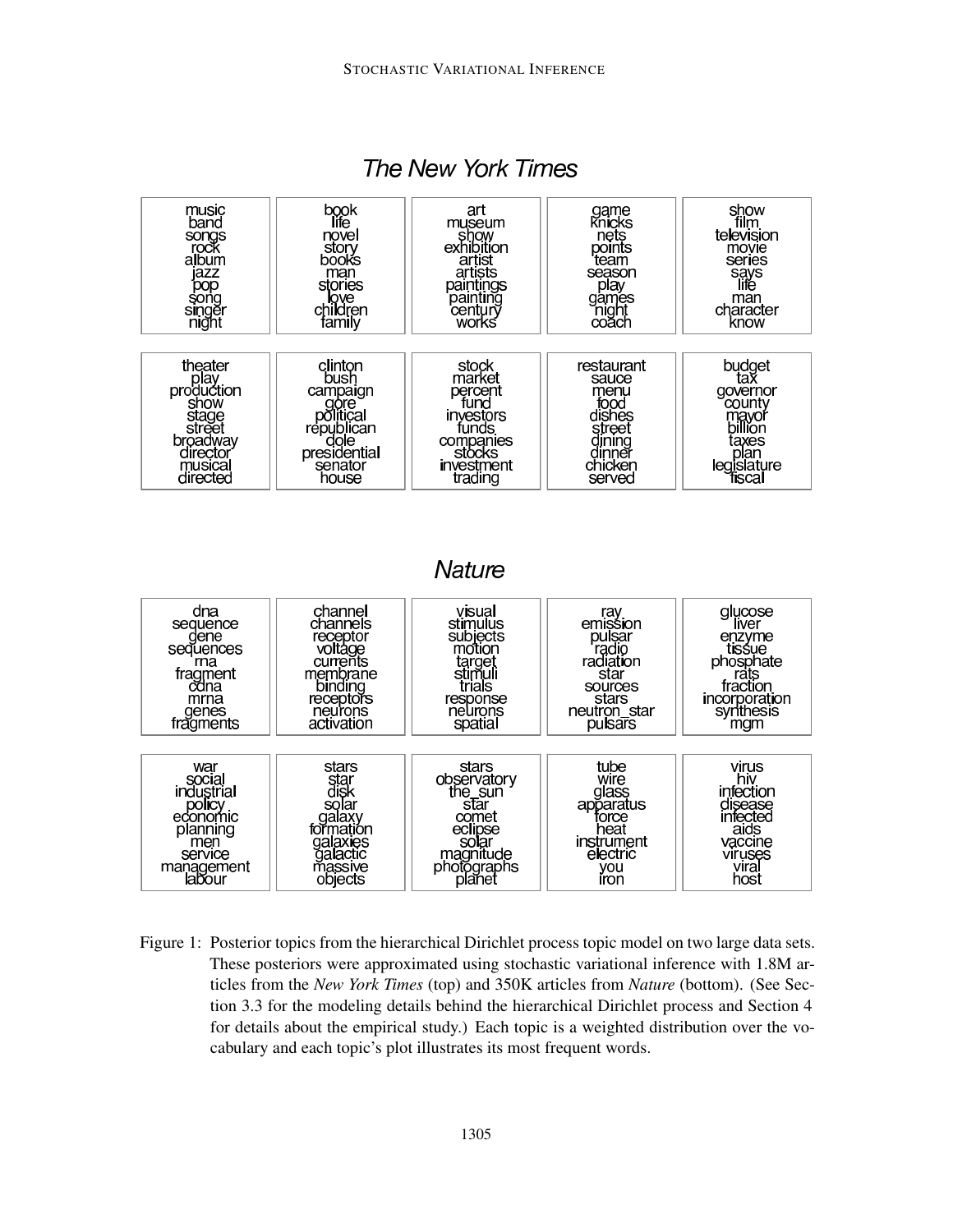## The New York Times

| music | book | art | game | show |
|---|---|---|---|---|
| band | life | museum | knicks | film |
| songs | novel | show | nets | television |
| rock | story | exhibition | points | movie |
| album | books | artist | team | series |
| jazz | man | artists | season | says |
| pop | stories | paintings | play | life |
| song | love | painting | games | man |
| singer | children | century | night | character |
| night | family | works | coach | know |

| theater | clinton | stock | restaurant | budget |
|---|---|---|---|---|
| play | bush | market | sauce | tax |
| production | campaign | percent | menu | governor |
| show | gore | fund | food | county |
| stage | political | investors | dishes | mayor |
| street | republican | funds | street | billion |
| broadway | dole | companies | dining | taxes |
| director | presidential | stocks | dinner | plan |
| musical | senator | investment | chicken | legislature |
| directed | house | trading | served | fiscal |

## Nature

| dna | channel | visual | ray | glucose |
|---|---|---|---|---|
| sequence | channels | stimulus | emission | liver |
| gene | receptor | subjects | pulsar | enzyme |
| sequences | voltage | motion | radio | tissue |
| rna | currents | target | radiation | phosphate |
| fragment | membrane | stimuli | star | rats |
| cdna | binding | trials | sources | fraction |
| mrna | receptors | response | stars | incorporation |
| genes | neurons | neurons | neutron_star | synthesis |
| fragments | activation | spatial | pulsars | mgm |

| war | stars | stars | tube | virus |
|---|---|---|---|---|
| social | star | observatory | wire | hiv |
| industrial | disk | the_sun | glass | infection |
| policy | solar | star | apparatus | disease |
| economic | galaxy | comet | force | infected |
| planning | formation | eclipse | heat | aids |
| men | galaxies | solar | instrument | vaccine |
| service | galactic | magnitude | electric | viruses |
| management | massive | photographs | you | viral |
| labour | objects | planet | iron | host |

Figure 1: Posterior topics from the hierarchical Dirichlet process topic model on two large data sets. These posteriors were approximated using stochastic variational inference with 1.8M articles from the *New York Times* (top) and 350K articles from *Nature* (bottom). (See Section 3.3 for the modeling details behind the hierarchical Dirichlet process and Section 4 for details about the empirical study.) Each topic is a weighted distribution over the vocabulary and each topic's plot illustrates its most frequent words.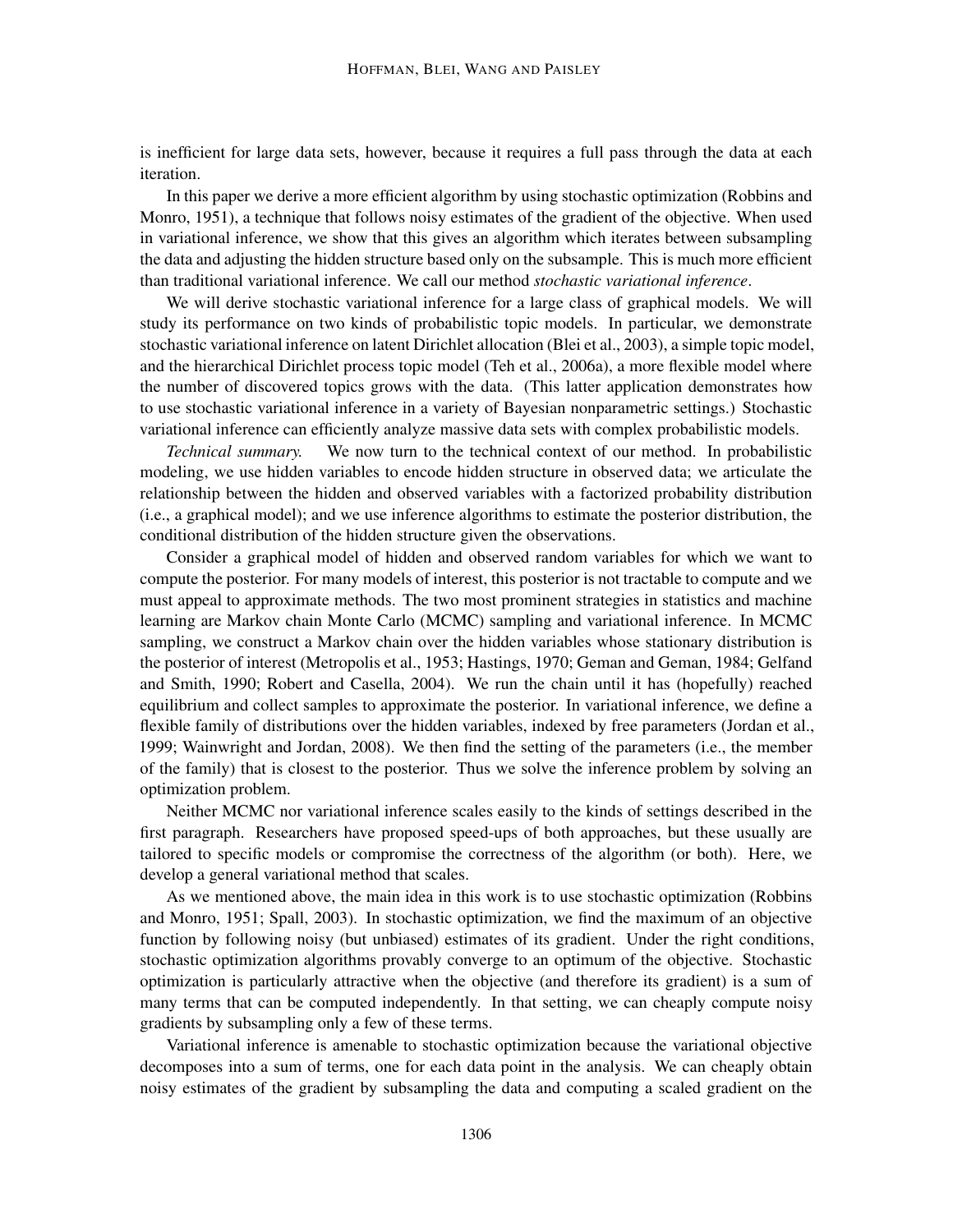is inefficient for large data sets, however, because it requires a full pass through the data at each iteration.

In this paper we derive a more efficient algorithm by using stochastic optimization (Robbins and Monro, 1951), a technique that follows noisy estimates of the gradient of the objective. When used in variational inference, we show that this gives an algorithm which iterates between subsampling the data and adjusting the hidden structure based only on the subsample. This is much more efficient than traditional variational inference. We call our method *stochastic variational inference*.

We will derive stochastic variational inference for a large class of graphical models. We will study its performance on two kinds of probabilistic topic models. In particular, we demonstrate stochastic variational inference on latent Dirichlet allocation (Blei et al., 2003), a simple topic model, and the hierarchical Dirichlet process topic model (Teh et al., 2006a), a more flexible model where the number of discovered topics grows with the data. (This latter application demonstrates how to use stochastic variational inference in a variety of Bayesian nonparametric settings.) Stochastic variational inference can efficiently analyze massive data sets with complex probabilistic models.

*Technical summary.* We now turn to the technical context of our method. In probabilistic modeling, we use hidden variables to encode hidden structure in observed data; we articulate the relationship between the hidden and observed variables with a factorized probability distribution (i.e., a graphical model); and we use inference algorithms to estimate the posterior distribution, the conditional distribution of the hidden structure given the observations.

Consider a graphical model of hidden and observed random variables for which we want to compute the posterior. For many models of interest, this posterior is not tractable to compute and we must appeal to approximate methods. The two most prominent strategies in statistics and machine learning are Markov chain Monte Carlo (MCMC) sampling and variational inference. In MCMC sampling, we construct a Markov chain over the hidden variables whose stationary distribution is the posterior of interest (Metropolis et al., 1953; Hastings, 1970; Geman and Geman, 1984; Gelfand and Smith, 1990; Robert and Casella, 2004). We run the chain until it has (hopefully) reached equilibrium and collect samples to approximate the posterior. In variational inference, we define a flexible family of distributions over the hidden variables, indexed by free parameters (Jordan et al., 1999; Wainwright and Jordan, 2008). We then find the setting of the parameters (i.e., the member of the family) that is closest to the posterior. Thus we solve the inference problem by solving an optimization problem.

Neither MCMC nor variational inference scales easily to the kinds of settings described in the first paragraph. Researchers have proposed speed-ups of both approaches, but these usually are tailored to specific models or compromise the correctness of the algorithm (or both). Here, we develop a general variational method that scales.

As we mentioned above, the main idea in this work is to use stochastic optimization (Robbins and Monro, 1951; Spall, 2003). In stochastic optimization, we find the maximum of an objective function by following noisy (but unbiased) estimates of its gradient. Under the right conditions, stochastic optimization algorithms provably converge to an optimum of the objective. Stochastic optimization is particularly attractive when the objective (and therefore its gradient) is a sum of many terms that can be computed independently. In that setting, we can cheaply compute noisy gradients by subsampling only a few of these terms.

Variational inference is amenable to stochastic optimization because the variational objective decomposes into a sum of terms, one for each data point in the analysis. We can cheaply obtain noisy estimates of the gradient by subsampling the data and computing a scaled gradient on the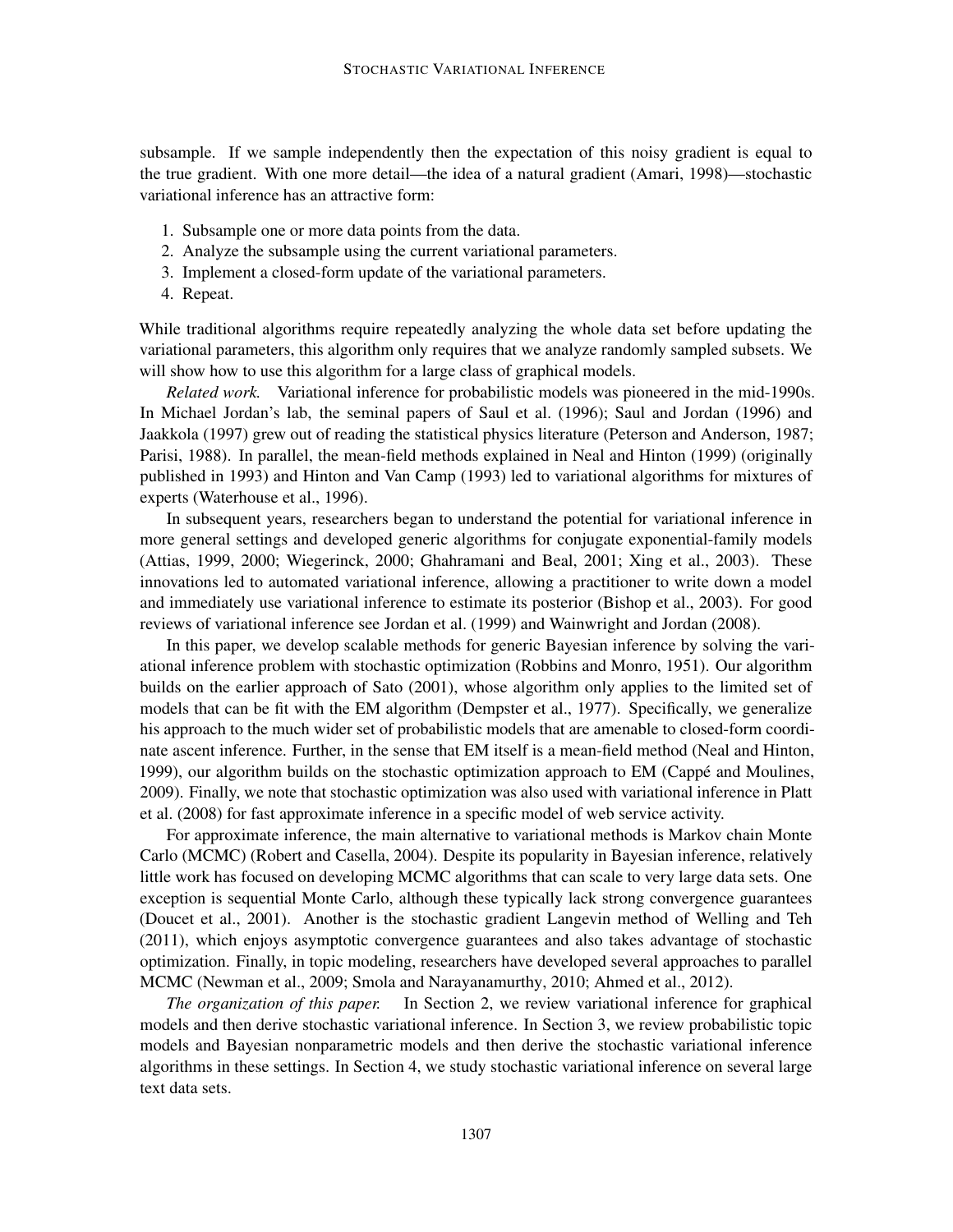subsample. If we sample independently then the expectation of this noisy gradient is equal to the true gradient. With one more detail—the idea of a natural gradient (Amari, 1998)—stochastic variational inference has an attractive form:

1. Subsample one or more data points from the data.
2. Analyze the subsample using the current variational parameters.
3. Implement a closed-form update of the variational parameters.
4. Repeat.

While traditional algorithms require repeatedly analyzing the whole data set before updating the variational parameters, this algorithm only requires that we analyze randomly sampled subsets. We will show how to use this algorithm for a large class of graphical models.

*Related work.* Variational inference for probabilistic models was pioneered in the mid-1990s. In Michael Jordan's lab, the seminal papers of Saul et al. (1996); Saul and Jordan (1996) and Jaakkola (1997) grew out of reading the statistical physics literature (Peterson and Anderson, 1987; Parisi, 1988). In parallel, the mean-field methods explained in Neal and Hinton (1999) (originally published in 1993) and Hinton and Van Camp (1993) led to variational algorithms for mixtures of experts (Waterhouse et al., 1996).

In subsequent years, researchers began to understand the potential for variational inference in more general settings and developed generic algorithms for conjugate exponential-family models (Attias, 1999, 2000; Wiegerinck, 2000; Ghahramani and Beal, 2001; Xing et al., 2003). These innovations led to automated variational inference, allowing a practitioner to write down a model and immediately use variational inference to estimate its posterior (Bishop et al., 2003). For good reviews of variational inference see Jordan et al. (1999) and Wainwright and Jordan (2008).

In this paper, we develop scalable methods for generic Bayesian inference by solving the variational inference problem with stochastic optimization (Robbins and Monro, 1951). Our algorithm builds on the earlier approach of Sato (2001), whose algorithm only applies to the limited set of models that can be fit with the EM algorithm (Dempster et al., 1977). Specifically, we generalize his approach to the much wider set of probabilistic models that are amenable to closed-form coordinate ascent inference. Further, in the sense that EM itself is a mean-field method (Neal and Hinton, 1999), our algorithm builds on the stochastic optimization approach to EM (Cappé and Moulines, 2009). Finally, we note that stochastic optimization was also used with variational inference in Platt et al. (2008) for fast approximate inference in a specific model of web service activity.

For approximate inference, the main alternative to variational methods is Markov chain Monte Carlo (MCMC) (Robert and Casella, 2004). Despite its popularity in Bayesian inference, relatively little work has focused on developing MCMC algorithms that can scale to very large data sets. One exception is sequential Monte Carlo, although these typically lack strong convergence guarantees (Doucet et al., 2001). Another is the stochastic gradient Langevin method of Welling and Teh (2011), which enjoys asymptotic convergence guarantees and also takes advantage of stochastic optimization. Finally, in topic modeling, researchers have developed several approaches to parallel MCMC (Newman et al., 2009; Smola and Narayanamurthy, 2010; Ahmed et al., 2012).

*The organization of this paper.* In Section 2, we review variational inference for graphical models and then derive stochastic variational inference. In Section 3, we review probabilistic topic models and Bayesian nonparametric models and then derive the stochastic variational inference algorithms in these settings. In Section 4, we study stochastic variational inference on several large text data sets.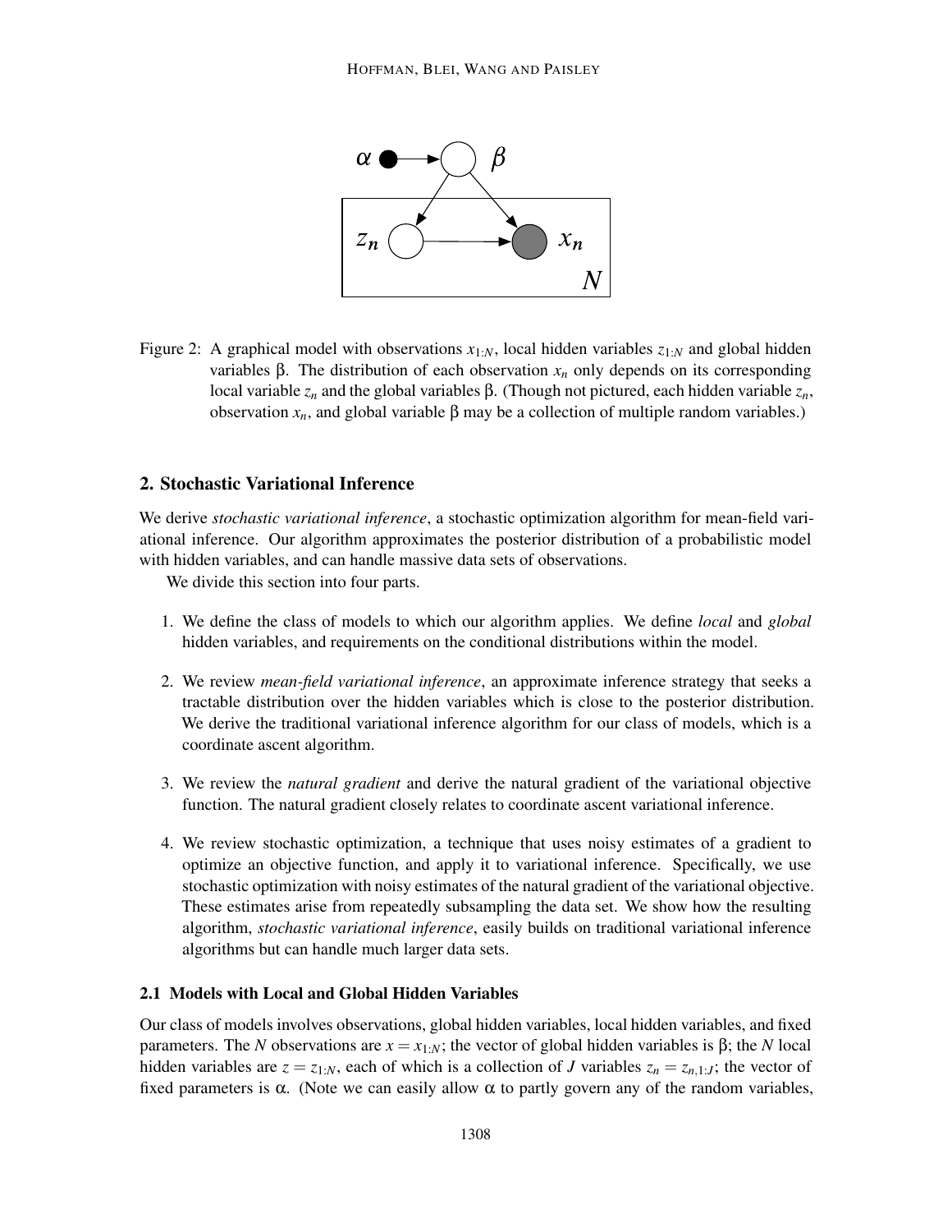Figure 2: A graphical model with observations $x_{1:N}$, local hidden variables $z_{1:N}$ and global hidden variables $\beta$. The distribution of each observation $x_n$ only depends on its corresponding local variable $z_n$ and the global variables $\beta$. (Though not pictured, each hidden variable $z_n$, observation $x_n$, and global variable $\beta$ may be a collection of multiple random variables.)

## 2. Stochastic Variational Inference

We derive *stochastic variational inference*, a stochastic optimization algorithm for mean-field variational inference. Our algorithm approximates the posterior distribution of a probabilistic model with hidden variables, and can handle massive data sets of observations.

We divide this section into four parts.

1. We define the class of models to which our algorithm applies. We define *local* and *global* hidden variables, and requirements on the conditional distributions within the model.

2. We review *mean-field variational inference*, an approximate inference strategy that seeks a tractable distribution over the hidden variables which is close to the posterior distribution. We derive the traditional variational inference algorithm for our class of models, which is a coordinate ascent algorithm.

3. We review the *natural gradient* and derive the natural gradient of the variational objective function. The natural gradient closely relates to coordinate ascent variational inference.

4. We review stochastic optimization, a technique that uses noisy estimates of a gradient to optimize an objective function, and apply it to variational inference. Specifically, we use stochastic optimization with noisy estimates of the natural gradient of the variational objective. These estimates arise from repeatedly subsampling the data set. We show how the resulting algorithm, *stochastic variational inference*, easily builds on traditional variational inference algorithms but can handle much larger data sets.

### 2.1 Models with Local and Global Hidden Variables

Our class of models involves observations, global hidden variables, local hidden variables, and fixed parameters. The $N$ observations are $x = x_{1:N}$; the vector of global hidden variables is $\beta$; the $N$ local hidden variables are $z = z_{1:N}$, each of which is a collection of $J$ variables $z_n = z_{n,1:J}$; the vector of fixed parameters is $\alpha$. (Note we can easily allow $\alpha$ to partly govern any of the random variables,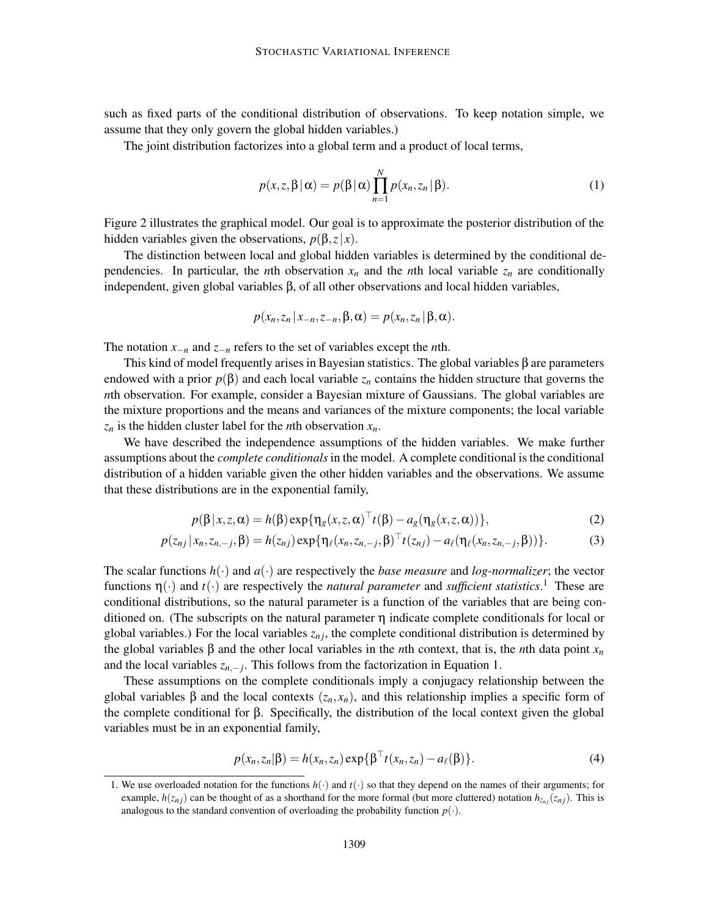such as fixed parts of the conditional distribution of observations. To keep notation simple, we assume that they only govern the global hidden variables.)

The joint distribution factorizes into a global term and a product of local terms,

$$p(x,z,\beta\,|\,\alpha) = p(\beta\,|\,\alpha)\prod_{n=1}^{N} p(x_n, z_n\,|\,\beta). \tag{1}$$

Figure 2 illustrates the graphical model. Our goal is to approximate the posterior distribution of the hidden variables given the observations, $p(\beta, z\,|\,x)$.

The distinction between local and global hidden variables is determined by the conditional dependencies. In particular, the $n$th observation $x_n$ and the $n$th local variable $z_n$ are conditionally independent, given global variables $\beta$, of all other observations and local hidden variables,

$$p(x_n, z_n\,|\,x_{-n}, z_{-n}, \beta, \alpha) = p(x_n, z_n\,|\,\beta, \alpha).$$

The notation $x_{-n}$ and $z_{-n}$ refers to the set of variables except the $n$th.

This kind of model frequently arises in Bayesian statistics. The global variables $\beta$ are parameters endowed with a prior $p(\beta)$ and each local variable $z_n$ contains the hidden structure that governs the $n$th observation. For example, consider a Bayesian mixture of Gaussians. The global variables are the mixture proportions and the means and variances of the mixture components; the local variable $z_n$ is the hidden cluster label for the $n$th observation $x_n$.

We have described the independence assumptions of the hidden variables. We make further assumptions about the *complete conditionals* in the model. A complete conditional is the conditional distribution of a hidden variable given the other hidden variables and the observations. We assume that these distributions are in the exponential family,

$$p(\beta\,|\,x,z,\alpha) = h(\beta)\exp\{\eta_g(x,z,\alpha)^\top t(\beta) - a_g(\eta_g(x,z,\alpha))\}, \tag{2}$$

$$p(z_{nj}\,|\,x_n, z_{n,-j}, \beta) = h(z_{nj})\exp\{\eta_\ell(x_n, z_{n,-j}, \beta)^\top t(z_{nj}) - a_\ell(\eta_\ell(x_n, z_{n,-j}, \beta))\}. \tag{3}$$

The scalar functions $h(\cdot)$ and $a(\cdot)$ are respectively the *base measure* and *log-normalizer*; the vector functions $\eta(\cdot)$ and $t(\cdot)$ are respectively the *natural parameter* and *sufficient statistics*.[1] These are conditional distributions, so the natural parameter is a function of the variables that are being conditioned on. (The subscripts on the natural parameter $\eta$ indicate complete conditionals for local or global variables.) For the local variables $z_{nj}$, the complete conditional distribution is determined by the global variables $\beta$ and the other local variables in the $n$th context, that is, the $n$th data point $x_n$ and the local variables $z_{n,-j}$. This follows from the factorization in Equation 1.

These assumptions on the complete conditionals imply a conjugacy relationship between the global variables $\beta$ and the local contexts $(z_n, x_n)$, and this relationship implies a specific form of the complete conditional for $\beta$. Specifically, the distribution of the local context given the global variables must be in an exponential family,

$$p(x_n, z_n|\beta) = h(x_n, z_n)\exp\{\beta^\top t(x_n, z_n) - a_\ell(\beta)\}. \tag{4}$$

1. We use overloaded notation for the functions $h(\cdot)$ and $t(\cdot)$ so that they depend on the names of their arguments; for example, $h(z_{nj})$ can be thought of as a shorthand for the more formal (but more cluttered) notation $h_{z_{nj}}(z_{nj})$. This is analogous to the standard convention of overloading the probability function $p(\cdot)$.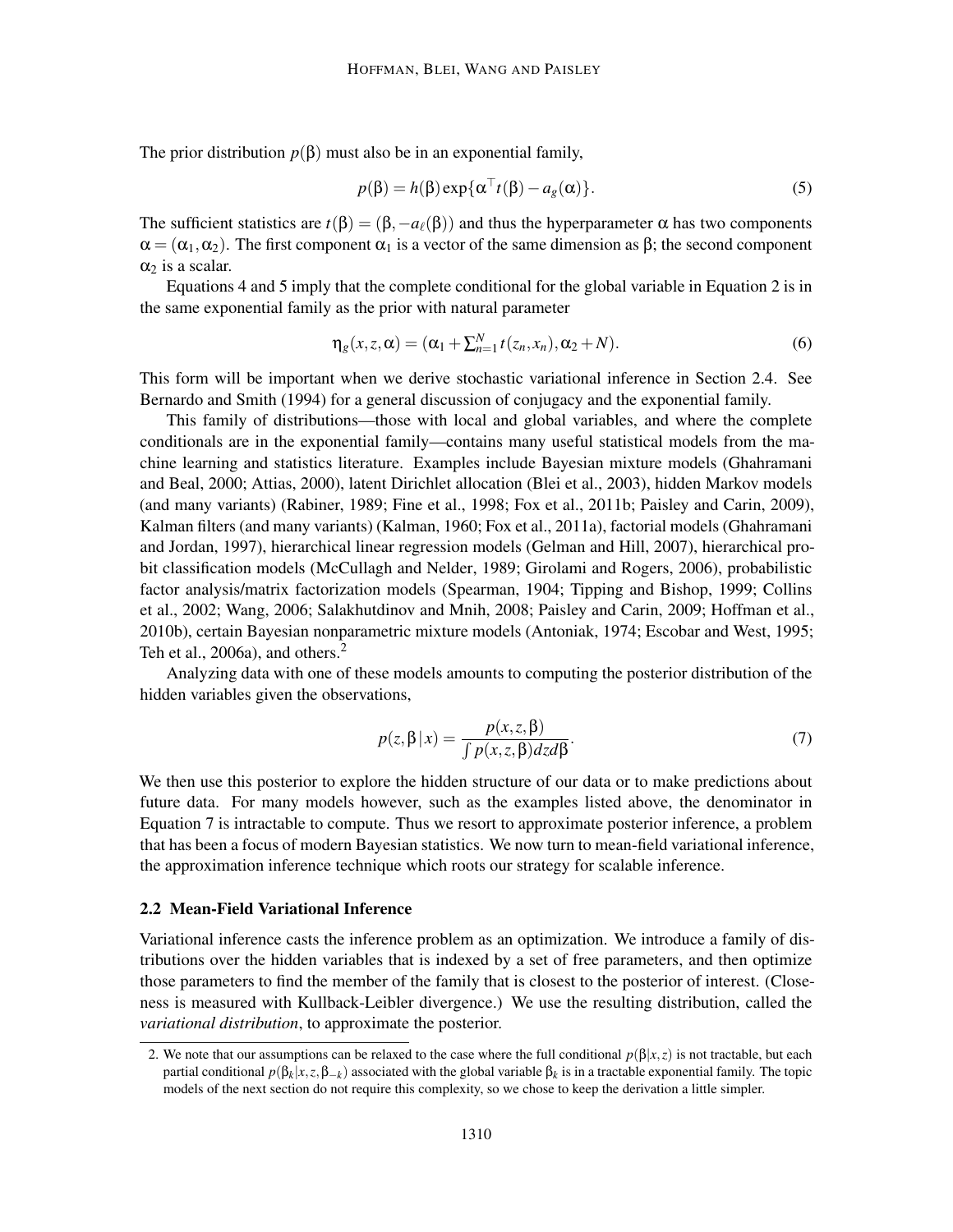The prior distribution $p(\beta)$ must also be in an exponential family,

$$p(\beta) = h(\beta) \exp\{\alpha^\top t(\beta) - a_g(\alpha)\}. \tag{5}$$

The sufficient statistics are $t(\beta) = (\beta, -a_\ell(\beta))$ and thus the hyperparameter $\alpha$ has two components $\alpha = (\alpha_1, \alpha_2)$. The first component $\alpha_1$ is a vector of the same dimension as $\beta$; the second component $\alpha_2$ is a scalar.

Equations 4 and 5 imply that the complete conditional for the global variable in Equation 2 is in the same exponential family as the prior with natural parameter

$$\eta_g(x, z, \alpha) = (\alpha_1 + \textstyle\sum_{n=1}^N t(z_n, x_n), \alpha_2 + N). \tag{6}$$

This form will be important when we derive stochastic variational inference in Section 2.4. See Bernardo and Smith (1994) for a general discussion of conjugacy and the exponential family.

This family of distributions—those with local and global variables, and where the complete conditionals are in the exponential family—contains many useful statistical models from the machine learning and statistics literature. Examples include Bayesian mixture models (Ghahramani and Beal, 2000; Attias, 2000), latent Dirichlet allocation (Blei et al., 2003), hidden Markov models (and many variants) (Rabiner, 1989; Fine et al., 1998; Fox et al., 2011b; Paisley and Carin, 2009), Kalman filters (and many variants) (Kalman, 1960; Fox et al., 2011a), factorial models (Ghahramani and Jordan, 1997), hierarchical linear regression models (Gelman and Hill, 2007), hierarchical probit classification models (McCullagh and Nelder, 1989; Girolami and Rogers, 2006), probabilistic factor analysis/matrix factorization models (Spearman, 1904; Tipping and Bishop, 1999; Collins et al., 2002; Wang, 2006; Salakhutdinov and Mnih, 2008; Paisley and Carin, 2009; Hoffman et al., 2010b), certain Bayesian nonparametric mixture models (Antoniak, 1974; Escobar and West, 1995; Teh et al., 2006a), and others.[2]

Analyzing data with one of these models amounts to computing the posterior distribution of the hidden variables given the observations,

$$p(z, \beta \,|\, x) = \frac{p(x, z, \beta)}{\int p(x, z, \beta) dz d\beta}. \tag{7}$$

We then use this posterior to explore the hidden structure of our data or to make predictions about future data. For many models however, such as the examples listed above, the denominator in Equation 7 is intractable to compute. Thus we resort to approximate posterior inference, a problem that has been a focus of modern Bayesian statistics. We now turn to mean-field variational inference, the approximation inference technique which roots our strategy for scalable inference.

### 2.2 Mean-Field Variational Inference

Variational inference casts the inference problem as an optimization. We introduce a family of distributions over the hidden variables that is indexed by a set of free parameters, and then optimize those parameters to find the member of the family that is closest to the posterior of interest. (Closeness is measured with Kullback-Leibler divergence.) We use the resulting distribution, called the *variational distribution*, to approximate the posterior.

2. We note that our assumptions can be relaxed to the case where the full conditional $p(\beta|x,z)$ is not tractable, but each partial conditional $p(\beta_k|x,z,\beta_{-k})$ associated with the global variable $\beta_k$ is in a tractable exponential family. The topic models of the next section do not require this complexity, so we chose to keep the derivation a little simpler.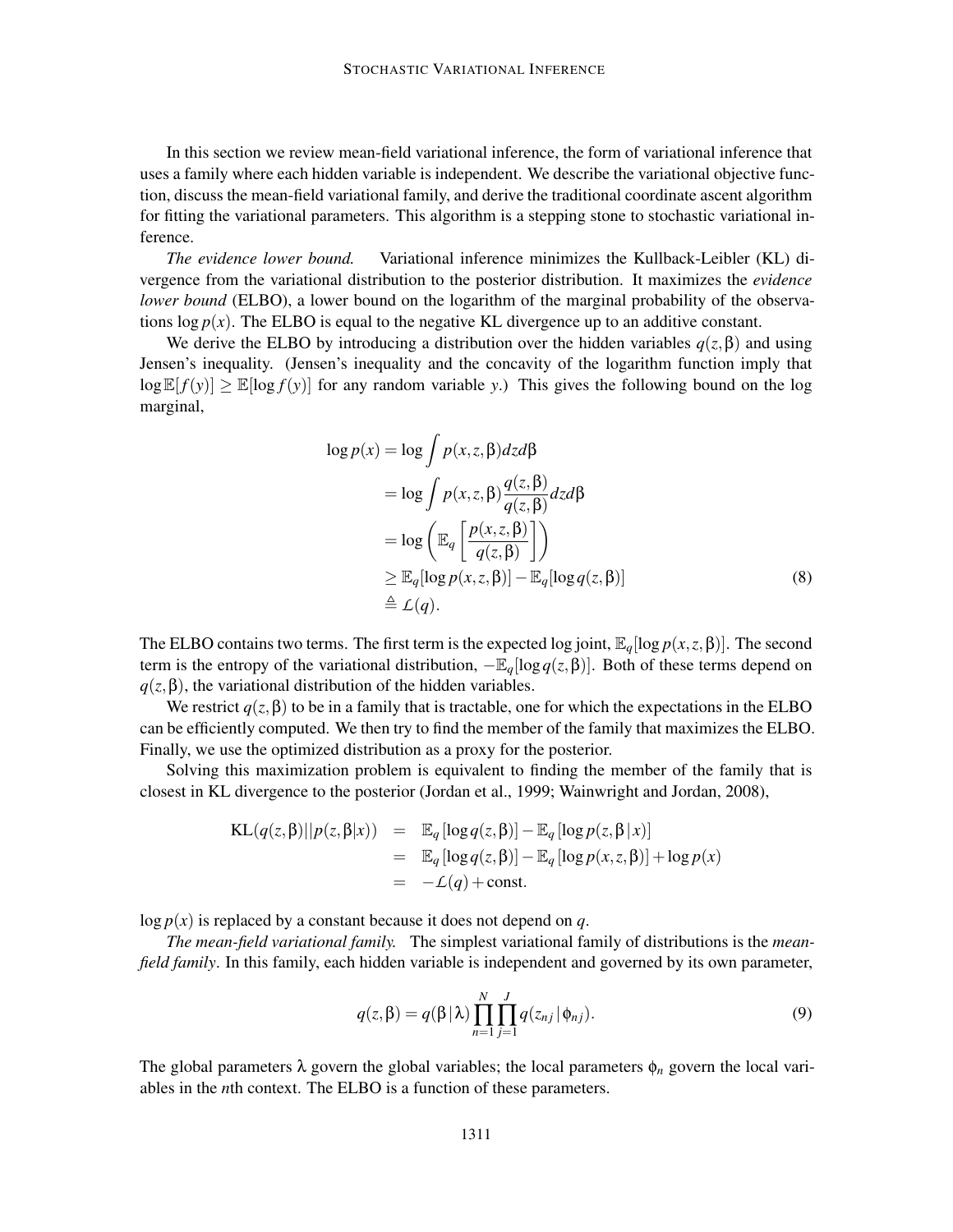In this section we review mean-field variational inference, the form of variational inference that uses a family where each hidden variable is independent. We describe the variational objective function, discuss the mean-field variational family, and derive the traditional coordinate ascent algorithm for fitting the variational parameters. This algorithm is a stepping stone to stochastic variational inference.

*The evidence lower bound.* Variational inference minimizes the Kullback-Leibler (KL) divergence from the variational distribution to the posterior distribution. It maximizes the *evidence lower bound* (ELBO), a lower bound on the logarithm of the marginal probability of the observations $\log p(x)$. The ELBO is equal to the negative KL divergence up to an additive constant.

We derive the ELBO by introducing a distribution over the hidden variables $q(z,\beta)$ and using Jensen's inequality. (Jensen's inequality and the concavity of the logarithm function imply that $\log \mathbb{E}[f(y)] \geq \mathbb{E}[\log f(y)]$ for any random variable $y$.) This gives the following bound on the log marginal,

$$
\begin{aligned}
\log p(x) &= \log \int p(x,z,\beta) dz d\beta \\
&= \log \int p(x,z,\beta) \frac{q(z,\beta)}{q(z,\beta)} dz d\beta \\
&= \log \left( \mathbb{E}_q \left[ \frac{p(x,z,\beta)}{q(z,\beta)} \right] \right) \\
&\geq \mathbb{E}_q[\log p(x,z,\beta)] - \mathbb{E}_q[\log q(z,\beta)] \\
&\triangleq \mathcal{L}(q).
\end{aligned}
\tag{8}
$$

The ELBO contains two terms. The first term is the expected log joint, $\mathbb{E}_q[\log p(x,z,\beta)]$. The second term is the entropy of the variational distribution, $-\mathbb{E}_q[\log q(z,\beta)]$. Both of these terms depend on $q(z,\beta)$, the variational distribution of the hidden variables.

We restrict $q(z,\beta)$ to be in a family that is tractable, one for which the expectations in the ELBO can be efficiently computed. We then try to find the member of the family that maximizes the ELBO. Finally, we use the optimized distribution as a proxy for the posterior.

Solving this maximization problem is equivalent to finding the member of the family that is closest in KL divergence to the posterior (Jordan et al., 1999; Wainwright and Jordan, 2008),

$$
\begin{aligned}
\mathrm{KL}(q(z,\beta)||p(z,\beta|x)) &= \mathbb{E}_q[\log q(z,\beta)] - \mathbb{E}_q[\log p(z,\beta\,|\,x)] \\
&= \mathbb{E}_q[\log q(z,\beta)] - \mathbb{E}_q[\log p(x,z,\beta)] + \log p(x) \\
&= -\mathcal{L}(q) + \text{const.}
\end{aligned}
$$

$\log p(x)$ is replaced by a constant because it does not depend on $q$.

*The mean-field variational family.* The simplest variational family of distributions is the *mean-field family*. In this family, each hidden variable is independent and governed by its own parameter,

$$
q(z,\beta) = q(\beta\,|\,\lambda) \prod_{n=1}^{N} \prod_{j=1}^{J} q(z_{nj}\,|\,\phi_{nj}).
\tag{9}
$$

The global parameters $\lambda$ govern the global variables; the local parameters $\phi_n$ govern the local variables in the $n$th context. The ELBO is a function of these parameters.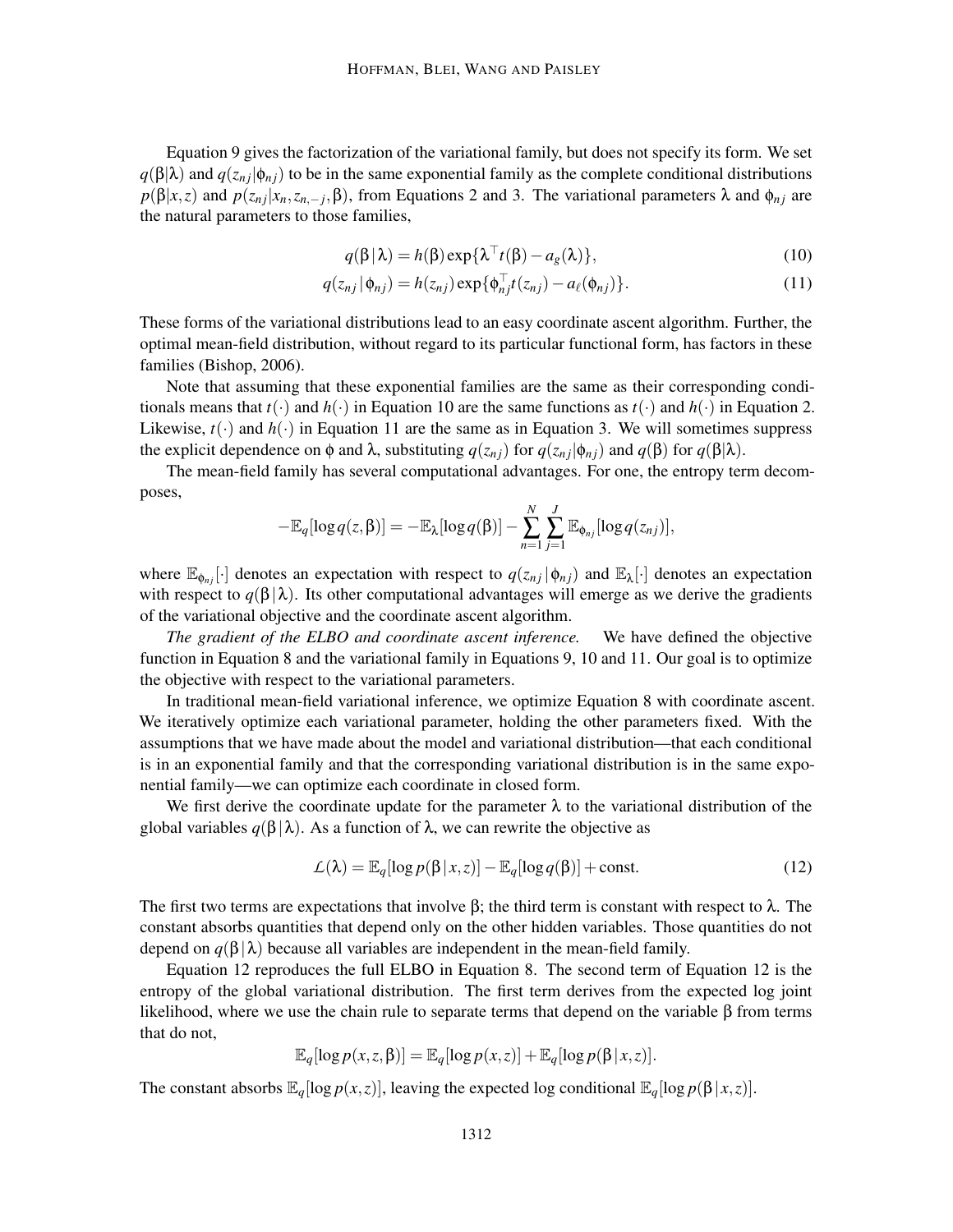Equation 9 gives the factorization of the variational family, but does not specify its form. We set $q(\beta|\lambda)$ and $q(z_{nj}|\phi_{nj})$ to be in the same exponential family as the complete conditional distributions $p(\beta|x,z)$ and $p(z_{nj}|x_n, z_{n,-j}, \beta)$, from Equations 2 and 3. The variational parameters $\lambda$ and $\phi_{nj}$ are the natural parameters to those families,

$$q(\beta\,|\,\lambda) = h(\beta)\exp\{\lambda^\top t(\beta) - a_g(\lambda)\}, \tag{10}$$

$$q(z_{nj}\,|\,\phi_{nj}) = h(z_{nj})\exp\{\phi_{nj}^\top t(z_{nj}) - a_\ell(\phi_{nj})\}. \tag{11}$$

These forms of the variational distributions lead to an easy coordinate ascent algorithm. Further, the optimal mean-field distribution, without regard to its particular functional form, has factors in these families (Bishop, 2006).

Note that assuming that these exponential families are the same as their corresponding conditionals means that $t(\cdot)$ and $h(\cdot)$ in Equation 10 are the same functions as $t(\cdot)$ and $h(\cdot)$ in Equation 2. Likewise, $t(\cdot)$ and $h(\cdot)$ in Equation 11 are the same as in Equation 3. We will sometimes suppress the explicit dependence on $\phi$ and $\lambda$, substituting $q(z_{nj})$ for $q(z_{nj}|\phi_{nj})$ and $q(\beta)$ for $q(\beta|\lambda)$.

The mean-field family has several computational advantages. For one, the entropy term decomposes,

$$-\mathbb{E}_q[\log q(z,\beta)] = -\mathbb{E}_\lambda[\log q(\beta)] - \sum_{n=1}^{N}\sum_{j=1}^{J}\mathbb{E}_{\phi_{nj}}[\log q(z_{nj})],$$

where $\mathbb{E}_{\phi_{nj}}[\cdot]$ denotes an expectation with respect to $q(z_{nj}\,|\,\phi_{nj})$ and $\mathbb{E}_\lambda[\cdot]$ denotes an expectation with respect to $q(\beta\,|\,\lambda)$. Its other computational advantages will emerge as we derive the gradients of the variational objective and the coordinate ascent algorithm.

*The gradient of the ELBO and coordinate ascent inference.* We have defined the objective function in Equation 8 and the variational family in Equations 9, 10 and 11. Our goal is to optimize the objective with respect to the variational parameters.

In traditional mean-field variational inference, we optimize Equation 8 with coordinate ascent. We iteratively optimize each variational parameter, holding the other parameters fixed. With the assumptions that we have made about the model and variational distribution—that each conditional is in an exponential family and that the corresponding variational distribution is in the same exponential family—we can optimize each coordinate in closed form.

We first derive the coordinate update for the parameter $\lambda$ to the variational distribution of the global variables $q(\beta\,|\,\lambda)$. As a function of $\lambda$, we can rewrite the objective as

$$\mathcal{L}(\lambda) = \mathbb{E}_q[\log p(\beta\,|\,x,z)] - \mathbb{E}_q[\log q(\beta)] + \text{const}. \tag{12}$$

The first two terms are expectations that involve $\beta$; the third term is constant with respect to $\lambda$. The constant absorbs quantities that depend only on the other hidden variables. Those quantities do not depend on $q(\beta\,|\,\lambda)$ because all variables are independent in the mean-field family.

Equation 12 reproduces the full ELBO in Equation 8. The second term of Equation 12 is the entropy of the global variational distribution. The first term derives from the expected log joint likelihood, where we use the chain rule to separate terms that depend on the variable $\beta$ from terms that do not,

$$\mathbb{E}_q[\log p(x,z,\beta)] = \mathbb{E}_q[\log p(x,z)] + \mathbb{E}_q[\log p(\beta\,|\,x,z)].$$

The constant absorbs $\mathbb{E}_q[\log p(x,z)]$, leaving the expected log conditional $\mathbb{E}_q[\log p(\beta\,|\,x,z)]$.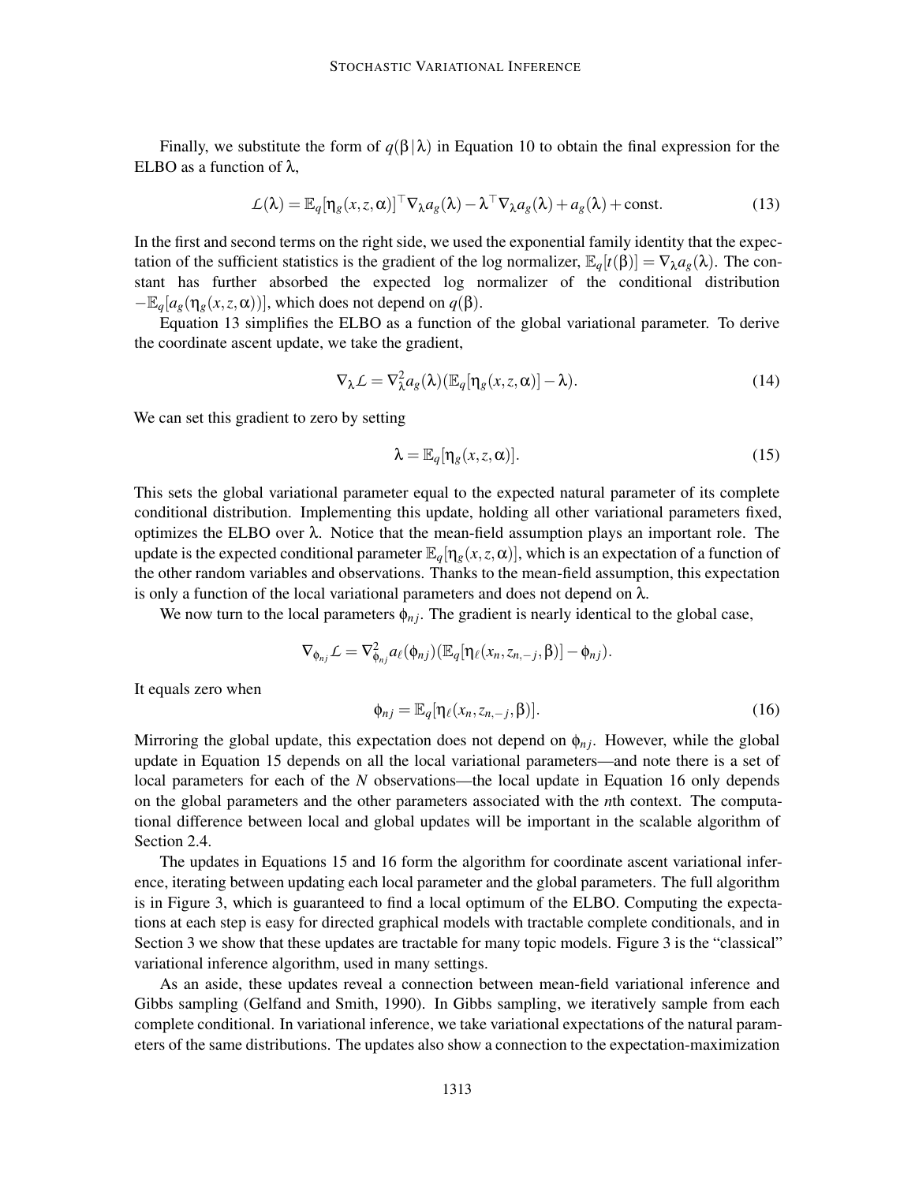Finally, we substitute the form of $q(\beta \mid \lambda)$ in Equation 10 to obtain the final expression for the ELBO as a function of $\lambda$,

$$\mathcal{L}(\lambda) = \mathbb{E}_q[\eta_g(x,z,\alpha)]^\top \nabla_\lambda a_g(\lambda) - \lambda^\top \nabla_\lambda a_g(\lambda) + a_g(\lambda) + \text{const.} \tag{13}$$

In the first and second terms on the right side, we used the exponential family identity that the expectation of the sufficient statistics is the gradient of the log normalizer, $\mathbb{E}_q[t(\beta)] = \nabla_\lambda a_g(\lambda)$. The constant has further absorbed the expected log normalizer of the conditional distribution $-\mathbb{E}_q[a_g(\eta_g(x,z,\alpha))]$, which does not depend on $q(\beta)$.

Equation 13 simplifies the ELBO as a function of the global variational parameter. To derive the coordinate ascent update, we take the gradient,

$$\nabla_\lambda \mathcal{L} = \nabla^2_\lambda a_g(\lambda)(\mathbb{E}_q[\eta_g(x,z,\alpha)] - \lambda). \tag{14}$$

We can set this gradient to zero by setting

$$\lambda = \mathbb{E}_q[\eta_g(x,z,\alpha)]. \tag{15}$$

This sets the global variational parameter equal to the expected natural parameter of its complete conditional distribution. Implementing this update, holding all other variational parameters fixed, optimizes the ELBO over $\lambda$. Notice that the mean-field assumption plays an important role. The update is the expected conditional parameter $\mathbb{E}_q[\eta_g(x,z,\alpha)]$, which is an expectation of a function of the other random variables and observations. Thanks to the mean-field assumption, this expectation is only a function of the local variational parameters and does not depend on $\lambda$.

We now turn to the local parameters $\phi_{nj}$. The gradient is nearly identical to the global case,

$$\nabla_{\phi_{nj}} \mathcal{L} = \nabla^2_{\phi_{nj}} a_\ell(\phi_{nj})(\mathbb{E}_q[\eta_\ell(x_n, z_{n,-j}, \beta)] - \phi_{nj}).$$

It equals zero when

$$\phi_{nj} = \mathbb{E}_q[\eta_\ell(x_n, z_{n,-j}, \beta)]. \tag{16}$$

Mirroring the global update, this expectation does not depend on $\phi_{nj}$. However, while the global update in Equation 15 depends on all the local variational parameters—and note there is a set of local parameters for each of the $N$ observations—the local update in Equation 16 only depends on the global parameters and the other parameters associated with the $n$th context. The computational difference between local and global updates will be important in the scalable algorithm of Section 2.4.

The updates in Equations 15 and 16 form the algorithm for coordinate ascent variational inference, iterating between updating each local parameter and the global parameters. The full algorithm is in Figure 3, which is guaranteed to find a local optimum of the ELBO. Computing the expectations at each step is easy for directed graphical models with tractable complete conditionals, and in Section 3 we show that these updates are tractable for many topic models. Figure 3 is the "classical" variational inference algorithm, used in many settings.

As an aside, these updates reveal a connection between mean-field variational inference and Gibbs sampling (Gelfand and Smith, 1990). In Gibbs sampling, we iteratively sample from each complete conditional. In variational inference, we take variational expectations of the natural parameters of the same distributions. The updates also show a connection to the expectation-maximization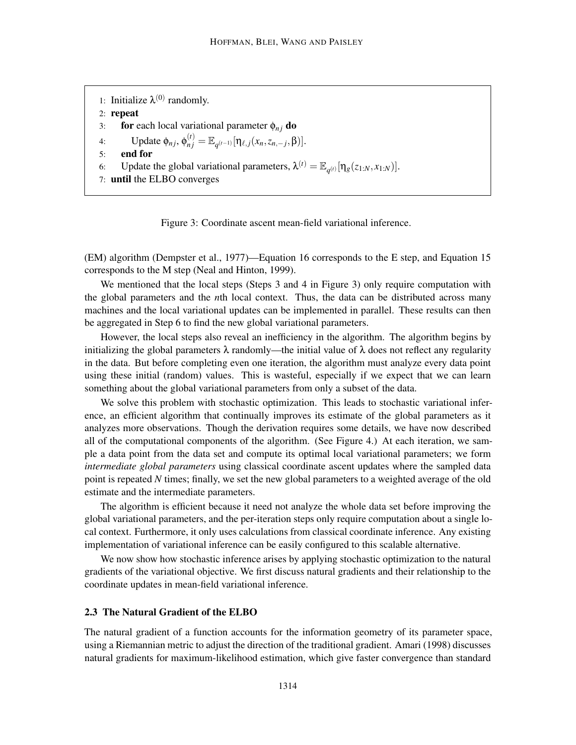```
1: Initialize λ^(0) randomly.
2: repeat
3:     for each local variational parameter φ_nj do
4:         Update φ_nj, φ_nj^(t) = E_{q^(t-1)}[η_{ℓ,j}(x_n, z_{n,-j}, β)].
5:     end for
6:     Update the global variational parameters, λ^(t) = E_{q^(t)}[η_g(z_{1:N}, x_{1:N})].
7: until the ELBO converges
```

1: Initialize $\lambda^{(0)}$ randomly.
2: **repeat**
3: **for** each local variational parameter $\phi_{nj}$ **do**
4: Update $\phi_{nj}$, $\phi_{nj}^{(t)} = \mathbb{E}_{q^{(t-1)}}[\eta_{\ell,j}(x_n, z_{n,-j}, \beta)]$.
5: **end for**
6: Update the global variational parameters, $\lambda^{(t)} = \mathbb{E}_{q^{(t)}}[\eta_g(z_{1:N}, x_{1:N})]$.
7: **until** the ELBO converges

Figure 3: Coordinate ascent mean-field variational inference.

(EM) algorithm (Dempster et al., 1977)—Equation 16 corresponds to the E step, and Equation 15 corresponds to the M step (Neal and Hinton, 1999).

We mentioned that the local steps (Steps 3 and 4 in Figure 3) only require computation with the global parameters and the $n$th local context. Thus, the data can be distributed across many machines and the local variational updates can be implemented in parallel. These results can then be aggregated in Step 6 to find the new global variational parameters.

However, the local steps also reveal an inefficiency in the algorithm. The algorithm begins by initializing the global parameters $\lambda$ randomly—the initial value of $\lambda$ does not reflect any regularity in the data. But before completing even one iteration, the algorithm must analyze every data point using these initial (random) values. This is wasteful, especially if we expect that we can learn something about the global variational parameters from only a subset of the data.

We solve this problem with stochastic optimization. This leads to stochastic variational inference, an efficient algorithm that continually improves its estimate of the global parameters as it analyzes more observations. Though the derivation requires some details, we have now described all of the computational components of the algorithm. (See Figure 4.) At each iteration, we sample a data point from the data set and compute its optimal local variational parameters; we form *intermediate global parameters* using classical coordinate ascent updates where the sampled data point is repeated $N$ times; finally, we set the new global parameters to a weighted average of the old estimate and the intermediate parameters.

The algorithm is efficient because it need not analyze the whole data set before improving the global variational parameters, and the per-iteration steps only require computation about a single local context. Furthermore, it only uses calculations from classical coordinate inference. Any existing implementation of variational inference can be easily configured to this scalable alternative.

We now show how stochastic inference arises by applying stochastic optimization to the natural gradients of the variational objective. We first discuss natural gradients and their relationship to the coordinate updates in mean-field variational inference.

### 2.3 The Natural Gradient of the ELBO

The natural gradient of a function accounts for the information geometry of its parameter space, using a Riemannian metric to adjust the direction of the traditional gradient. Amari (1998) discusses natural gradients for maximum-likelihood estimation, which give faster convergence than standard

1: Initialize $\lambda^{(0)}$ randomly.
2: **repeat**
3: **for** each local variational parameter $\phi_{nj}$ **do**
4: Update $\phi_{nj}$, $\phi_{nj}^{(t)} = \mathbb{E}_{q^{(t-1)}}[\eta_{\ell,j}(x_n, z_{n,-j}, \beta)]$.
5: **end for**
6: Update the global variational parameters, $\lambda^{(t)} = \mathbb{E}_{q^{(t)}}[\eta_g(z_{1:N}, x_{1:N})]$.
7: **until** the ELBO converges

Figure 3: Coordinate ascent mean-field variational inference.

(EM) algorithm (Dempster et al., 1977)—Equation 16 corresponds to the E step, and Equation 15 corresponds to the M step (Neal and Hinton, 1999).

We mentioned that the local steps (Steps 3 and 4 in Figure 3) only require computation with the global parameters and the $n$th local context. Thus, the data can be distributed across many machines and the local variational updates can be implemented in parallel. These results can then be aggregated in Step 6 to find the new global variational parameters.

However, the local steps also reveal an inefficiency in the algorithm. The algorithm begins by initializing the global parameters $\lambda$ randomly—the initial value of $\lambda$ does not reflect any regularity in the data. But before completing even one iteration, the algorithm must analyze every data point using these initial (random) values. This is wasteful, especially if we expect that we can learn something about the global variational parameters from only a subset of the data.

We solve this problem with stochastic optimization. This leads to stochastic variational inference, an efficient algorithm that continually improves its estimate of the global parameters as it analyzes more observations. Though the derivation requires some details, we have now described all of the computational components of the algorithm. (See Figure 4.) At each iteration, we sample a data point from the data set and compute its optimal local variational parameters; we form *intermediate global parameters* using classical coordinate ascent updates where the sampled data point is repeated $N$ times; finally, we set the new global parameters to a weighted average of the old estimate and the intermediate parameters.

The algorithm is efficient because it need not analyze the whole data set before improving the global variational parameters, and the per-iteration steps only require computation about a single local context. Furthermore, it only uses calculations from classical coordinate inference. Any existing implementation of variational inference can be easily configured to this scalable alternative.

We now show how stochastic inference arises by applying stochastic optimization to the natural gradients of the variational objective. We first discuss natural gradients and their relationship to the coordinate updates in mean-field variational inference.

### 2.3 The Natural Gradient of the ELBO

The natural gradient of a function accounts for the information geometry of its parameter space, using a Riemannian metric to adjust the direction of the traditional gradient. Amari (1998) discusses natural gradients for maximum-likelihood estimation, which give faster convergence than standard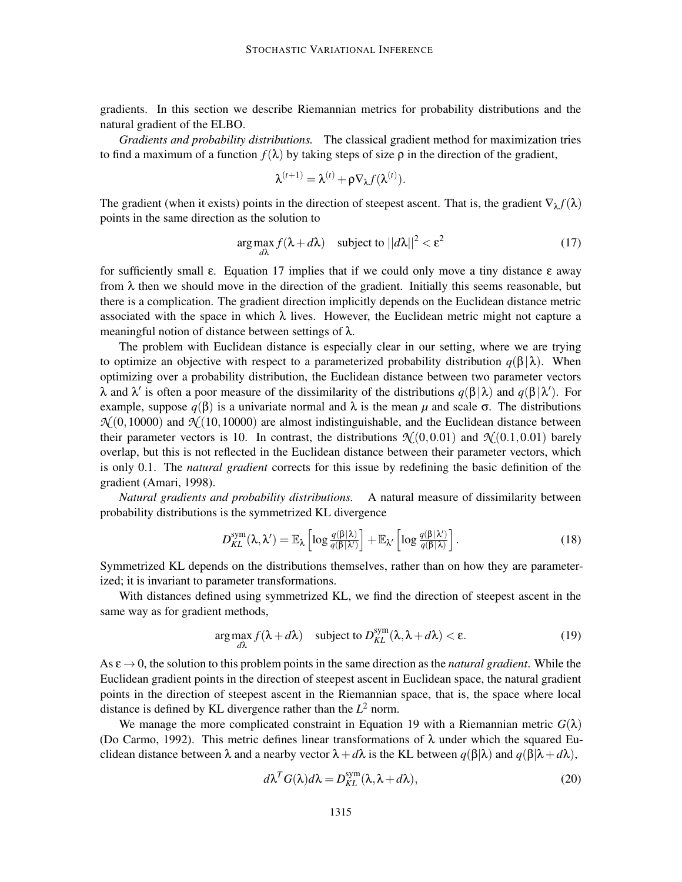gradients. In this section we describe Riemannian metrics for probability distributions and the natural gradient of the ELBO.

*Gradients and probability distributions.* The classical gradient method for maximization tries to find a maximum of a function $f(\lambda)$ by taking steps of size $\rho$ in the direction of the gradient,

$$\lambda^{(t+1)} = \lambda^{(t)} + \rho \nabla_\lambda f(\lambda^{(t)}).$$

The gradient (when it exists) points in the direction of steepest ascent. That is, the gradient $\nabla_\lambda f(\lambda)$ points in the same direction as the solution to

$$\arg\max_{d\lambda} f(\lambda + d\lambda) \quad \text{subject to } ||d\lambda||^2 < \varepsilon^2 \tag{17}$$

for sufficiently small $\varepsilon$. Equation 17 implies that if we could only move a tiny distance $\varepsilon$ away from $\lambda$ then we should move in the direction of the gradient. Initially this seems reasonable, but there is a complication. The gradient direction implicitly depends on the Euclidean distance metric associated with the space in which $\lambda$ lives. However, the Euclidean metric might not capture a meaningful notion of distance between settings of $\lambda$.

The problem with Euclidean distance is especially clear in our setting, where we are trying to optimize an objective with respect to a parameterized probability distribution $q(\beta \,|\, \lambda)$. When optimizing over a probability distribution, the Euclidean distance between two parameter vectors $\lambda$ and $\lambda'$ is often a poor measure of the dissimilarity of the distributions $q(\beta \,|\, \lambda)$ and $q(\beta \,|\, \lambda')$. For example, suppose $q(\beta)$ is a univariate normal and $\lambda$ is the mean $\mu$ and scale $\sigma$. The distributions $\mathcal{N}(0, 10000)$ and $\mathcal{N}(10, 10000)$ are almost indistinguishable, and the Euclidean distance between their parameter vectors is 10. In contrast, the distributions $\mathcal{N}(0, 0.01)$ and $\mathcal{N}(0.1, 0.01)$ barely overlap, but this is not reflected in the Euclidean distance between their parameter vectors, which is only 0.1. The *natural gradient* corrects for this issue by redefining the basic definition of the gradient (Amari, 1998).

*Natural gradients and probability distributions.* A natural measure of dissimilarity between probability distributions is the symmetrized KL divergence

$$D_{KL}^{\text{sym}}(\lambda, \lambda') = \mathbb{E}_\lambda \left[ \log \tfrac{q(\beta \,|\, \lambda)}{q(\beta \,|\, \lambda')} \right] + \mathbb{E}_{\lambda'} \left[ \log \tfrac{q(\beta \,|\, \lambda')}{q(\beta \,|\, \lambda)} \right]. \tag{18}$$

Symmetrized KL depends on the distributions themselves, rather than on how they are parameterized; it is invariant to parameter transformations.

With distances defined using symmetrized KL, we find the direction of steepest ascent in the same way as for gradient methods,

$$\arg\max_{d\lambda} f(\lambda + d\lambda) \quad \text{subject to } D_{KL}^{\text{sym}}(\lambda, \lambda + d\lambda) < \varepsilon. \tag{19}$$

As $\varepsilon \to 0$, the solution to this problem points in the same direction as the *natural gradient*. While the Euclidean gradient points in the direction of steepest ascent in Euclidean space, the natural gradient points in the direction of steepest ascent in the Riemannian space, that is, the space where local distance is defined by KL divergence rather than the $L^2$ norm.

We manage the more complicated constraint in Equation 19 with a Riemannian metric $G(\lambda)$ (Do Carmo, 1992). This metric defines linear transformations of $\lambda$ under which the squared Euclidean distance between $\lambda$ and a nearby vector $\lambda + d\lambda$ is the KL between $q(\beta|\lambda)$ and $q(\beta|\lambda + d\lambda)$,

$$d\lambda^T G(\lambda) d\lambda = D_{KL}^{\text{sym}}(\lambda, \lambda + d\lambda), \tag{20}$$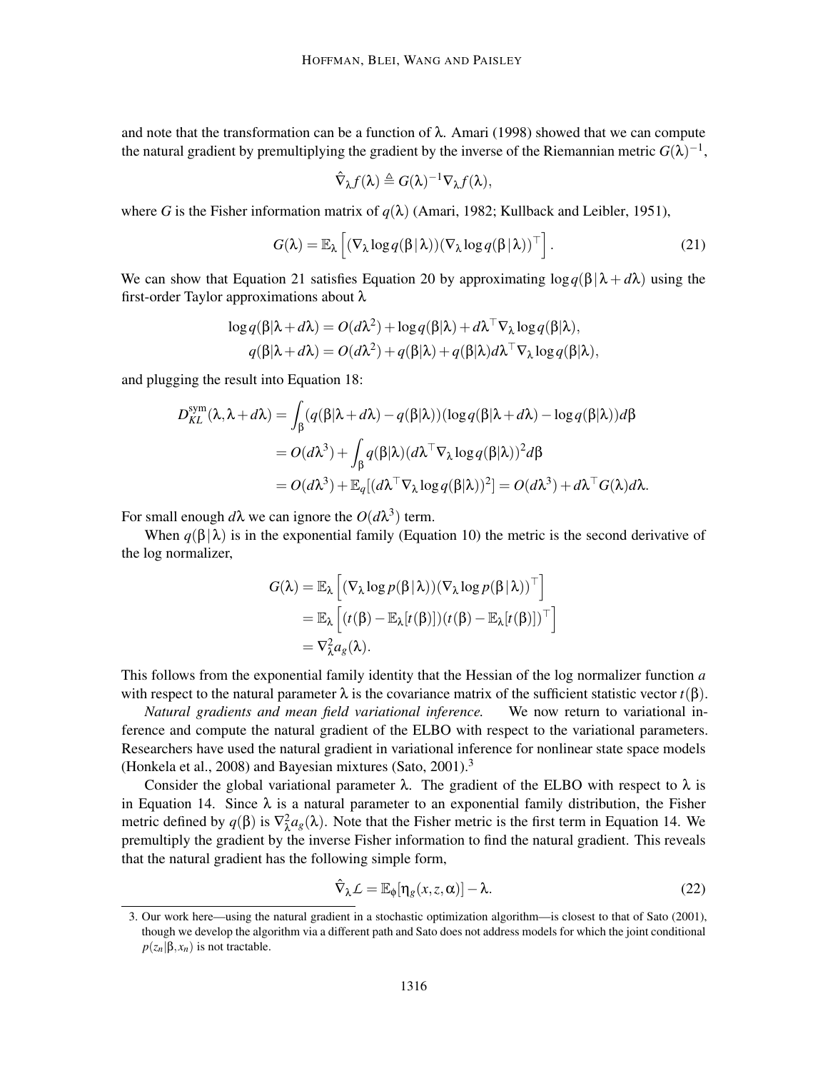and note that the transformation can be a function of $\lambda$. Amari (1998) showed that we can compute the natural gradient by premultiplying the gradient by the inverse of the Riemannian metric $G(\lambda)^{-1}$,

$$\hat{\nabla}_\lambda f(\lambda) \triangleq G(\lambda)^{-1} \nabla_\lambda f(\lambda),$$

where $G$ is the Fisher information matrix of $q(\lambda)$ (Amari, 1982; Kullback and Leibler, 1951),

$$G(\lambda) = \mathbb{E}_\lambda \left[ (\nabla_\lambda \log q(\beta \,|\, \lambda))(\nabla_\lambda \log q(\beta \,|\, \lambda))^\top \right]. \tag{21}$$

We can show that Equation 21 satisfies Equation 20 by approximating $\log q(\beta \,|\, \lambda + d\lambda)$ using the first-order Taylor approximations about $\lambda$

$$\log q(\beta|\lambda + d\lambda) = O(d\lambda^2) + \log q(\beta|\lambda) + d\lambda^\top \nabla_\lambda \log q(\beta|\lambda),$$
$$q(\beta|\lambda + d\lambda) = O(d\lambda^2) + q(\beta|\lambda) + q(\beta|\lambda) d\lambda^\top \nabla_\lambda \log q(\beta|\lambda),$$

and plugging the result into Equation 18:

$$\begin{aligned}
D_{KL}^{\text{sym}}(\lambda, \lambda + d\lambda) &= \int_\beta (q(\beta|\lambda + d\lambda) - q(\beta|\lambda))(\log q(\beta|\lambda + d\lambda) - \log q(\beta|\lambda)) d\beta \\
&= O(d\lambda^3) + \int_\beta q(\beta|\lambda)(d\lambda^\top \nabla_\lambda \log q(\beta|\lambda))^2 d\beta \\
&= O(d\lambda^3) + \mathbb{E}_q[(d\lambda^\top \nabla_\lambda \log q(\beta|\lambda))^2] = O(d\lambda^3) + d\lambda^\top G(\lambda) d\lambda.
\end{aligned}$$

For small enough $d\lambda$ we can ignore the $O(d\lambda^3)$ term.

When $q(\beta \,|\, \lambda)$ is in the exponential family (Equation 10) the metric is the second derivative of the log normalizer,

$$\begin{aligned}
G(\lambda) &= \mathbb{E}_\lambda \left[ (\nabla_\lambda \log p(\beta \,|\, \lambda))(\nabla_\lambda \log p(\beta \,|\, \lambda))^\top \right] \\
&= \mathbb{E}_\lambda \left[ (t(\beta) - \mathbb{E}_\lambda[t(\beta)])(t(\beta) - \mathbb{E}_\lambda[t(\beta)])^\top \right] \\
&= \nabla_\lambda^2 a_g(\lambda).
\end{aligned}$$

This follows from the exponential family identity that the Hessian of the log normalizer function $a$ with respect to the natural parameter $\lambda$ is the covariance matrix of the sufficient statistic vector $t(\beta)$.

*Natural gradients and mean field variational inference.* We now return to variational inference and compute the natural gradient of the ELBO with respect to the variational parameters. Researchers have used the natural gradient in variational inference for nonlinear state space models (Honkela et al., 2008) and Bayesian mixtures (Sato, 2001).[3]

Consider the global variational parameter $\lambda$. The gradient of the ELBO with respect to $\lambda$ is in Equation 14. Since $\lambda$ is a natural parameter to an exponential family distribution, the Fisher metric defined by $q(\beta)$ is $\nabla_\lambda^2 a_g(\lambda)$. Note that the Fisher metric is the first term in Equation 14. We premultiply the gradient by the inverse Fisher information to find the natural gradient. This reveals that the natural gradient has the following simple form,

$$\hat{\nabla}_\lambda \mathcal{L} = \mathbb{E}_\phi[\eta_g(x, z, \alpha)] - \lambda. \tag{22}$$

3. Our work here—using the natural gradient in a stochastic optimization algorithm—is closest to that of Sato (2001), though we develop the algorithm via a different path and Sato does not address models for which the joint conditional $p(z_n|\beta, x_n)$ is not tractable.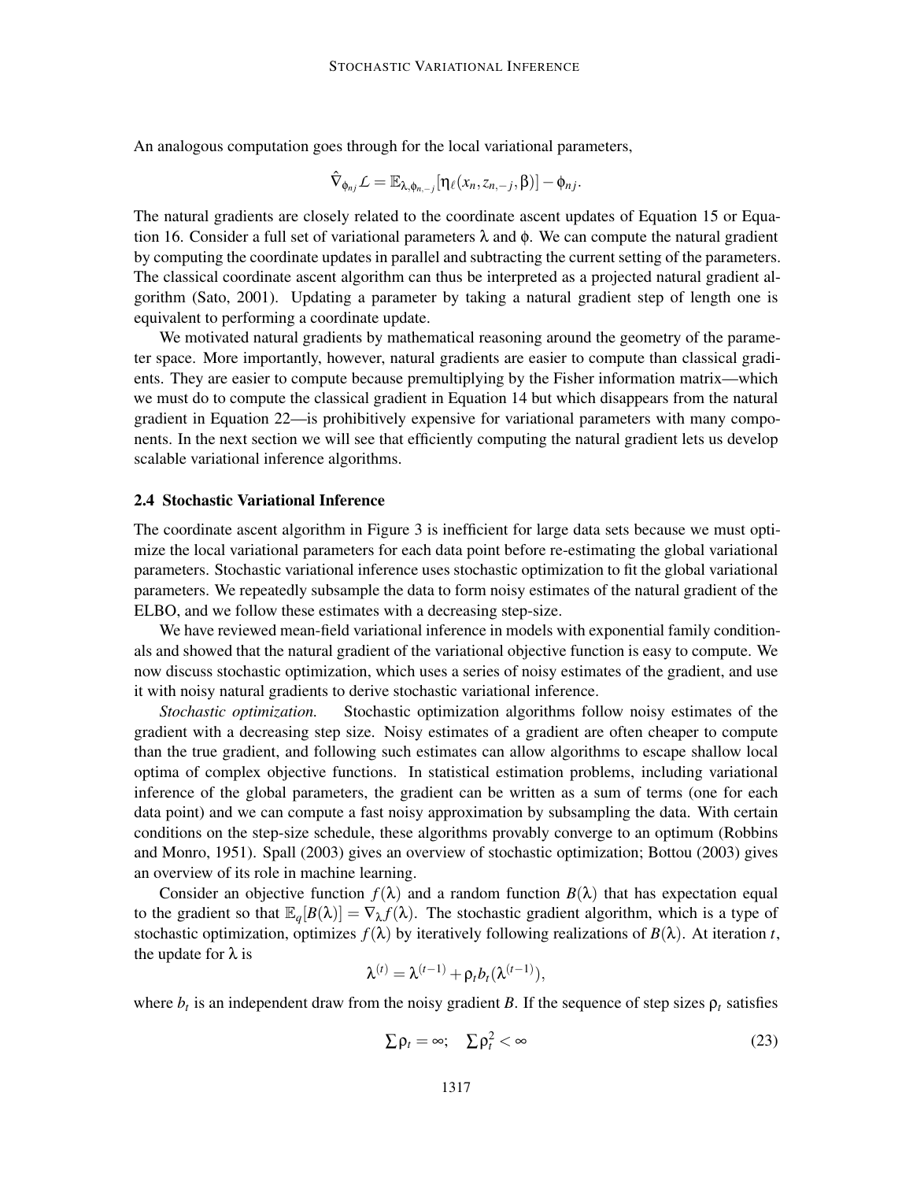An analogous computation goes through for the local variational parameters,

$$\hat{\nabla}_{\phi_{nj}} \mathcal{L} = \mathbb{E}_{\lambda, \phi_{n,-j}}[\eta_\ell(x_n, z_{n,-j}, \beta)] - \phi_{nj}.$$

The natural gradients are closely related to the coordinate ascent updates of Equation 15 or Equation 16. Consider a full set of variational parameters $\lambda$ and $\phi$. We can compute the natural gradient by computing the coordinate updates in parallel and subtracting the current setting of the parameters. The classical coordinate ascent algorithm can thus be interpreted as a projected natural gradient algorithm (Sato, 2001). Updating a parameter by taking a natural gradient step of length one is equivalent to performing a coordinate update.

We motivated natural gradients by mathematical reasoning around the geometry of the parameter space. More importantly, however, natural gradients are easier to compute than classical gradients. They are easier to compute because premultiplying by the Fisher information matrix—which we must do to compute the classical gradient in Equation 14 but which disappears from the natural gradient in Equation 22—is prohibitively expensive for variational parameters with many components. In the next section we will see that efficiently computing the natural gradient lets us develop scalable variational inference algorithms.

### 2.4 Stochastic Variational Inference

The coordinate ascent algorithm in Figure 3 is inefficient for large data sets because we must optimize the local variational parameters for each data point before re-estimating the global variational parameters. Stochastic variational inference uses stochastic optimization to fit the global variational parameters. We repeatedly subsample the data to form noisy estimates of the natural gradient of the ELBO, and we follow these estimates with a decreasing step-size.

We have reviewed mean-field variational inference in models with exponential family conditionals and showed that the natural gradient of the variational objective function is easy to compute. We now discuss stochastic optimization, which uses a series of noisy estimates of the gradient, and use it with noisy natural gradients to derive stochastic variational inference.

*Stochastic optimization.* Stochastic optimization algorithms follow noisy estimates of the gradient with a decreasing step size. Noisy estimates of a gradient are often cheaper to compute than the true gradient, and following such estimates can allow algorithms to escape shallow local optima of complex objective functions. In statistical estimation problems, including variational inference of the global parameters, the gradient can be written as a sum of terms (one for each data point) and we can compute a fast noisy approximation by subsampling the data. With certain conditions on the step-size schedule, these algorithms provably converge to an optimum (Robbins and Monro, 1951). Spall (2003) gives an overview of stochastic optimization; Bottou (2003) gives an overview of its role in machine learning.

Consider an objective function $f(\lambda)$ and a random function $B(\lambda)$ that has expectation equal to the gradient so that $\mathbb{E}_q[B(\lambda)] = \nabla_\lambda f(\lambda)$. The stochastic gradient algorithm, which is a type of stochastic optimization, optimizes $f(\lambda)$ by iteratively following realizations of $B(\lambda)$. At iteration $t$, the update for $\lambda$ is

$$\lambda^{(t)} = \lambda^{(t-1)} + \rho_t b_t(\lambda^{(t-1)}),$$

where $b_t$ is an independent draw from the noisy gradient $B$. If the sequence of step sizes $\rho_t$ satisfies

$$\sum \rho_t = \infty; \quad \sum \rho_t^2 < \infty \tag{23}$$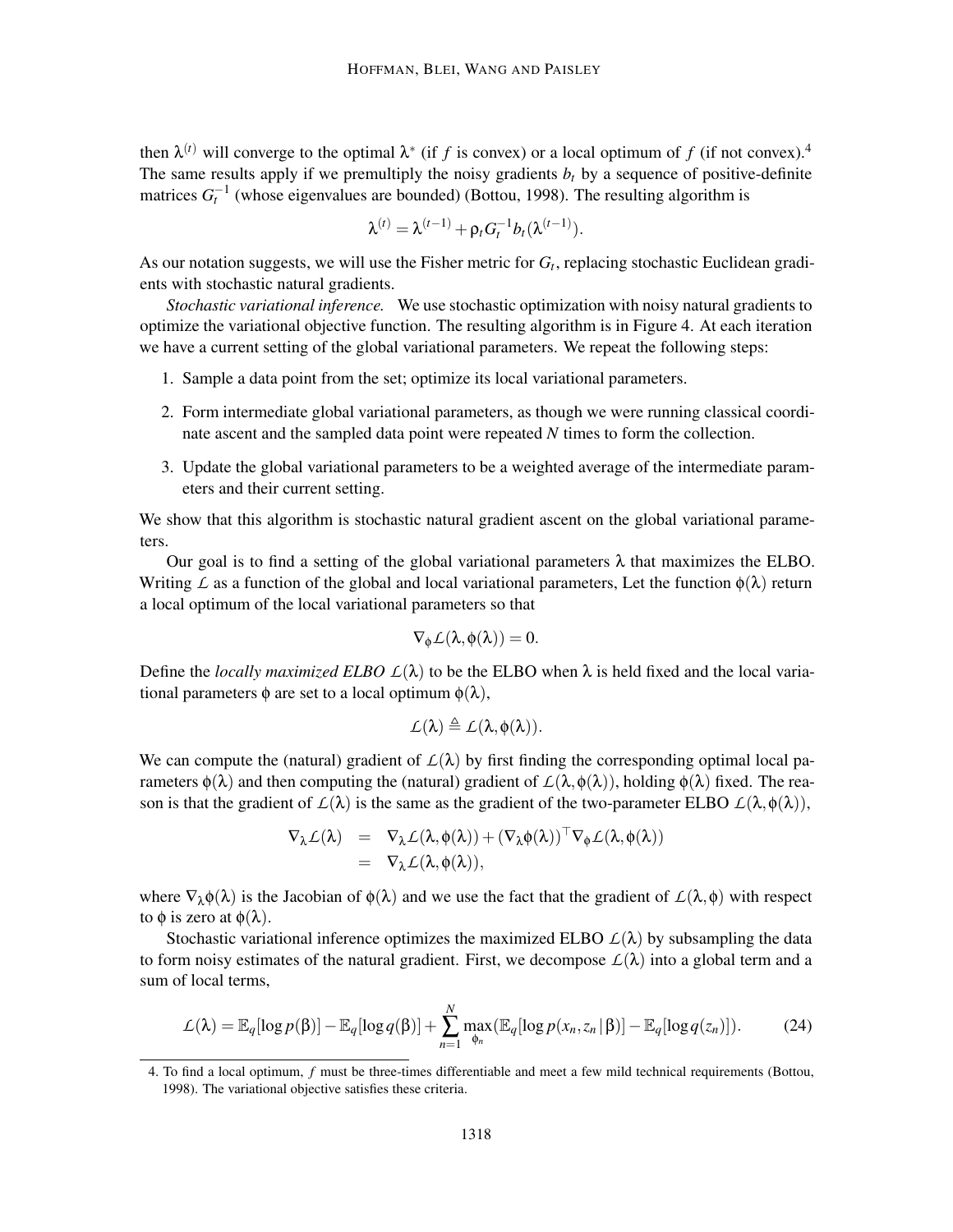then $\lambda^{(t)}$ will converge to the optimal $\lambda^*$ (if $f$ is convex) or a local optimum of $f$ (if not convex).[4] The same results apply if we premultiply the noisy gradients $b_t$ by a sequence of positive-definite matrices $G_t^{-1}$ (whose eigenvalues are bounded) (Bottou, 1998). The resulting algorithm is

$$\lambda^{(t)} = \lambda^{(t-1)} + \rho_t G_t^{-1} b_t(\lambda^{(t-1)}).$$

As our notation suggests, we will use the Fisher metric for $G_t$, replacing stochastic Euclidean gradients with stochastic natural gradients.

*Stochastic variational inference.* We use stochastic optimization with noisy natural gradients to optimize the variational objective function. The resulting algorithm is in Figure 4. At each iteration we have a current setting of the global variational parameters. We repeat the following steps:

1. Sample a data point from the set; optimize its local variational parameters.
2. Form intermediate global variational parameters, as though we were running classical coordinate ascent and the sampled data point were repeated $N$ times to form the collection.
3. Update the global variational parameters to be a weighted average of the intermediate parameters and their current setting.

We show that this algorithm is stochastic natural gradient ascent on the global variational parameters.

Our goal is to find a setting of the global variational parameters $\lambda$ that maximizes the ELBO. Writing $\mathcal{L}$ as a function of the global and local variational parameters, Let the function $\phi(\lambda)$ return a local optimum of the local variational parameters so that

$$\nabla_\phi \mathcal{L}(\lambda, \phi(\lambda)) = 0.$$

Define the *locally maximized ELBO* $\mathcal{L}(\lambda)$ to be the ELBO when $\lambda$ is held fixed and the local variational parameters $\phi$ are set to a local optimum $\phi(\lambda)$,

$$\mathcal{L}(\lambda) \triangleq \mathcal{L}(\lambda, \phi(\lambda)).$$

We can compute the (natural) gradient of $\mathcal{L}(\lambda)$ by first finding the corresponding optimal local parameters $\phi(\lambda)$ and then computing the (natural) gradient of $\mathcal{L}(\lambda, \phi(\lambda))$, holding $\phi(\lambda)$ fixed. The reason is that the gradient of $\mathcal{L}(\lambda)$ is the same as the gradient of the two-parameter ELBO $\mathcal{L}(\lambda, \phi(\lambda))$,

$$\begin{aligned}
\nabla_\lambda \mathcal{L}(\lambda) &= \nabla_\lambda \mathcal{L}(\lambda, \phi(\lambda)) + (\nabla_\lambda \phi(\lambda))^\top \nabla_\phi \mathcal{L}(\lambda, \phi(\lambda)) \\
&= \nabla_\lambda \mathcal{L}(\lambda, \phi(\lambda)),
\end{aligned}$$

where $\nabla_\lambda \phi(\lambda)$ is the Jacobian of $\phi(\lambda)$ and we use the fact that the gradient of $\mathcal{L}(\lambda, \phi)$ with respect to $\phi$ is zero at $\phi(\lambda)$.

Stochastic variational inference optimizes the maximized ELBO $\mathcal{L}(\lambda)$ by subsampling the data to form noisy estimates of the natural gradient. First, we decompose $\mathcal{L}(\lambda)$ into a global term and a sum of local terms,

$$\mathcal{L}(\lambda) = \mathbb{E}_q[\log p(\beta)] - \mathbb{E}_q[\log q(\beta)] + \sum_{n=1}^{N} \max_{\phi_n} (\mathbb{E}_q[\log p(x_n, z_n \,|\, \beta)] - \mathbb{E}_q[\log q(z_n)]). \tag{24}$$

4. To find a local optimum, $f$ must be three-times differentiable and meet a few mild technical requirements (Bottou, 1998). The variational objective satisfies these criteria.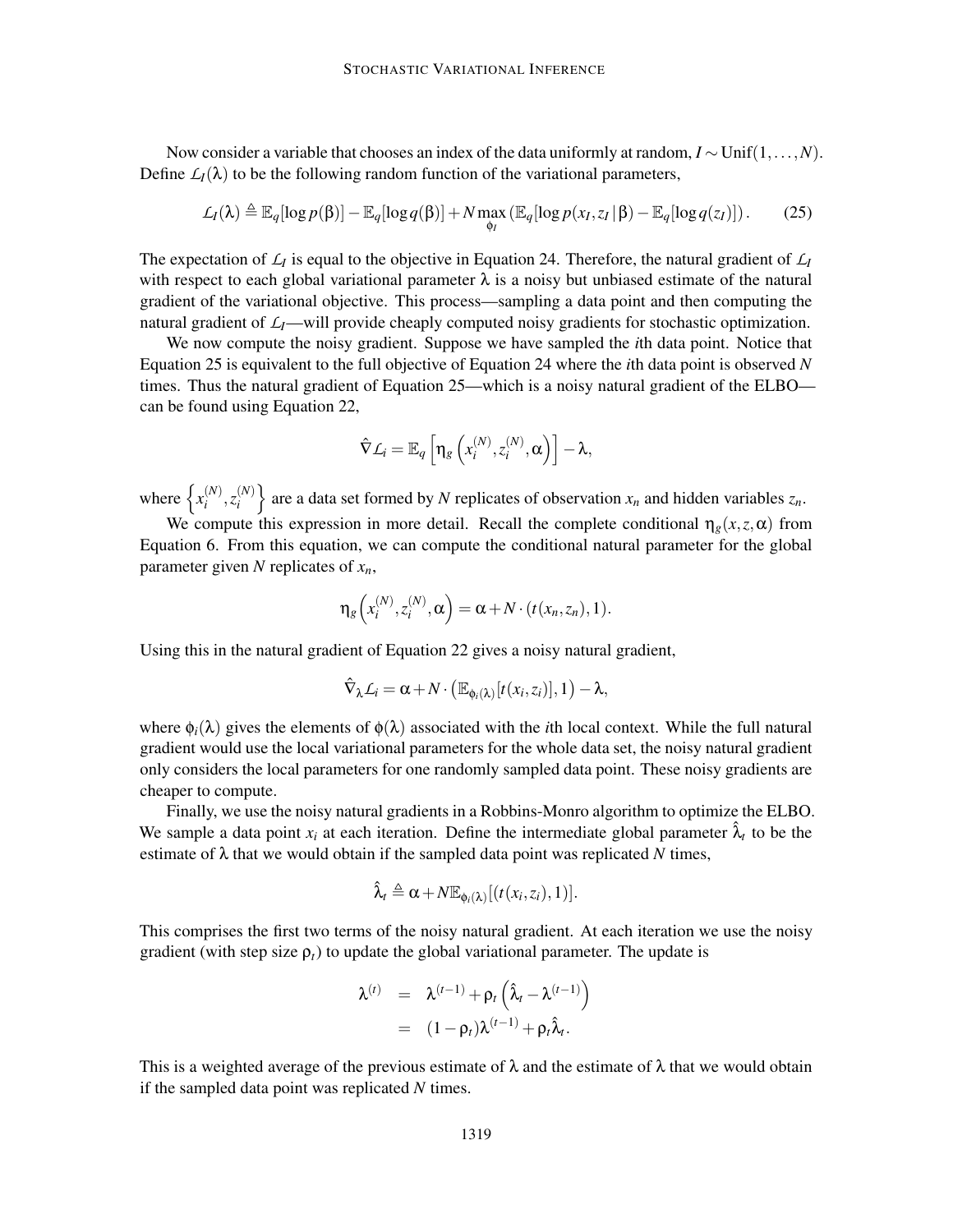Now consider a variable that chooses an index of the data uniformly at random, $I \sim \text{Unif}(1, \ldots, N)$. Define $\mathcal{L}_I(\lambda)$ to be the following random function of the variational parameters,

$$\mathcal{L}_I(\lambda) \triangleq \mathbb{E}_q[\log p(\beta)] - \mathbb{E}_q[\log q(\beta)] + N \max_{\phi_I} \left(\mathbb{E}_q[\log p(x_I, z_I \,|\, \beta) - \mathbb{E}_q[\log q(z_I)]\right). \tag{25}$$

The expectation of $\mathcal{L}_I$ is equal to the objective in Equation 24. Therefore, the natural gradient of $\mathcal{L}_I$ with respect to each global variational parameter $\lambda$ is a noisy but unbiased estimate of the natural gradient of the variational objective. This process—sampling a data point and then computing the natural gradient of $\mathcal{L}_I$—will provide cheaply computed noisy gradients for stochastic optimization.

We now compute the noisy gradient. Suppose we have sampled the $i$th data point. Notice that Equation 25 is equivalent to the full objective of Equation 24 where the $i$th data point is observed $N$ times. Thus the natural gradient of Equation 25—which is a noisy natural gradient of the ELBO—can be found using Equation 22,

$$\hat{\nabla} \mathcal{L}_i = \mathbb{E}_q \left[ \eta_g \left( x_i^{(N)}, z_i^{(N)}, \alpha \right) \right] - \lambda,$$

where $\left\{ x_i^{(N)}, z_i^{(N)} \right\}$ are a data set formed by $N$ replicates of observation $x_n$ and hidden variables $z_n$.

We compute this expression in more detail. Recall the complete conditional $\eta_g(x, z, \alpha)$ from Equation 6. From this equation, we can compute the conditional natural parameter for the global parameter given $N$ replicates of $x_n$,

$$\eta_g \left( x_i^{(N)}, z_i^{(N)}, \alpha \right) = \alpha + N \cdot (t(x_n, z_n), 1).$$

Using this in the natural gradient of Equation 22 gives a noisy natural gradient,

$$\hat{\nabla}_\lambda \mathcal{L}_i = \alpha + N \cdot \left( \mathbb{E}_{\phi_i(\lambda)}[t(x_i, z_i)], 1 \right) - \lambda,$$

where $\phi_i(\lambda)$ gives the elements of $\phi(\lambda)$ associated with the $i$th local context. While the full natural gradient would use the local variational parameters for the whole data set, the noisy natural gradient only considers the local parameters for one randomly sampled data point. These noisy gradients are cheaper to compute.

Finally, we use the noisy natural gradients in a Robbins-Monro algorithm to optimize the ELBO. We sample a data point $x_i$ at each iteration. Define the intermediate global parameter $\hat{\lambda}_t$ to be the estimate of $\lambda$ that we would obtain if the sampled data point was replicated $N$ times,

$$\hat{\lambda}_t \triangleq \alpha + N \mathbb{E}_{\phi_i(\lambda)}[(t(x_i, z_i), 1)].$$

This comprises the first two terms of the noisy natural gradient. At each iteration we use the noisy gradient (with step size $\rho_t$) to update the global variational parameter. The update is

$$\begin{aligned}
\lambda^{(t)} &= \lambda^{(t-1)} + \rho_t \left( \hat{\lambda}_t - \lambda^{(t-1)} \right) \\
&= (1 - \rho_t) \lambda^{(t-1)} + \rho_t \hat{\lambda}_t.
\end{aligned}$$

This is a weighted average of the previous estimate of $\lambda$ and the estimate of $\lambda$ that we would obtain if the sampled data point was replicated $N$ times.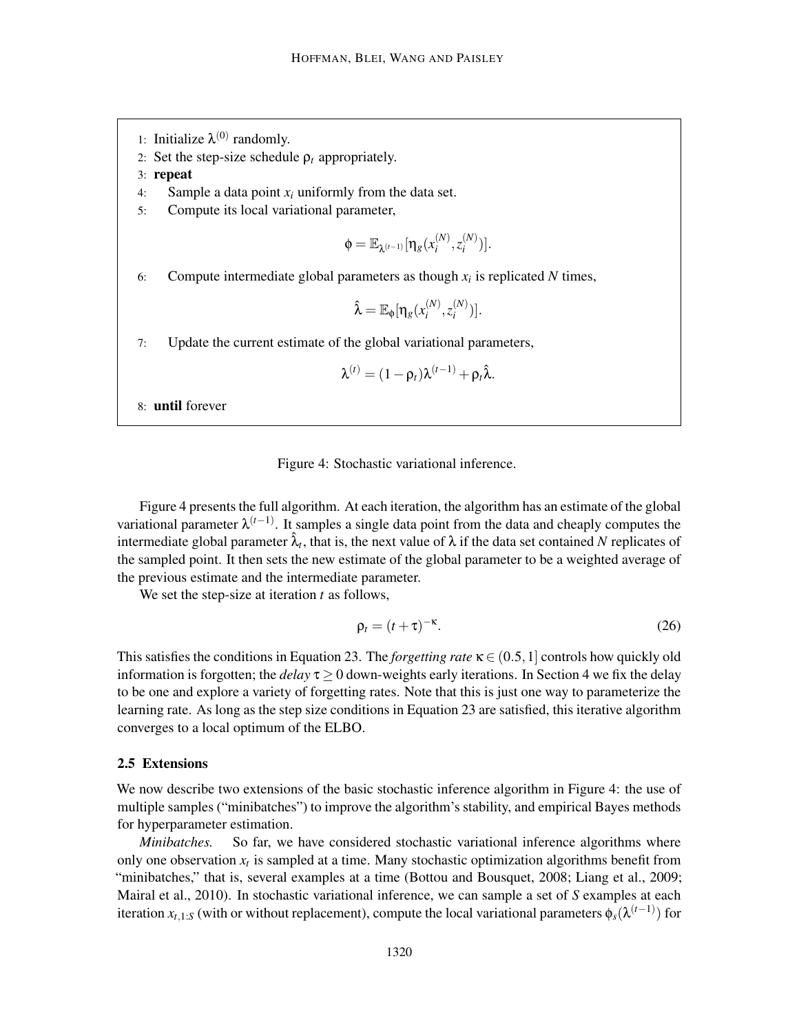1: Initialize $\lambda^{(0)}$ randomly.
2: Set the step-size schedule $\rho_t$ appropriately.
3: **repeat**
4: Sample a data point $x_i$ uniformly from the data set.
5: Compute its local variational parameter,

$$\phi = \mathbb{E}_{\lambda^{(t-1)}}[\eta_g(x_i^{(N)}, z_i^{(N)})].$$

6: Compute intermediate global parameters as though $x_i$ is replicated $N$ times,

$$\hat{\lambda} = \mathbb{E}_{\phi}[\eta_g(x_i^{(N)}, z_i^{(N)})].$$

7: Update the current estimate of the global variational parameters,

$$\lambda^{(t)} = (1 - \rho_t)\lambda^{(t-1)} + \rho_t \hat{\lambda}.$$

8: **until** forever

Figure 4: Stochastic variational inference.

Figure 4 presents the full algorithm. At each iteration, the algorithm has an estimate of the global variational parameter $\lambda^{(t-1)}$. It samples a single data point from the data and cheaply computes the intermediate global parameter $\hat{\lambda}_t$, that is, the next value of $\lambda$ if the data set contained $N$ replicates of the sampled point. It then sets the new estimate of the global parameter to be a weighted average of the previous estimate and the intermediate parameter.

We set the step-size at iteration $t$ as follows,

$$\rho_t = (t + \tau)^{-\kappa}. \tag{26}$$

This satisfies the conditions in Equation 23. The *forgetting rate* $\kappa \in (0.5, 1]$ controls how quickly old information is forgotten; the *delay* $\tau \geq 0$ down-weights early iterations. In Section 4 we fix the delay to be one and explore a variety of forgetting rates. Note that this is just one way to parameterize the learning rate. As long as the step size conditions in Equation 23 are satisfied, this iterative algorithm converges to a local optimum of the ELBO.

### 2.5 Extensions

We now describe two extensions of the basic stochastic inference algorithm in Figure 4: the use of multiple samples ("minibatches") to improve the algorithm's stability, and empirical Bayes methods for hyperparameter estimation.

*Minibatches.* So far, we have considered stochastic variational inference algorithms where only one observation $x_t$ is sampled at a time. Many stochastic optimization algorithms benefit from "minibatches," that is, several examples at a time (Bottou and Bousquet, 2008; Liang et al., 2009; Mairal et al., 2010). In stochastic variational inference, we can sample a set of $S$ examples at each iteration $x_{t,1:S}$ (with or without replacement), compute the local variational parameters $\phi_s(\lambda^{(t-1)})$ for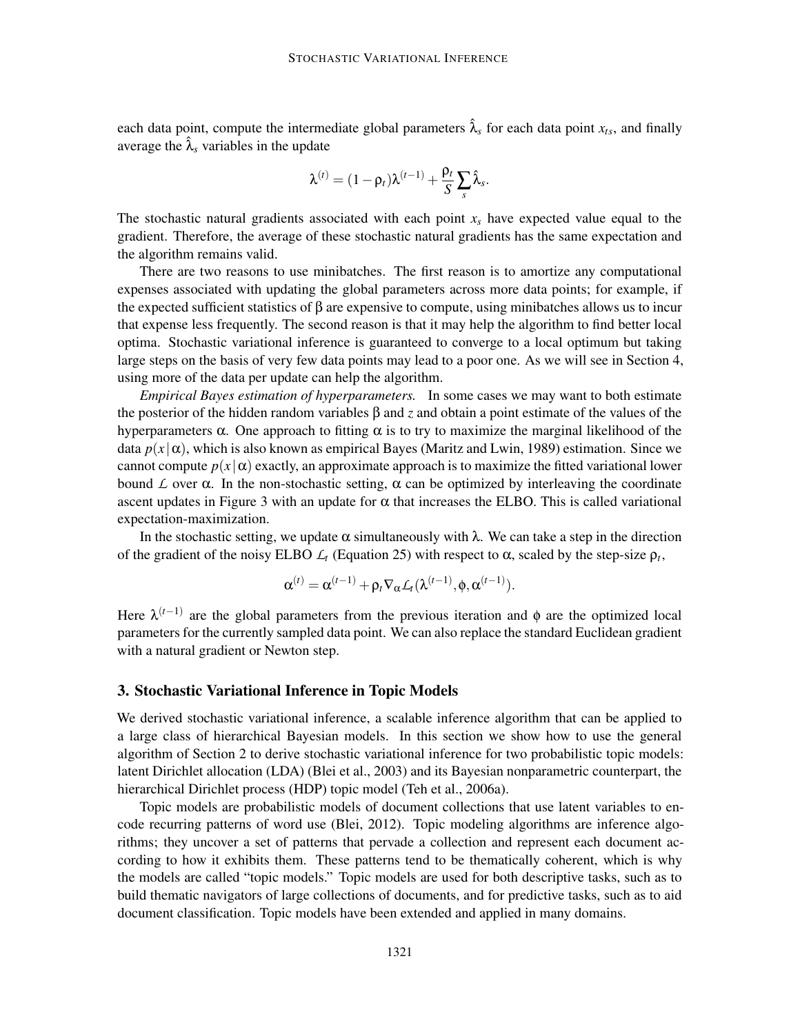each data point, compute the intermediate global parameters $\hat{\lambda}_s$ for each data point $x_{ts}$, and finally average the $\hat{\lambda}_s$ variables in the update

$$\lambda^{(t)} = (1 - \rho_t)\lambda^{(t-1)} + \frac{\rho_t}{S}\sum_s \hat{\lambda}_s.$$

The stochastic natural gradients associated with each point $x_s$ have expected value equal to the gradient. Therefore, the average of these stochastic natural gradients has the same expectation and the algorithm remains valid.

There are two reasons to use minibatches. The first reason is to amortize any computational expenses associated with updating the global parameters across more data points; for example, if the expected sufficient statistics of $\beta$ are expensive to compute, using minibatches allows us to incur that expense less frequently. The second reason is that it may help the algorithm to find better local optima. Stochastic variational inference is guaranteed to converge to a local optimum but taking large steps on the basis of very few data points may lead to a poor one. As we will see in Section 4, using more of the data per update can help the algorithm.

*Empirical Bayes estimation of hyperparameters.* In some cases we may want to both estimate the posterior of the hidden random variables $\beta$ and $z$ and obtain a point estimate of the values of the hyperparameters $\alpha$. One approach to fitting $\alpha$ is to try to maximize the marginal likelihood of the data $p(x \mid \alpha)$, which is also known as empirical Bayes (Maritz and Lwin, 1989) estimation. Since we cannot compute $p(x \mid \alpha)$ exactly, an approximate approach is to maximize the fitted variational lower bound $\mathcal{L}$ over $\alpha$. In the non-stochastic setting, $\alpha$ can be optimized by interleaving the coordinate ascent updates in Figure 3 with an update for $\alpha$ that increases the ELBO. This is called variational expectation-maximization.

In the stochastic setting, we update $\alpha$ simultaneously with $\lambda$. We can take a step in the direction of the gradient of the noisy ELBO $\mathcal{L}_t$ (Equation 25) with respect to $\alpha$, scaled by the step-size $\rho_t$,

$$\alpha^{(t)} = \alpha^{(t-1)} + \rho_t \nabla_\alpha \mathcal{L}_t(\lambda^{(t-1)}, \phi, \alpha^{(t-1)}).$$

Here $\lambda^{(t-1)}$ are the global parameters from the previous iteration and $\phi$ are the optimized local parameters for the currently sampled data point. We can also replace the standard Euclidean gradient with a natural gradient or Newton step.

## 3. Stochastic Variational Inference in Topic Models

We derived stochastic variational inference, a scalable inference algorithm that can be applied to a large class of hierarchical Bayesian models. In this section we show how to use the general algorithm of Section 2 to derive stochastic variational inference for two probabilistic topic models: latent Dirichlet allocation (LDA) (Blei et al., 2003) and its Bayesian nonparametric counterpart, the hierarchical Dirichlet process (HDP) topic model (Teh et al., 2006a).

Topic models are probabilistic models of document collections that use latent variables to encode recurring patterns of word use (Blei, 2012). Topic modeling algorithms are inference algorithms; they uncover a set of patterns that pervade a collection and represent each document according to how it exhibits them. These patterns tend to be thematically coherent, which is why the models are called "topic models." Topic models are used for both descriptive tasks, such as to build thematic navigators of large collections of documents, and for predictive tasks, such as to aid document classification. Topic models have been extended and applied in many domains.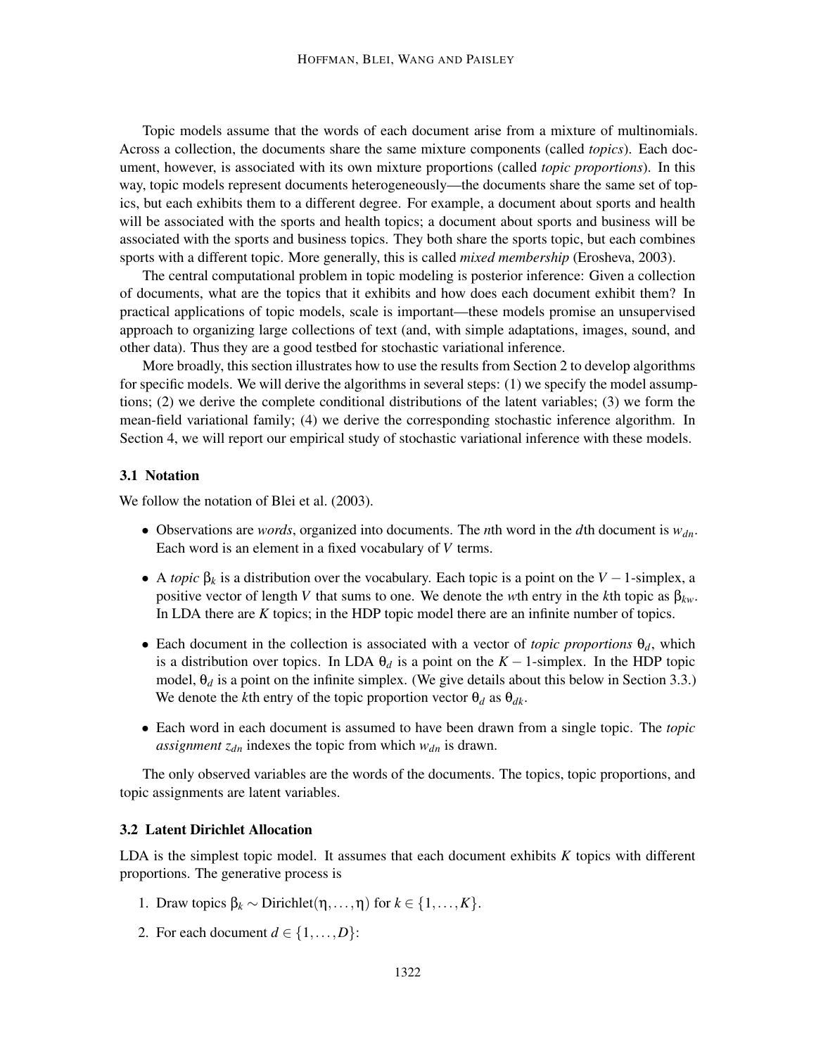Topic models assume that the words of each document arise from a mixture of multinomials. Across a collection, the documents share the same mixture components (called *topics*). Each document, however, is associated with its own mixture proportions (called *topic proportions*). In this way, topic models represent documents heterogeneously—the documents share the same set of topics, but each exhibits them to a different degree. For example, a document about sports and health will be associated with the sports and health topics; a document about sports and business will be associated with the sports and business topics. They both share the sports topic, but each combines sports with a different topic. More generally, this is called *mixed membership* (Erosheva, 2003).

The central computational problem in topic modeling is posterior inference: Given a collection of documents, what are the topics that it exhibits and how does each document exhibit them? In practical applications of topic models, scale is important—these models promise an unsupervised approach to organizing large collections of text (and, with simple adaptations, images, sound, and other data). Thus they are a good testbed for stochastic variational inference.

More broadly, this section illustrates how to use the results from Section 2 to develop algorithms for specific models. We will derive the algorithms in several steps: (1) we specify the model assumptions; (2) we derive the complete conditional distributions of the latent variables; (3) we form the mean-field variational family; (4) we derive the corresponding stochastic inference algorithm. In Section 4, we will report our empirical study of stochastic variational inference with these models.

### 3.1 Notation

We follow the notation of Blei et al. (2003).

- Observations are *words*, organized into documents. The $n$th word in the $d$th document is $w_{dn}$. Each word is an element in a fixed vocabulary of $V$ terms.
- A *topic* $\beta_k$ is a distribution over the vocabulary. Each topic is a point on the $V-1$-simplex, a positive vector of length $V$ that sums to one. We denote the $w$th entry in the $k$th topic as $\beta_{kw}$. In LDA there are $K$ topics; in the HDP topic model there are an infinite number of topics.
- Each document in the collection is associated with a vector of *topic proportions* $\theta_d$, which is a distribution over topics. In LDA $\theta_d$ is a point on the $K-1$-simplex. In the HDP topic model, $\theta_d$ is a point on the infinite simplex. (We give details about this below in Section 3.3.) We denote the $k$th entry of the topic proportion vector $\theta_d$ as $\theta_{dk}$.
- Each word in each document is assumed to have been drawn from a single topic. The *topic assignment* $z_{dn}$ indexes the topic from which $w_{dn}$ is drawn.

The only observed variables are the words of the documents. The topics, topic proportions, and topic assignments are latent variables.

### 3.2 Latent Dirichlet Allocation

LDA is the simplest topic model. It assumes that each document exhibits $K$ topics with different proportions. The generative process is

1. Draw topics $\beta_k \sim \text{Dirichlet}(\eta, \ldots, \eta)$ for $k \in \{1, \ldots, K\}$.
2. For each document $d \in \{1, \ldots, D\}$: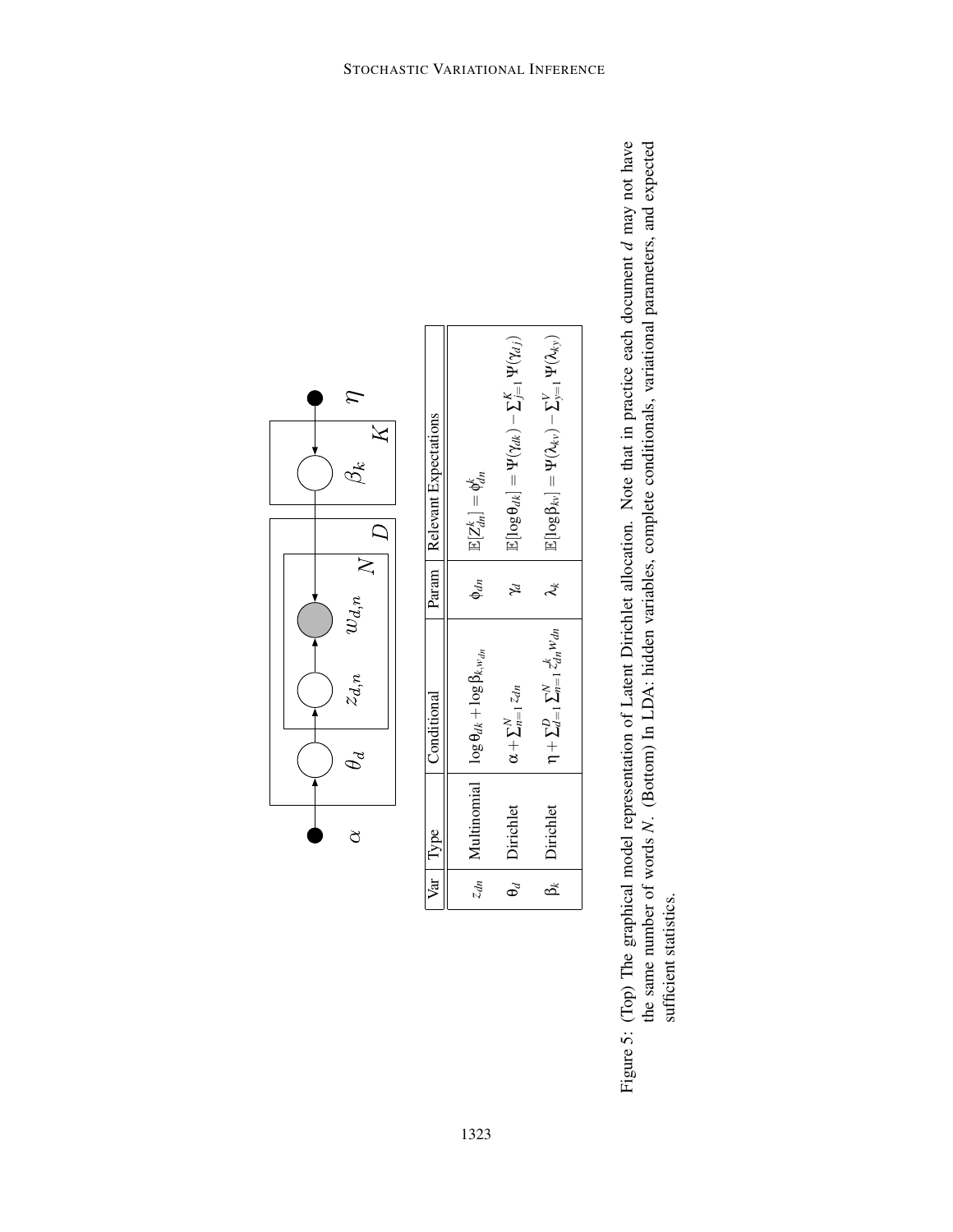| Var | Type | Conditional | Param | Relevant Expectations |
|---|---|---|---|---|
| $z_{dn}$ | Multinomial | $\log \theta_{dk} + \log \beta_{k,w_{dn}}$ | $\phi_{dn}$ | $\mathbb{E}[Z_{dn}^k] = \phi_{dn}^k$ |
| $\theta_d$ | Dirichlet | $\alpha + \sum_{n=1}^{N} z_{dn}$ | $\gamma_d$ | $\mathbb{E}[\log \theta_{dk}] = \Psi(\gamma_{dk}) - \sum_{j=1}^{K} \Psi(\gamma_{dj})$ |
| $\beta_k$ | Dirichlet | $\eta + \sum_{d=1}^{D} \sum_{n=1}^{N} z_{dn}^k w_{dn}$ | $\lambda_k$ | $\mathbb{E}[\log \beta_{kv}] = \Psi(\lambda_{kv}) - \sum_{y=1}^{V} \Psi(\lambda_{ky})$ |

Figure 5: (Top) The graphical model representation of Latent Dirichlet allocation. Note that in practice each document $d$ may not have the same number of words $N$. (Bottom) In LDA: hidden variables, complete conditionals, variational parameters, and expected sufficient statistics.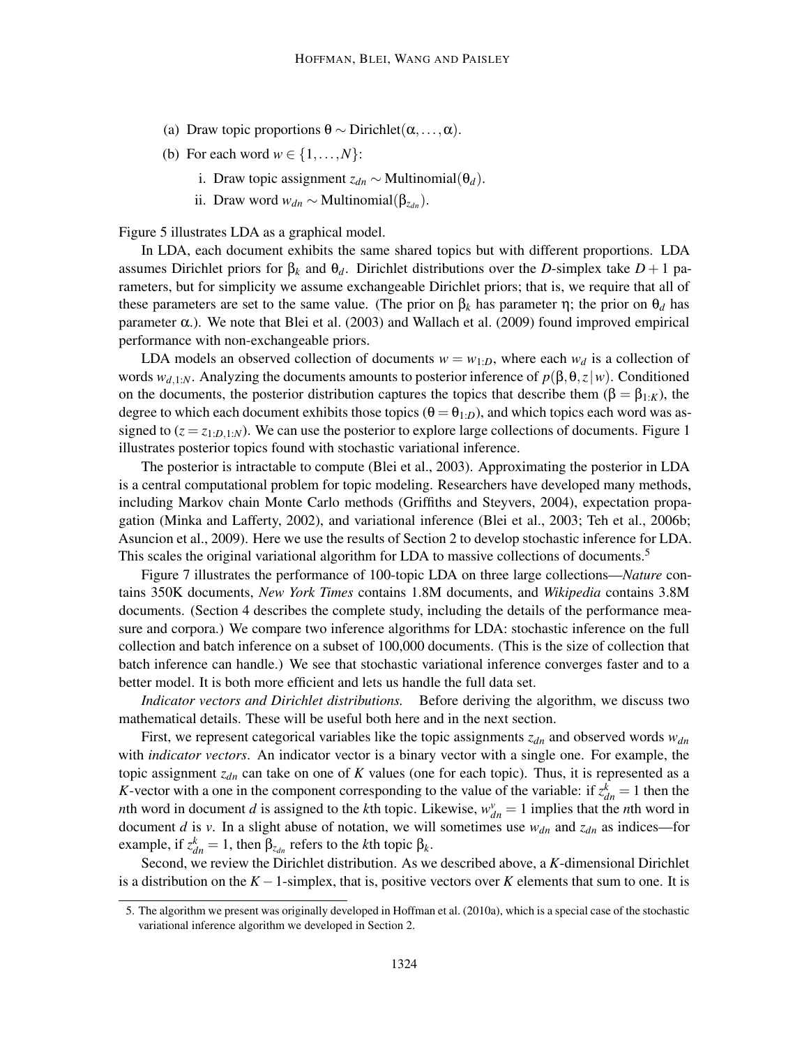(a) Draw topic proportions $\theta \sim \text{Dirichlet}(\alpha, \ldots, \alpha)$.

(b) For each word $w \in \{1, \ldots, N\}$:

i. Draw topic assignment $z_{dn} \sim \text{Multinomial}(\theta_d)$.

ii. Draw word $w_{dn} \sim \text{Multinomial}(\beta_{z_{dn}})$.

Figure 5 illustrates LDA as a graphical model.

In LDA, each document exhibits the same shared topics but with different proportions. LDA assumes Dirichlet priors for $\beta_k$ and $\theta_d$. Dirichlet distributions over the $D$-simplex take $D+1$ parameters, but for simplicity we assume exchangeable Dirichlet priors; that is, we require that all of these parameters are set to the same value. (The prior on $\beta_k$ has parameter $\eta$; the prior on $\theta_d$ has parameter $\alpha$.). We note that Blei et al. (2003) and Wallach et al. (2009) found improved empirical performance with non-exchangeable priors.

LDA models an observed collection of documents $w = w_{1:D}$, where each $w_d$ is a collection of words $w_{d,1:N}$. Analyzing the documents amounts to posterior inference of $p(\beta, \theta, z \mid w)$. Conditioned on the documents, the posterior distribution captures the topics that describe them ($\beta = \beta_{1:K}$), the degree to which each document exhibits those topics ($\theta = \theta_{1:D}$), and which topics each word was assigned to ($z = z_{1:D,1:N}$). We can use the posterior to explore large collections of documents. Figure 1 illustrates posterior topics found with stochastic variational inference.

The posterior is intractable to compute (Blei et al., 2003). Approximating the posterior in LDA is a central computational problem for topic modeling. Researchers have developed many methods, including Markov chain Monte Carlo methods (Griffiths and Steyvers, 2004), expectation propagation (Minka and Lafferty, 2002), and variational inference (Blei et al., 2003; Teh et al., 2006b; Asuncion et al., 2009). Here we use the results of Section 2 to develop stochastic inference for LDA. This scales the original variational algorithm for LDA to massive collections of documents.[5]

Figure 7 illustrates the performance of 100-topic LDA on three large collections—*Nature* contains 350K documents, *New York Times* contains 1.8M documents, and *Wikipedia* contains 3.8M documents. (Section 4 describes the complete study, including the details of the performance measure and corpora.) We compare two inference algorithms for LDA: stochastic inference on the full collection and batch inference on a subset of 100,000 documents. (This is the size of collection that batch inference can handle.) We see that stochastic variational inference converges faster and to a better model. It is both more efficient and lets us handle the full data set.

*Indicator vectors and Dirichlet distributions.* Before deriving the algorithm, we discuss two mathematical details. These will be useful both here and in the next section.

First, we represent categorical variables like the topic assignments $z_{dn}$ and observed words $w_{dn}$ with *indicator vectors*. An indicator vector is a binary vector with a single one. For example, the topic assignment $z_{dn}$ can take on one of $K$ values (one for each topic). Thus, it is represented as a $K$-vector with a one in the component corresponding to the value of the variable: if $z_{dn}^k = 1$ then the $n$th word in document $d$ is assigned to the $k$th topic. Likewise, $w_{dn}^v = 1$ implies that the $n$th word in document $d$ is $v$. In a slight abuse of notation, we will sometimes use $w_{dn}$ and $z_{dn}$ as indices—for example, if $z_{dn}^k = 1$, then $\beta_{z_{dn}}$ refers to the $k$th topic $\beta_k$.

Second, we review the Dirichlet distribution. As we described above, a $K$-dimensional Dirichlet is a distribution on the $K-1$-simplex, that is, positive vectors over $K$ elements that sum to one. It is

5. The algorithm we present was originally developed in Hoffman et al. (2010a), which is a special case of the stochastic variational inference algorithm we developed in Section 2.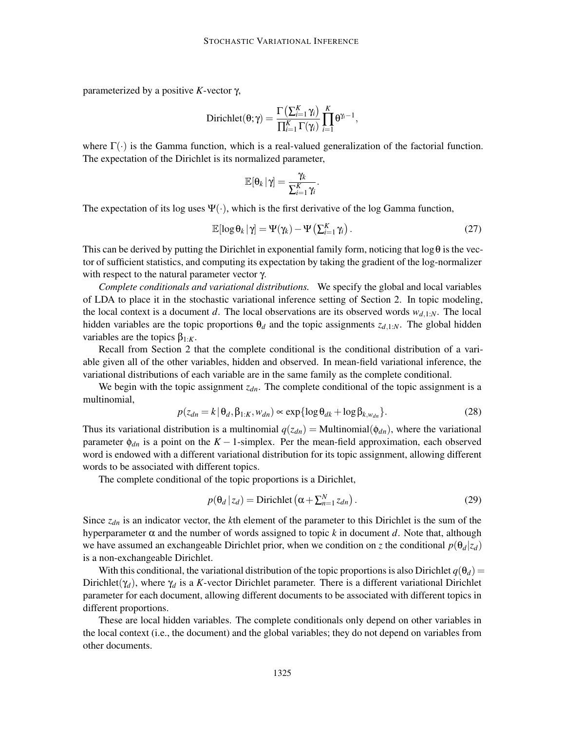parameterized by a positive $K$-vector $\gamma$,

$$\text{Dirichlet}(\theta;\gamma) = \frac{\Gamma\left(\sum_{i=1}^{K}\gamma_i\right)}{\prod_{i=1}^{K}\Gamma(\gamma_i)}\prod_{i=1}^{K}\theta^{\gamma_i - 1},$$

where $\Gamma(\cdot)$ is the Gamma function, which is a real-valued generalization of the factorial function. The expectation of the Dirichlet is its normalized parameter,

$$\mathbb{E}[\theta_k \,|\, \gamma] = \frac{\gamma_k}{\sum_{i=1}^{K}\gamma_i}.$$

The expectation of its log uses $\Psi(\cdot)$, which is the first derivative of the log Gamma function,

$$\mathbb{E}[\log\theta_k \,|\, \gamma] = \Psi(\gamma_k) - \Psi\left(\sum_{i=1}^{K}\gamma_i\right). \tag{27}$$

This can be derived by putting the Dirichlet in exponential family form, noticing that $\log\theta$ is the vector of sufficient statistics, and computing its expectation by taking the gradient of the log-normalizer with respect to the natural parameter vector $\gamma$.

*Complete conditionals and variational distributions.* We specify the global and local variables of LDA to place it in the stochastic variational inference setting of Section 2. In topic modeling, the local context is a document $d$. The local observations are its observed words $w_{d,1:N}$. The local hidden variables are the topic proportions $\theta_d$ and the topic assignments $z_{d,1:N}$. The global hidden variables are the topics $\beta_{1:K}$.

Recall from Section 2 that the complete conditional is the conditional distribution of a variable given all of the other variables, hidden and observed. In mean-field variational inference, the variational distributions of each variable are in the same family as the complete conditional.

We begin with the topic assignment $z_{dn}$. The complete conditional of the topic assignment is a multinomial,

$$p(z_{dn} = k \,|\, \theta_d, \beta_{1:K}, w_{dn}) \propto \exp\{\log\theta_{dk} + \log\beta_{k,w_{dn}}\}. \tag{28}$$

Thus its variational distribution is a multinomial $q(z_{dn}) = \text{Multinomial}(\phi_{dn})$, where the variational parameter $\phi_{dn}$ is a point on the $K-1$-simplex. Per the mean-field approximation, each observed word is endowed with a different variational distribution for its topic assignment, allowing different words to be associated with different topics.

The complete conditional of the topic proportions is a Dirichlet,

$$p(\theta_d \,|\, z_d) = \text{Dirichlet}\left(\alpha + \sum_{n=1}^{N} z_{dn}\right). \tag{29}$$

Since $z_{dn}$ is an indicator vector, the $k$th element of the parameter to this Dirichlet is the sum of the hyperparameter $\alpha$ and the number of words assigned to topic $k$ in document $d$. Note that, although we have assumed an exchangeable Dirichlet prior, when we condition on $z$ the conditional $p(\theta_d|z_d)$ is a non-exchangeable Dirichlet.

With this conditional, the variational distribution of the topic proportions is also Dirichlet $q(\theta_d) = \text{Dirichlet}(\gamma_d)$, where $\gamma_d$ is a $K$-vector Dirichlet parameter. There is a different variational Dirichlet parameter for each document, allowing different documents to be associated with different topics in different proportions.

These are local hidden variables. The complete conditionals only depend on other variables in the local context (i.e., the document) and the global variables; they do not depend on variables from other documents.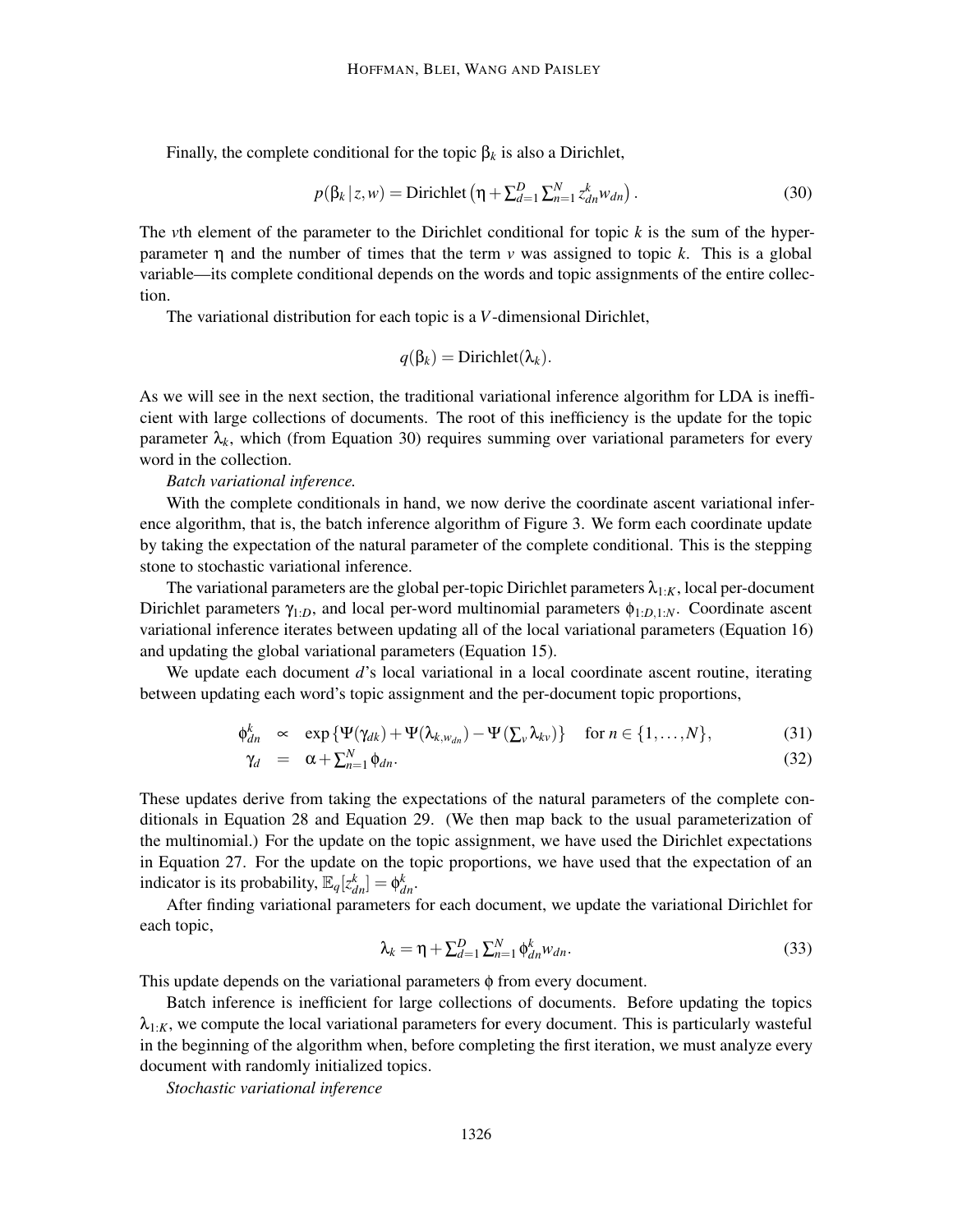Finally, the complete conditional for the topic $\beta_k$ is also a Dirichlet,

$$p(\beta_k \,|\, z, w) = \text{Dirichlet}\left(\eta + \textstyle\sum_{d=1}^{D} \sum_{n=1}^{N} z_{dn}^k w_{dn}\right). \tag{30}$$

The $v$th element of the parameter to the Dirichlet conditional for topic $k$ is the sum of the hyperparameter $\eta$ and the number of times that the term $v$ was assigned to topic $k$. This is a global variable—its complete conditional depends on the words and topic assignments of the entire collection.

The variational distribution for each topic is a $V$-dimensional Dirichlet,

$$q(\beta_k) = \text{Dirichlet}(\lambda_k).$$

As we will see in the next section, the traditional variational inference algorithm for LDA is inefficient with large collections of documents. The root of this inefficiency is the update for the topic parameter $\lambda_k$, which (from Equation 30) requires summing over variational parameters for every word in the collection.

*Batch variational inference.*

With the complete conditionals in hand, we now derive the coordinate ascent variational inference algorithm, that is, the batch inference algorithm of Figure 3. We form each coordinate update by taking the expectation of the natural parameter of the complete conditional. This is the stepping stone to stochastic variational inference.

The variational parameters are the global per-topic Dirichlet parameters $\lambda_{1:K}$, local per-document Dirichlet parameters $\gamma_{1:D}$, and local per-word multinomial parameters $\phi_{1:D,1:N}$. Coordinate ascent variational inference iterates between updating all of the local variational parameters (Equation 16) and updating the global variational parameters (Equation 15).

We update each document $d$'s local variational in a local coordinate ascent routine, iterating between updating each word's topic assignment and the per-document topic proportions,

$$\phi_{dn}^k \propto \exp\left\{\Psi(\gamma_{dk}) + \Psi(\lambda_{k,w_{dn}}) - \Psi\left(\textstyle\sum_v \lambda_{kv}\right)\right\} \quad \text{for } n \in \{1, \ldots, N\}, \tag{31}$$

$$\gamma_d = \alpha + \textstyle\sum_{n=1}^{N} \phi_{dn}. \tag{32}$$

These updates derive from taking the expectations of the natural parameters of the complete conditionals in Equation 28 and Equation 29. (We then map back to the usual parameterization of the multinomial.) For the update on the topic assignment, we have used the Dirichlet expectations in Equation 27. For the update on the topic proportions, we have used that the expectation of an indicator is its probability, $\mathbb{E}_q[z_{dn}^k] = \phi_{dn}^k$.

After finding variational parameters for each document, we update the variational Dirichlet for each topic,

$$\lambda_k = \eta + \textstyle\sum_{d=1}^{D} \sum_{n=1}^{N} \phi_{dn}^k w_{dn}. \tag{33}$$

This update depends on the variational parameters $\phi$ from every document.

Batch inference is inefficient for large collections of documents. Before updating the topics $\lambda_{1:K}$, we compute the local variational parameters for every document. This is particularly wasteful in the beginning of the algorithm when, before completing the first iteration, we must analyze every document with randomly initialized topics.

*Stochastic variational inference*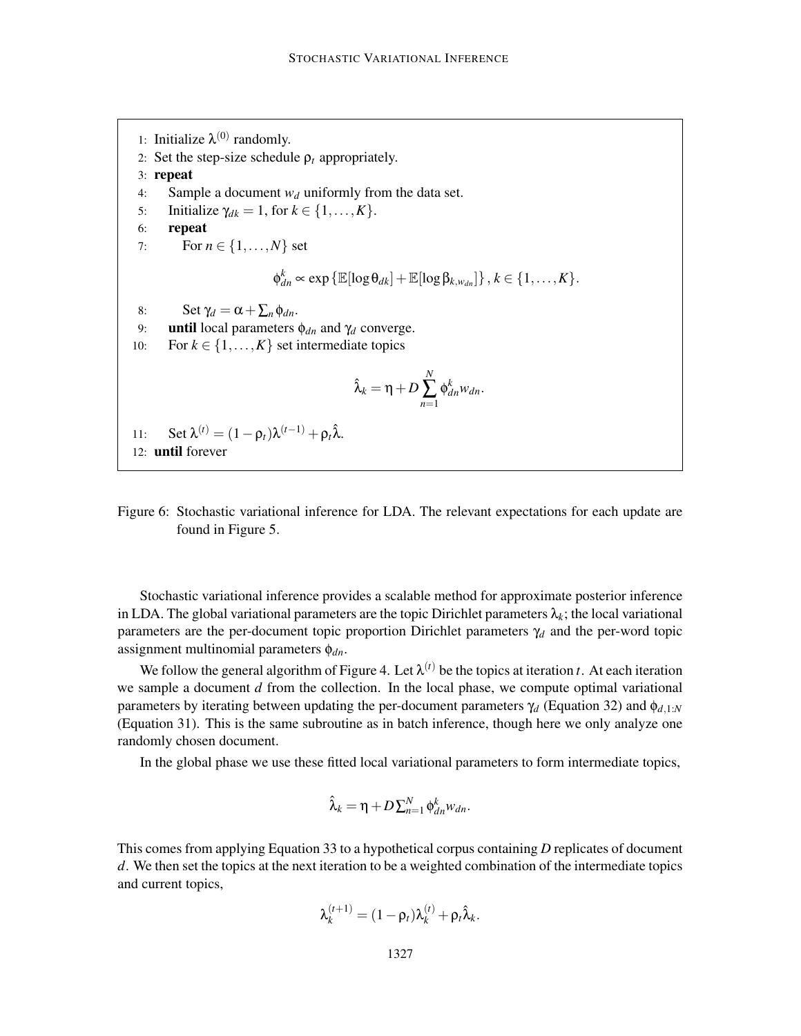```
1: Initialize λ^(0) randomly.
2: Set the step-size schedule ρ_t appropriately.
3: repeat
4:    Sample a document w_d uniformly from the data set.
5:    Initialize γ_dk = 1, for k ∈ {1,...,K}.
6:    repeat
7:       For n ∈ {1,...,N} set
              φ^k_dn ∝ exp{E[log θ_dk] + E[log β_{k,w_dn}]}, k ∈ {1,...,K}.
8:       Set γ_d = α + Σ_n φ_dn.
9:    until local parameters φ_dn and γ_d converge.
10:   For k ∈ {1,...,K} set intermediate topics
              λ̂_k = η + D Σ_{n=1}^{N} φ^k_dn w_dn.
11:   Set λ^(t) = (1 − ρ_t) λ^(t−1) + ρ_t λ̂.
12: until forever
```

Figure 6: Stochastic variational inference for LDA. The relevant expectations for each update are found in Figure 5.

Stochastic variational inference provides a scalable method for approximate posterior inference in LDA. The global variational parameters are the topic Dirichlet parameters $\lambda_k$; the local variational parameters are the per-document topic proportion Dirichlet parameters $\gamma_d$ and the per-word topic assignment multinomial parameters $\phi_{dn}$.

We follow the general algorithm of Figure 4. Let $\lambda^{(t)}$ be the topics at iteration $t$. At each iteration we sample a document $d$ from the collection. In the local phase, we compute optimal variational parameters by iterating between updating the per-document parameters $\gamma_d$ (Equation 32) and $\phi_{d,1:N}$ (Equation 31). This is the same subroutine as in batch inference, though here we only analyze one randomly chosen document.

In the global phase we use these fitted local variational parameters to form intermediate topics,

$$\hat{\lambda}_k = \eta + D\textstyle\sum_{n=1}^{N} \phi_{dn}^k w_{dn}.$$

This comes from applying Equation 33 to a hypothetical corpus containing $D$ replicates of document $d$. We then set the topics at the next iteration to be a weighted combination of the intermediate topics and current topics,

$$\lambda_k^{(t+1)} = (1-\rho_t)\lambda_k^{(t)} + \rho_t \hat{\lambda}_k.$$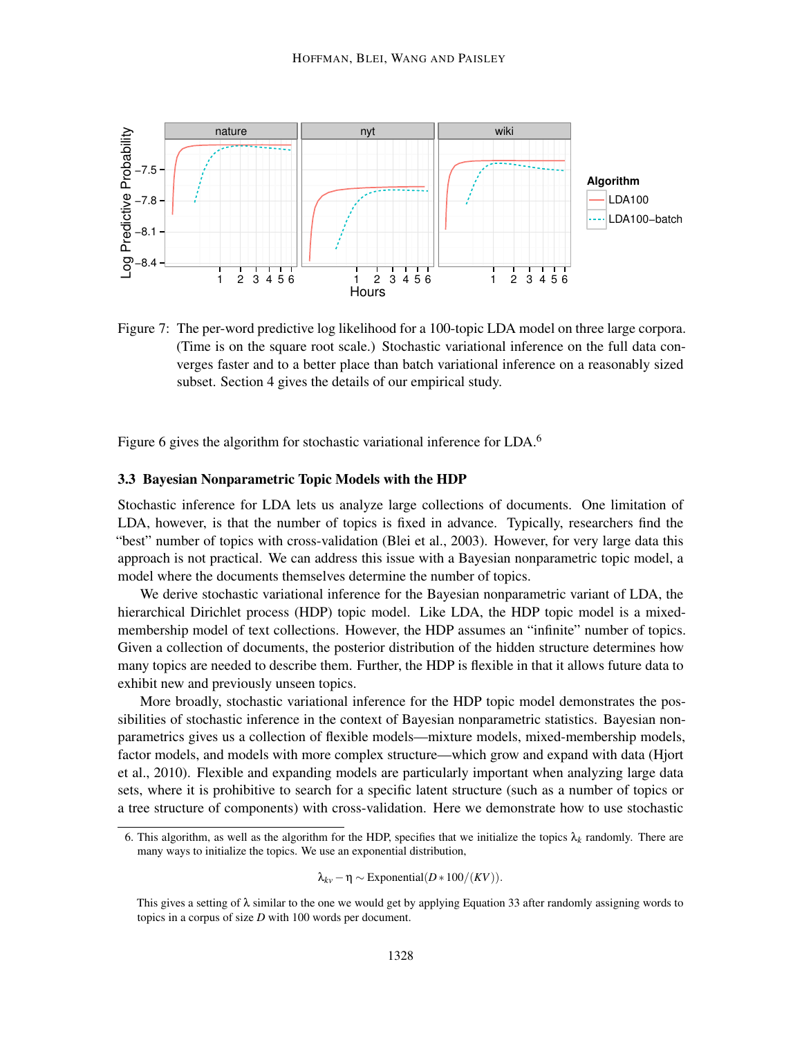Figure 7: The per-word predictive log likelihood for a 100-topic LDA model on three large corpora. (Time is on the square root scale.) Stochastic variational inference on the full data converges faster and to a better place than batch variational inference on a reasonably sized subset. Section 4 gives the details of our empirical study.

Figure 6 gives the algorithm for stochastic variational inference for LDA.[6]

### 3.3 Bayesian Nonparametric Topic Models with the HDP

Stochastic inference for LDA lets us analyze large collections of documents. One limitation of LDA, however, is that the number of topics is fixed in advance. Typically, researchers find the "best" number of topics with cross-validation (Blei et al., 2003). However, for very large data this approach is not practical. We can address this issue with a Bayesian nonparametric topic model, a model where the documents themselves determine the number of topics.

We derive stochastic variational inference for the Bayesian nonparametric variant of LDA, the hierarchical Dirichlet process (HDP) topic model. Like LDA, the HDP topic model is a mixed-membership model of text collections. However, the HDP assumes an "infinite" number of topics. Given a collection of documents, the posterior distribution of the hidden structure determines how many topics are needed to describe them. Further, the HDP is flexible in that it allows future data to exhibit new and previously unseen topics.

More broadly, stochastic variational inference for the HDP topic model demonstrates the possibilities of stochastic inference in the context of Bayesian nonparametric statistics. Bayesian nonparametrics gives us a collection of flexible models—mixture models, mixed-membership models, factor models, and models with more complex structure—which grow and expand with data (Hjort et al., 2010). Flexible and expanding models are particularly important when analyzing large data sets, where it is prohibitive to search for a specific latent structure (such as a number of topics or a tree structure of components) with cross-validation. Here we demonstrate how to use stochastic

---

6. This algorithm, as well as the algorithm for the HDP, specifies that we initialize the topics $\lambda_k$ randomly. There are many ways to initialize the topics. We use an exponential distribution,

$$\lambda_{kv} - \eta \sim \text{Exponential}(D * 100/(KV)).$$

This gives a setting of $\lambda$ similar to the one we would get by applying Equation 33 after randomly assigning words to topics in a corpus of size $D$ with 100 words per document.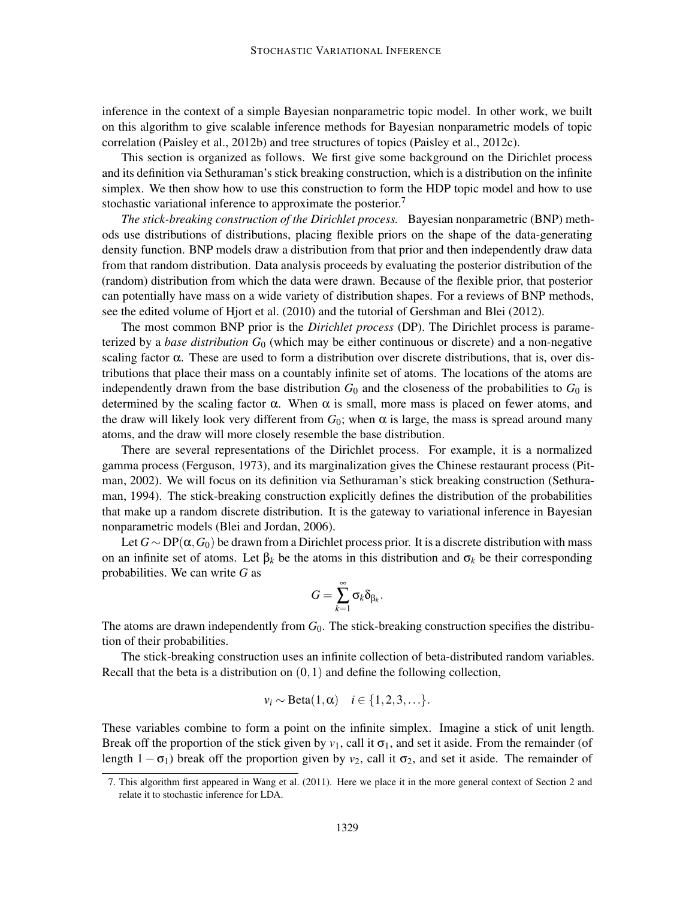inference in the context of a simple Bayesian nonparametric topic model. In other work, we built on this algorithm to give scalable inference methods for Bayesian nonparametric models of topic correlation (Paisley et al., 2012b) and tree structures of topics (Paisley et al., 2012c).

This section is organized as follows. We first give some background on the Dirichlet process and its definition via Sethuraman's stick breaking construction, which is a distribution on the infinite simplex. We then show how to use this construction to form the HDP topic model and how to use stochastic variational inference to approximate the posterior.[7]

*The stick-breaking construction of the Dirichlet process.* Bayesian nonparametric (BNP) methods use distributions of distributions, placing flexible priors on the shape of the data-generating density function. BNP models draw a distribution from that prior and then independently draw data from that random distribution. Data analysis proceeds by evaluating the posterior distribution of the (random) distribution from which the data were drawn. Because of the flexible prior, that posterior can potentially have mass on a wide variety of distribution shapes. For a reviews of BNP methods, see the edited volume of Hjort et al. (2010) and the tutorial of Gershman and Blei (2012).

The most common BNP prior is the *Dirichlet process* (DP). The Dirichlet process is parameterized by a *base distribution* $G_0$ (which may be either continuous or discrete) and a non-negative scaling factor $\alpha$. These are used to form a distribution over discrete distributions, that is, over distributions that place their mass on a countably infinite set of atoms. The locations of the atoms are independently drawn from the base distribution $G_0$ and the closeness of the probabilities to $G_0$ is determined by the scaling factor $\alpha$. When $\alpha$ is small, more mass is placed on fewer atoms, and the draw will likely look very different from $G_0$; when $\alpha$ is large, the mass is spread around many atoms, and the draw will more closely resemble the base distribution.

There are several representations of the Dirichlet process. For example, it is a normalized gamma process (Ferguson, 1973), and its marginalization gives the Chinese restaurant process (Pitman, 2002). We will focus on its definition via Sethuraman's stick breaking construction (Sethuraman, 1994). The stick-breaking construction explicitly defines the distribution of the probabilities that make up a random discrete distribution. It is the gateway to variational inference in Bayesian nonparametric models (Blei and Jordan, 2006).

Let $G \sim \mathrm{DP}(\alpha, G_0)$ be drawn from a Dirichlet process prior. It is a discrete distribution with mass on an infinite set of atoms. Let $\beta_k$ be the atoms in this distribution and $\sigma_k$ be their corresponding probabilities. We can write $G$ as

$$G = \sum_{k=1}^{\infty} \sigma_k \delta_{\beta_k}.$$

The atoms are drawn independently from $G_0$. The stick-breaking construction specifies the distribution of their probabilities.

The stick-breaking construction uses an infinite collection of beta-distributed random variables. Recall that the beta is a distribution on $(0,1)$ and define the following collection,

$$v_i \sim \mathrm{Beta}(1, \alpha) \quad i \in \{1, 2, 3, \ldots\}.$$

These variables combine to form a point on the infinite simplex. Imagine a stick of unit length. Break off the proportion of the stick given by $v_1$, call it $\sigma_1$, and set it aside. From the remainder (of length $1 - \sigma_1$) break off the proportion given by $v_2$, call it $\sigma_2$, and set it aside. The remainder of

7. This algorithm first appeared in Wang et al. (2011). Here we place it in the more general context of Section 2 and relate it to stochastic inference for LDA.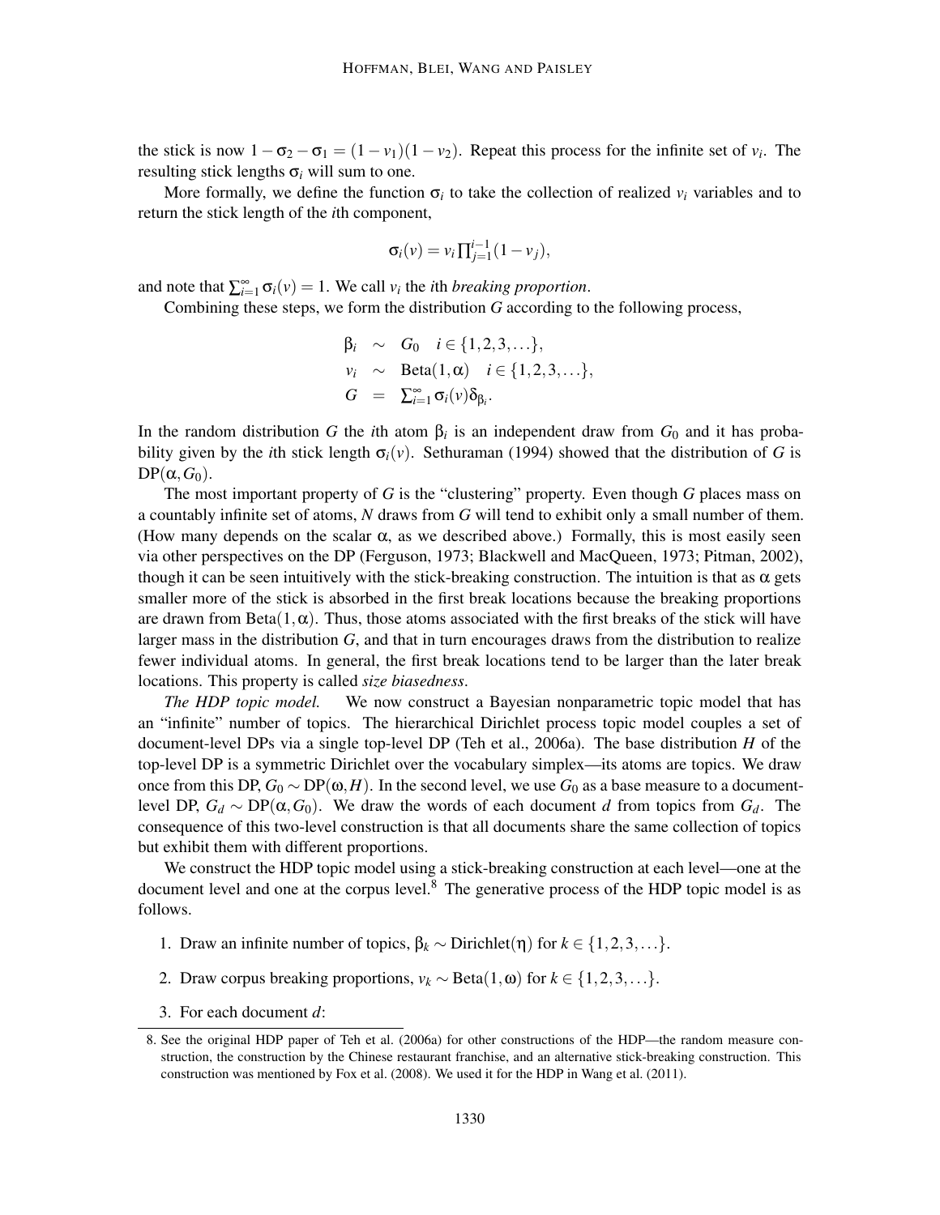the stick is now $1 - \sigma_2 - \sigma_1 = (1 - v_1)(1 - v_2)$. Repeat this process for the infinite set of $v_i$. The resulting stick lengths $\sigma_i$ will sum to one.

More formally, we define the function $\sigma_i$ to take the collection of realized $v_i$ variables and to return the stick length of the $i$th component,

$$\sigma_i(v) = v_i \prod_{j=1}^{i-1}(1 - v_j),$$

and note that $\sum_{i=1}^{\infty} \sigma_i(v) = 1$. We call $v_i$ the $i$th *breaking proportion*.

Combining these steps, we form the distribution $G$ according to the following process,

$$\begin{aligned}
\beta_i &\sim G_0 \quad i \in \{1, 2, 3, \ldots\}, \\
v_i &\sim \text{Beta}(1, \alpha) \quad i \in \{1, 2, 3, \ldots\}, \\
G &= \textstyle\sum_{i=1}^{\infty} \sigma_i(v) \delta_{\beta_i}.
\end{aligned}$$

In the random distribution $G$ the $i$th atom $\beta_i$ is an independent draw from $G_0$ and it has probability given by the $i$th stick length $\sigma_i(v)$. Sethuraman (1994) showed that the distribution of $G$ is $\text{DP}(\alpha, G_0)$.

The most important property of $G$ is the "clustering" property. Even though $G$ places mass on a countably infinite set of atoms, $N$ draws from $G$ will tend to exhibit only a small number of them. (How many depends on the scalar $\alpha$, as we described above.) Formally, this is most easily seen via other perspectives on the DP (Ferguson, 1973; Blackwell and MacQueen, 1973; Pitman, 2002), though it can be seen intuitively with the stick-breaking construction. The intuition is that as $\alpha$ gets smaller more of the stick is absorbed in the first break locations because the breaking proportions are drawn from $\text{Beta}(1, \alpha)$. Thus, those atoms associated with the first breaks of the stick will have larger mass in the distribution $G$, and that in turn encourages draws from the distribution to realize fewer individual atoms. In general, the first break locations tend to be larger than the later break locations. This property is called *size biasedness*.

*The HDP topic model.* We now construct a Bayesian nonparametric topic model that has an "infinite" number of topics. The hierarchical Dirichlet process topic model couples a set of document-level DPs via a single top-level DP (Teh et al., 2006a). The base distribution $H$ of the top-level DP is a symmetric Dirichlet over the vocabulary simplex—its atoms are topics. We draw once from this DP, $G_0 \sim \text{DP}(\omega, H)$. In the second level, we use $G_0$ as a base measure to a document-level DP, $G_d \sim \text{DP}(\alpha, G_0)$. We draw the words of each document $d$ from topics from $G_d$. The consequence of this two-level construction is that all documents share the same collection of topics but exhibit them with different proportions.

We construct the HDP topic model using a stick-breaking construction at each level—one at the document level and one at the corpus level.[8] The generative process of the HDP topic model is as follows.

1. Draw an infinite number of topics, $\beta_k \sim \text{Dirichlet}(\eta)$ for $k \in \{1, 2, 3, \ldots\}$.
2. Draw corpus breaking proportions, $v_k \sim \text{Beta}(1, \omega)$ for $k \in \{1, 2, 3, \ldots\}$.
3. For each document $d$:

8. See the original HDP paper of Teh et al. (2006a) for other constructions of the HDP—the random measure construction, the construction by the Chinese restaurant franchise, and an alternative stick-breaking construction. This construction was mentioned by Fox et al. (2008). We used it for the HDP in Wang et al. (2011).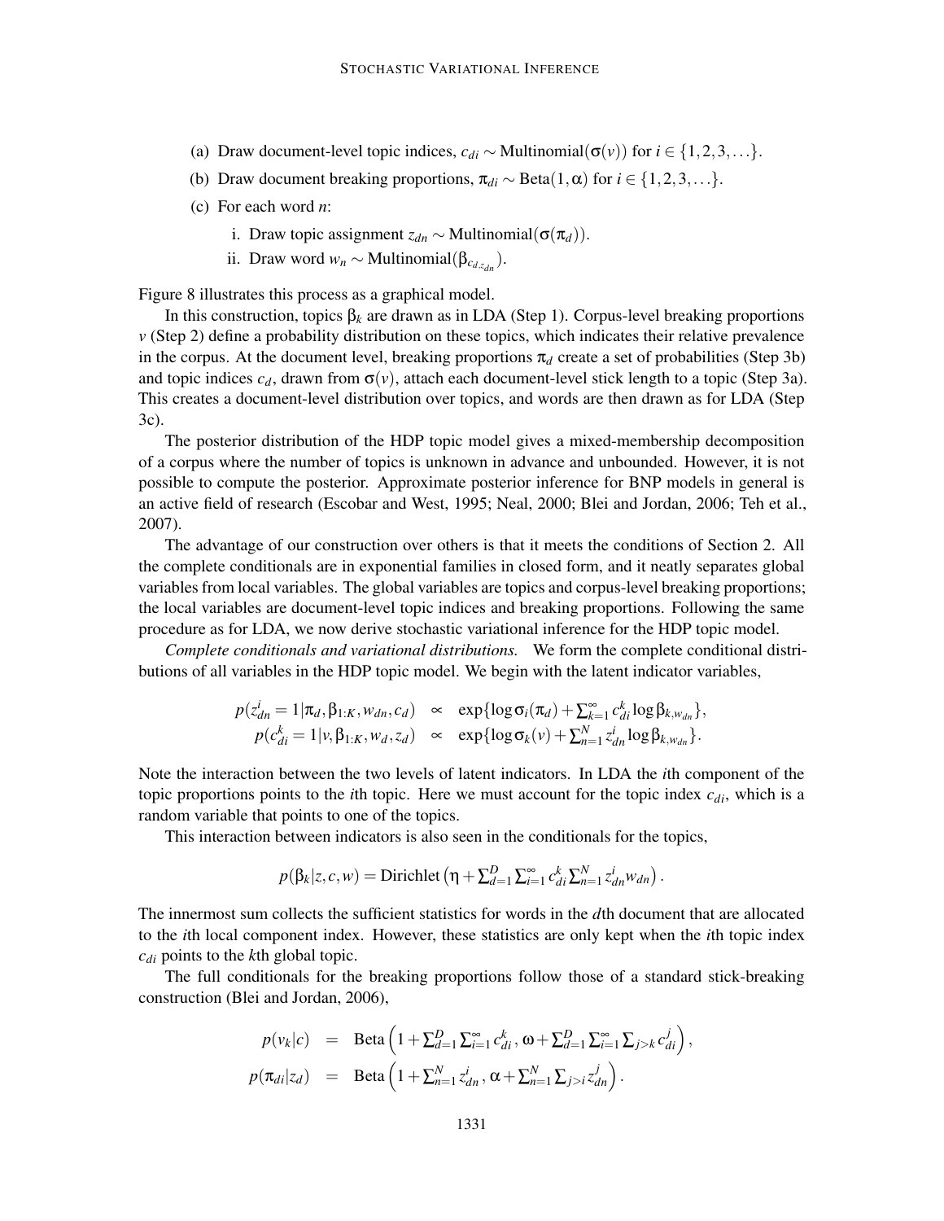(a) Draw document-level topic indices, $c_{di} \sim \text{Multinomial}(\sigma(v))$ for $i \in \{1,2,3,\ldots\}$.

(b) Draw document breaking proportions, $\pi_{di} \sim \text{Beta}(1,\alpha)$ for $i \in \{1,2,3,\ldots\}$.

(c) For each word $n$:

i. Draw topic assignment $z_{dn} \sim \text{Multinomial}(\sigma(\pi_d))$.

ii. Draw word $w_n \sim \text{Multinomial}(\beta_{c_{d,z_{dn}}})$.

Figure 8 illustrates this process as a graphical model.

In this construction, topics $\beta_k$ are drawn as in LDA (Step 1). Corpus-level breaking proportions $v$ (Step 2) define a probability distribution on these topics, which indicates their relative prevalence in the corpus. At the document level, breaking proportions $\pi_d$ create a set of probabilities (Step 3b) and topic indices $c_d$, drawn from $\sigma(v)$, attach each document-level stick length to a topic (Step 3a). This creates a document-level distribution over topics, and words are then drawn as for LDA (Step 3c).

The posterior distribution of the HDP topic model gives a mixed-membership decomposition of a corpus where the number of topics is unknown in advance and unbounded. However, it is not possible to compute the posterior. Approximate posterior inference for BNP models in general is an active field of research (Escobar and West, 1995; Neal, 2000; Blei and Jordan, 2006; Teh et al., 2007).

The advantage of our construction over others is that it meets the conditions of Section 2. All the complete conditionals are in exponential families in closed form, and it neatly separates global variables from local variables. The global variables are topics and corpus-level breaking proportions; the local variables are document-level topic indices and breaking proportions. Following the same procedure as for LDA, we now derive stochastic variational inference for the HDP topic model.

*Complete conditionals and variational distributions.* We form the complete conditional distributions of all variables in the HDP topic model. We begin with the latent indicator variables,

$$
\begin{aligned}
p(z_{dn}^i = 1 | \pi_d, \beta_{1:K}, w_{dn}, c_d) &\propto \exp\{\log \sigma_i(\pi_d) + \textstyle\sum_{k=1}^{\infty} c_{di}^k \log \beta_{k,w_{dn}}\}, \\
p(c_{di}^k = 1 | v, \beta_{1:K}, w_d, z_d) &\propto \exp\{\log \sigma_k(v) + \textstyle\sum_{n=1}^{N} z_{dn}^i \log \beta_{k,w_{dn}}\}.
\end{aligned}
$$

Note the interaction between the two levels of latent indicators. In LDA the $i$th component of the topic proportions points to the $i$th topic. Here we must account for the topic index $c_{di}$, which is a random variable that points to one of the topics.

This interaction between indicators is also seen in the conditionals for the topics,

$$
p(\beta_k | z, c, w) = \text{Dirichlet}\left(\eta + \textstyle\sum_{d=1}^{D} \sum_{i=1}^{\infty} c_{di}^k \sum_{n=1}^{N} z_{dn}^i w_{dn}\right).
$$

The innermost sum collects the sufficient statistics for words in the $d$th document that are allocated to the $i$th local component index. However, these statistics are only kept when the $i$th topic index $c_{di}$ points to the $k$th global topic.

The full conditionals for the breaking proportions follow those of a standard stick-breaking construction (Blei and Jordan, 2006),

$$
\begin{aligned}
p(v_k | c) &= \text{Beta}\left(1 + \textstyle\sum_{d=1}^{D} \sum_{i=1}^{\infty} c_{di}^k, \, \omega + \sum_{d=1}^{D} \sum_{i=1}^{\infty} \sum_{j>k} c_{di}^j\right), \\
p(\pi_{di} | z_d) &= \text{Beta}\left(1 + \textstyle\sum_{n=1}^{N} z_{dn}^i, \, \alpha + \sum_{n=1}^{N} \sum_{j>i} z_{dn}^j\right).
\end{aligned}
$$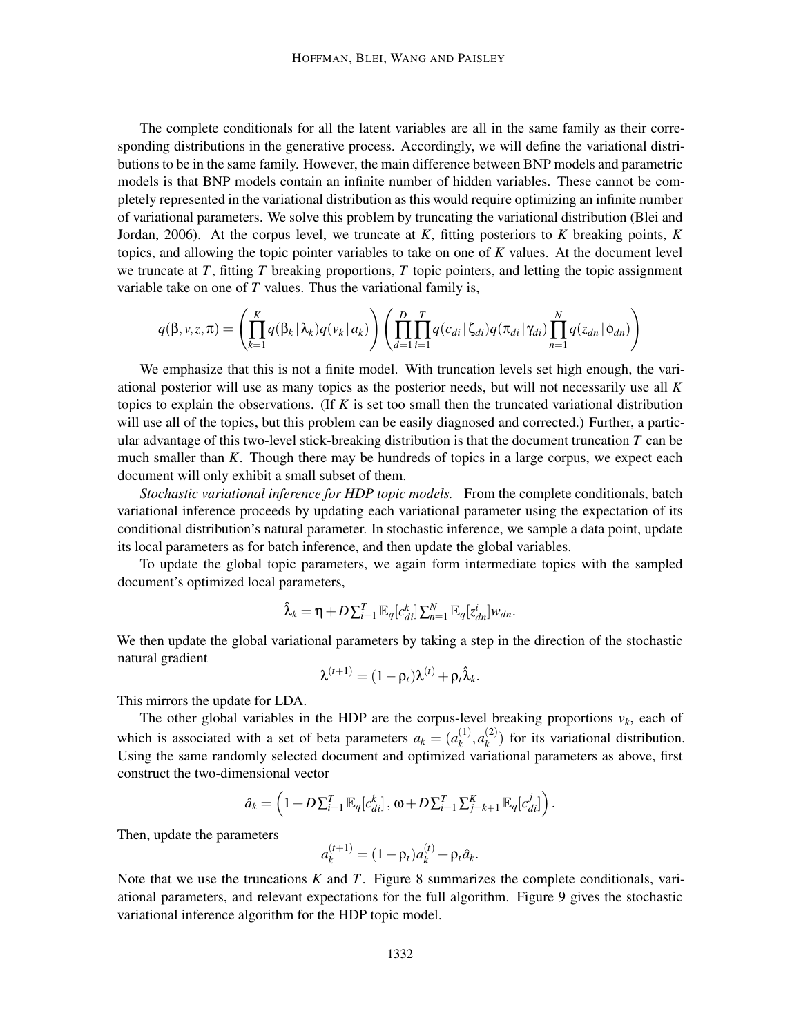The complete conditionals for all the latent variables are all in the same family as their corresponding distributions in the generative process. Accordingly, we will define the variational distributions to be in the same family. However, the main difference between BNP models and parametric models is that BNP models contain an infinite number of hidden variables. These cannot be completely represented in the variational distribution as this would require optimizing an infinite number of variational parameters. We solve this problem by truncating the variational distribution (Blei and Jordan, 2006). At the corpus level, we truncate at $K$, fitting posteriors to $K$ breaking points, $K$ topics, and allowing the topic pointer variables to take on one of $K$ values. At the document level we truncate at $T$, fitting $T$ breaking proportions, $T$ topic pointers, and letting the topic assignment variable take on one of $T$ values. Thus the variational family is,

$$q(\beta, v, z, \pi) = \left( \prod_{k=1}^{K} q(\beta_k \,|\, \lambda_k) q(v_k \,|\, a_k) \right) \left( \prod_{d=1}^{D} \prod_{i=1}^{T} q(c_{di} \,|\, \zeta_{di}) q(\pi_{di} \,|\, \gamma_{di}) \prod_{n=1}^{N} q(z_{dn} \,|\, \phi_{dn}) \right)$$

We emphasize that this is not a finite model. With truncation levels set high enough, the variational posterior will use as many topics as the posterior needs, but will not necessarily use all $K$ topics to explain the observations. (If $K$ is set too small then the truncated variational distribution will use all of the topics, but this problem can be easily diagnosed and corrected.) Further, a particular advantage of this two-level stick-breaking distribution is that the document truncation $T$ can be much smaller than $K$. Though there may be hundreds of topics in a large corpus, we expect each document will only exhibit a small subset of them.

*Stochastic variational inference for HDP topic models.* From the complete conditionals, batch variational inference proceeds by updating each variational parameter using the expectation of its conditional distribution's natural parameter. In stochastic inference, we sample a data point, update its local parameters as for batch inference, and then update the global variables.

To update the global topic parameters, we again form intermediate topics with the sampled document's optimized local parameters,

$$\hat{\lambda}_k = \eta + D \textstyle\sum_{i=1}^{T} \mathbb{E}_q[c_{di}^k] \sum_{n=1}^{N} \mathbb{E}_q[z_{dn}^i] w_{dn}.$$

We then update the global variational parameters by taking a step in the direction of the stochastic natural gradient

$$\lambda^{(t+1)} = (1 - \rho_t)\lambda^{(t)} + \rho_t \hat{\lambda}_k.$$

This mirrors the update for LDA.

The other global variables in the HDP are the corpus-level breaking proportions $v_k$, each of which is associated with a set of beta parameters $a_k = (a_k^{(1)}, a_k^{(2)})$ for its variational distribution. Using the same randomly selected document and optimized variational parameters as above, first construct the two-dimensional vector

$$\hat{a}_k = \left( 1 + D \textstyle\sum_{i=1}^{T} \mathbb{E}_q[c_{di}^k] \,,\, \omega + D \sum_{i=1}^{T} \sum_{j=k+1}^{K} \mathbb{E}_q[c_{di}^j] \right).$$

Then, update the parameters

$$a_k^{(t+1)} = (1 - \rho_t) a_k^{(t)} + \rho_t \hat{a}_k.$$

Note that we use the truncations $K$ and $T$. Figure 8 summarizes the complete conditionals, variational parameters, and relevant expectations for the full algorithm. Figure 9 gives the stochastic variational inference algorithm for the HDP topic model.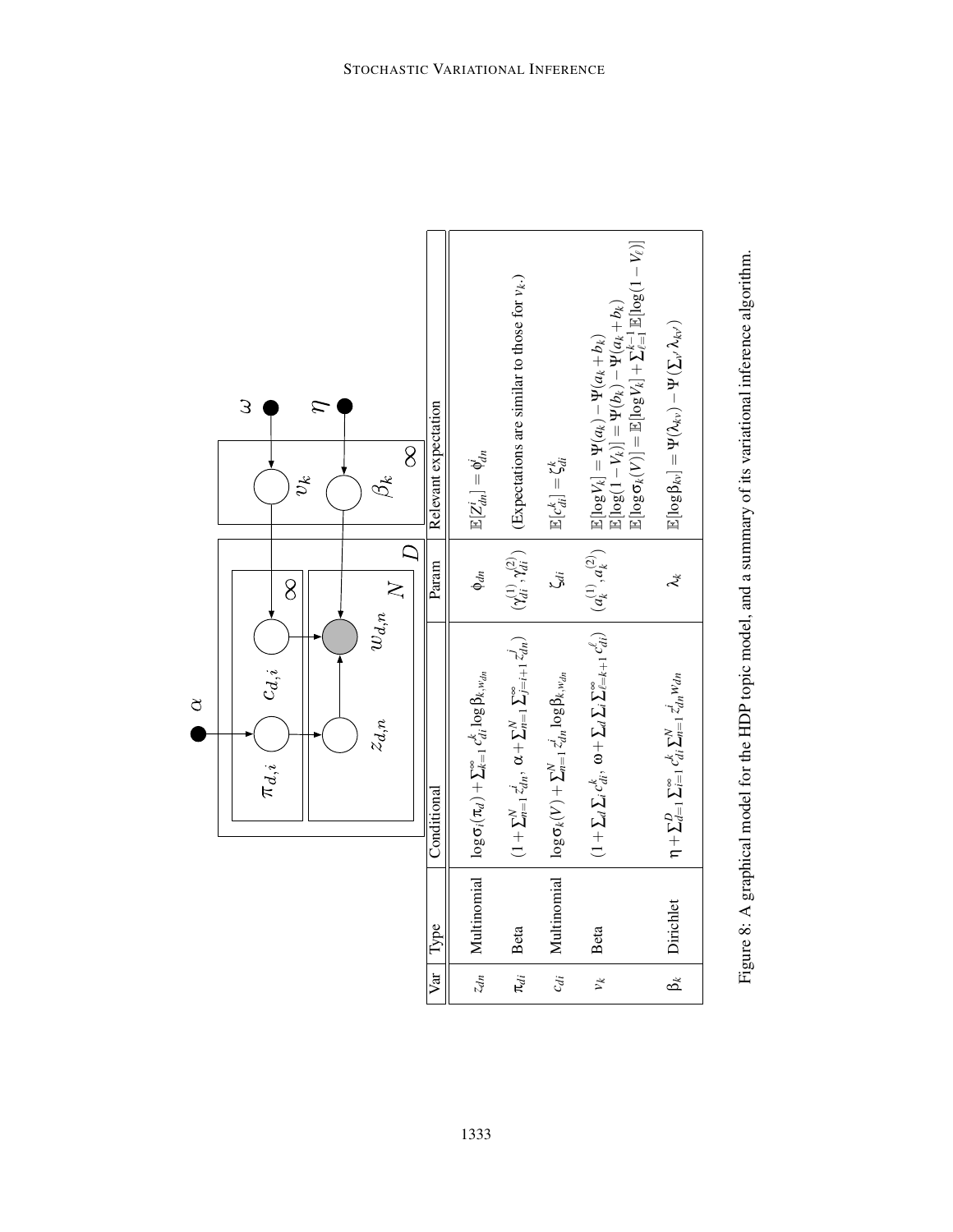| Var | Type | Conditional | Param | Relevant expectation |
|---|---|---|---|---|
| $z_{dn}$ | Multinomial | $\log \sigma_i(\pi_d) + \sum_{k=1}^{\infty} c_{di}^k \log \beta_{k,w_{dn}}$ | $\phi_{dn}$ | $\mathbb{E}[Z_{dn}^i] = \phi_{dn}^i$ |
| $\pi_{di}$ | Beta | $(1 + \sum_{n=1}^{N} z_{dn}^i,\ \alpha + \sum_{n=1}^{N} \sum_{j=i+1}^{\infty} z_{dn}^j)$ | $(\gamma_{di}^{(1)}, \gamma_{di}^{(2)})$ | (Expectations are similar to those for $v_k$.) |
| $c_{di}$ | Multinomial | $\log \sigma_k(V) + \sum_{n=1}^{N} z_{dn}^i \log \beta_{k,w_{dn}}$ | $\zeta_{di}$ | $\mathbb{E}[c_{di}^k] = \zeta_{di}^k$ |
| $v_k$ | Beta | $(1 + \sum_d \sum_i c_{di}^k,\ \omega + \sum_d \sum_i \sum_{\ell=k+1}^{\infty} c_{di}^{\ell})$ | $(a_k^{(1)}, a_k^{(2)})$ | $\mathbb{E}[\log V_k] = \Psi(a_k) - \Psi(a_k + b_k)$<br>$\mathbb{E}[\log(1 - V_k)] = \Psi(b_k) - \Psi(a_k + b_k)$<br>$\mathbb{E}[\log \sigma_k(V)] = \mathbb{E}[\log V_k] + \sum_{\ell=1}^{k-1} \mathbb{E}[\log(1 - V_\ell)]$ |
| $\beta_k$ | Dirichlet | $\eta + \sum_{d=1}^{D} \sum_{i=1}^{\infty} c_{di}^k \sum_{n=1}^{N} z_{dn}^i w_{dn}$ | $\lambda_k$ | $\mathbb{E}[\log \beta_{kv}] = \Psi(\lambda_{kv}) - \Psi(\sum_{v'} \lambda_{kv'})$ |

Figure 8: A graphical model for the HDP topic model, and a summary of its variational inference algorithm.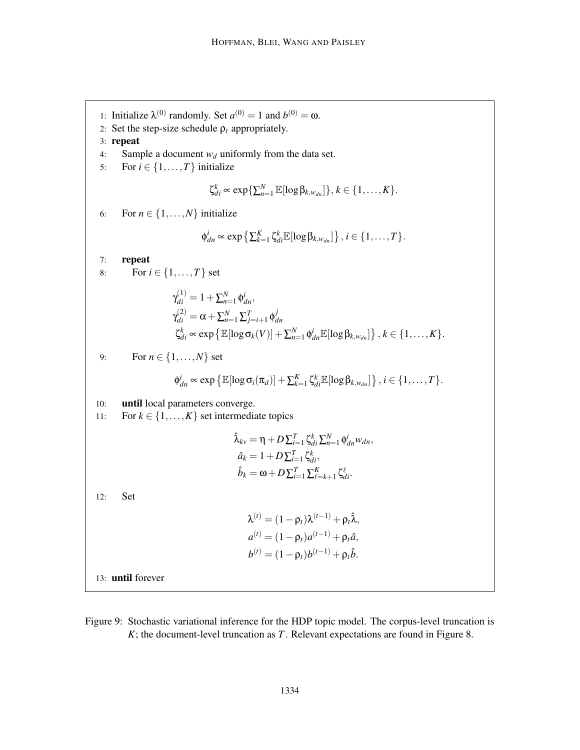1: Initialize $\lambda^{(0)}$ randomly. Set $a^{(0)} = 1$ and $b^{(0)} = \omega$.

2: Set the step-size schedule $\rho_t$ appropriately.

3: **repeat**

4: Sample a document $w_d$ uniformly from the data set.

5: For $i \in \{1, \ldots, T\}$ initialize

$$\zeta_{di}^k \propto \exp\{\textstyle\sum_{n=1}^N \mathbb{E}[\log \beta_{k,w_{dn}}]\}, \; k \in \{1, \ldots, K\}.$$

6: For $n \in \{1, \ldots, N\}$ initialize

$$\phi_{dn}^i \propto \exp\left\{\textstyle\sum_{k=1}^K \zeta_{di}^k \mathbb{E}[\log \beta_{k,w_{dn}}]\right\}, \; i \in \{1, \ldots, T\}.$$

7: **repeat**

8: For $i \in \{1, \ldots, T\}$ set

$$\gamma_{di}^{(1)} = 1 + \textstyle\sum_{n=1}^N \phi_{dn}^i,$$
$$\gamma_{di}^{(2)} = \alpha + \textstyle\sum_{n=1}^N \sum_{j=i+1}^T \phi_{dn}^j$$
$$\zeta_{di}^k \propto \exp\left\{\mathbb{E}[\log \sigma_k(V)] + \textstyle\sum_{n=1}^N \phi_{dn}^i \mathbb{E}[\log \beta_{k,w_{dn}}]\right\}, \; k \in \{1, \ldots, K\}.$$

9: For $n \in \{1, \ldots, N\}$ set

$$\phi_{dn}^i \propto \exp\left\{\mathbb{E}[\log \sigma_i(\pi_d)] + \textstyle\sum_{k=1}^K \zeta_{di}^k \mathbb{E}[\log \beta_{k,w_{dn}}]\right\}, \; i \in \{1, \ldots, T\}.$$

10: **until** local parameters converge.

11: For $k \in \{1, \ldots, K\}$ set intermediate topics

$$\hat{\lambda}_{kv} = \eta + D \textstyle\sum_{i=1}^T \zeta_{di}^k \sum_{n=1}^N \phi_{dn}^i w_{dn},$$
$$\hat{a}_k = 1 + D \textstyle\sum_{i=1}^T \zeta_{di}^k,$$
$$\hat{b}_k = \omega + D \textstyle\sum_{i=1}^T \sum_{\ell=k+1}^K \zeta_{di}^\ell.$$

12: Set

$$\lambda^{(t)} = (1 - \rho_t)\lambda^{(t-1)} + \rho_t \hat{\lambda},$$
$$a^{(t)} = (1 - \rho_t)a^{(t-1)} + \rho_t \hat{a},$$
$$b^{(t)} = (1 - \rho_t)b^{(t-1)} + \rho_t \hat{b}.$$

13: **until** forever

Figure 9: Stochastic variational inference for the HDP topic model. The corpus-level truncation is $K$; the document-level truncation as $T$. Relevant expectations are found in Figure 8.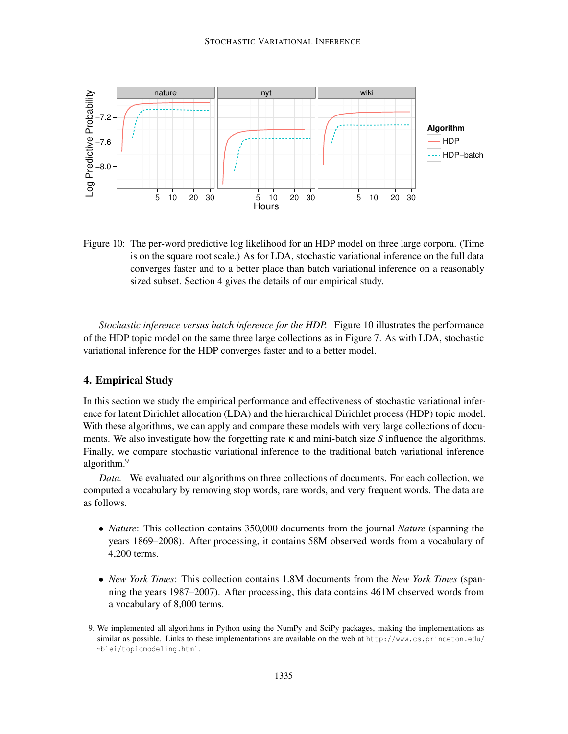Figure 10: The per-word predictive log likelihood for an HDP model on three large corpora. (Time is on the square root scale.) As for LDA, stochastic variational inference on the full data converges faster and to a better place than batch variational inference on a reasonably sized subset. Section 4 gives the details of our empirical study.

*Stochastic inference versus batch inference for the HDP.* Figure 10 illustrates the performance of the HDP topic model on the same three large collections as in Figure 7. As with LDA, stochastic variational inference for the HDP converges faster and to a better model.

## 4. Empirical Study

In this section we study the empirical performance and effectiveness of stochastic variational inference for latent Dirichlet allocation (LDA) and the hierarchical Dirichlet process (HDP) topic model. With these algorithms, we can apply and compare these models with very large collections of documents. We also investigate how the forgetting rate $\kappa$ and mini-batch size $S$ influence the algorithms. Finally, we compare stochastic variational inference to the traditional batch variational inference algorithm.[9]

*Data.* We evaluated our algorithms on three collections of documents. For each collection, we computed a vocabulary by removing stop words, rare words, and very frequent words. The data are as follows.

- *Nature*: This collection contains 350,000 documents from the journal *Nature* (spanning the years 1869–2008). After processing, it contains 58M observed words from a vocabulary of 4,200 terms.

- *New York Times*: This collection contains 1.8M documents from the *New York Times* (spanning the years 1987–2007). After processing, this data contains 461M observed words from a vocabulary of 8,000 terms.

9. We implemented all algorithms in Python using the NumPy and SciPy packages, making the implementations as similar as possible. Links to these implementations are available on the web at http://www.cs.princeton.edu/~blei/topicmodeling.html.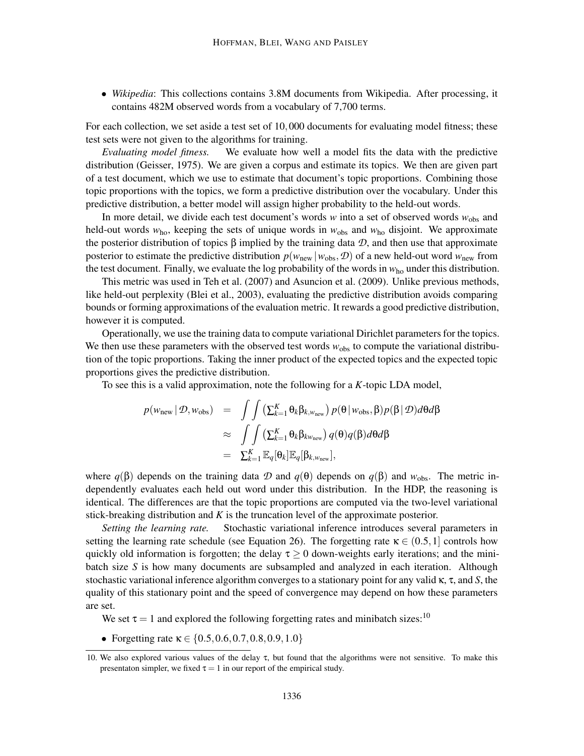- *Wikipedia*: This collections contains 3.8M documents from Wikipedia. After processing, it contains 482M observed words from a vocabulary of 7,700 terms.

For each collection, we set aside a test set of 10,000 documents for evaluating model fitness; these test sets were not given to the algorithms for training.

*Evaluating model fitness.* We evaluate how well a model fits the data with the predictive distribution (Geisser, 1975). We are given a corpus and estimate its topics. We then are given part of a test document, which we use to estimate that document's topic proportions. Combining those topic proportions with the topics, we form a predictive distribution over the vocabulary. Under this predictive distribution, a better model will assign higher probability to the held-out words.

In more detail, we divide each test document's words $w$ into a set of observed words $w_{\text{obs}}$ and held-out words $w_{\text{ho}}$, keeping the sets of unique words in $w_{\text{obs}}$ and $w_{\text{ho}}$ disjoint. We approximate the posterior distribution of topics $\beta$ implied by the training data $\mathcal{D}$, and then use that approximate posterior to estimate the predictive distribution $p(w_{\text{new}} \mid w_{\text{obs}}, \mathcal{D})$ of a new held-out word $w_{\text{new}}$ from the test document. Finally, we evaluate the log probability of the words in $w_{\text{ho}}$ under this distribution.

This metric was used in Teh et al. (2007) and Asuncion et al. (2009). Unlike previous methods, like held-out perplexity (Blei et al., 2003), evaluating the predictive distribution avoids comparing bounds or forming approximations of the evaluation metric. It rewards a good predictive distribution, however it is computed.

Operationally, we use the training data to compute variational Dirichlet parameters for the topics. We then use these parameters with the observed test words $w_{\text{obs}}$ to compute the variational distribution of the topic proportions. Taking the inner product of the expected topics and the expected topic proportions gives the predictive distribution.

To see this is a valid approximation, note the following for a $K$-topic LDA model,

$$
\begin{aligned}
p(w_{\text{new}} \mid \mathcal{D}, w_{\text{obs}}) &= \int\int \left(\textstyle\sum_{k=1}^{K} \theta_k \beta_{k,w_{\text{new}}}\right) p(\theta \mid w_{\text{obs}}, \beta) p(\beta \mid \mathcal{D}) d\theta d\beta \\
&\approx \int\int \left(\textstyle\sum_{k=1}^{K} \theta_k \beta_{k w_{\text{new}}}\right) q(\theta) q(\beta) d\theta d\beta \\
&= \textstyle\sum_{k=1}^{K} \mathbb{E}_q[\theta_k] \mathbb{E}_q[\beta_{k,w_{\text{new}}}],
\end{aligned}
$$

where $q(\beta)$ depends on the training data $\mathcal{D}$ and $q(\theta)$ depends on $q(\beta)$ and $w_{\text{obs}}$. The metric independently evaluates each held out word under this distribution. In the HDP, the reasoning is identical. The differences are that the topic proportions are computed via the two-level variational stick-breaking distribution and $K$ is the truncation level of the approximate posterior.

*Setting the learning rate.* Stochastic variational inference introduces several parameters in setting the learning rate schedule (see Equation 26). The forgetting rate $\kappa \in (0.5, 1]$ controls how quickly old information is forgotten; the delay $\tau \geq 0$ down-weights early iterations; and the minibatch size $S$ is how many documents are subsampled and analyzed in each iteration. Although stochastic variational inference algorithm converges to a stationary point for any valid $\kappa$, $\tau$, and $S$, the quality of this stationary point and the speed of convergence may depend on how these parameters are set.

We set $\tau = 1$ and explored the following forgetting rates and minibatch sizes:[10]

- Forgetting rate $\kappa \in \{0.5, 0.6, 0.7, 0.8, 0.9, 1.0\}$

10. We also explored various values of the delay $\tau$, but found that the algorithms were not sensitive. To make this presentaton simpler, we fixed $\tau = 1$ in our report of the empirical study.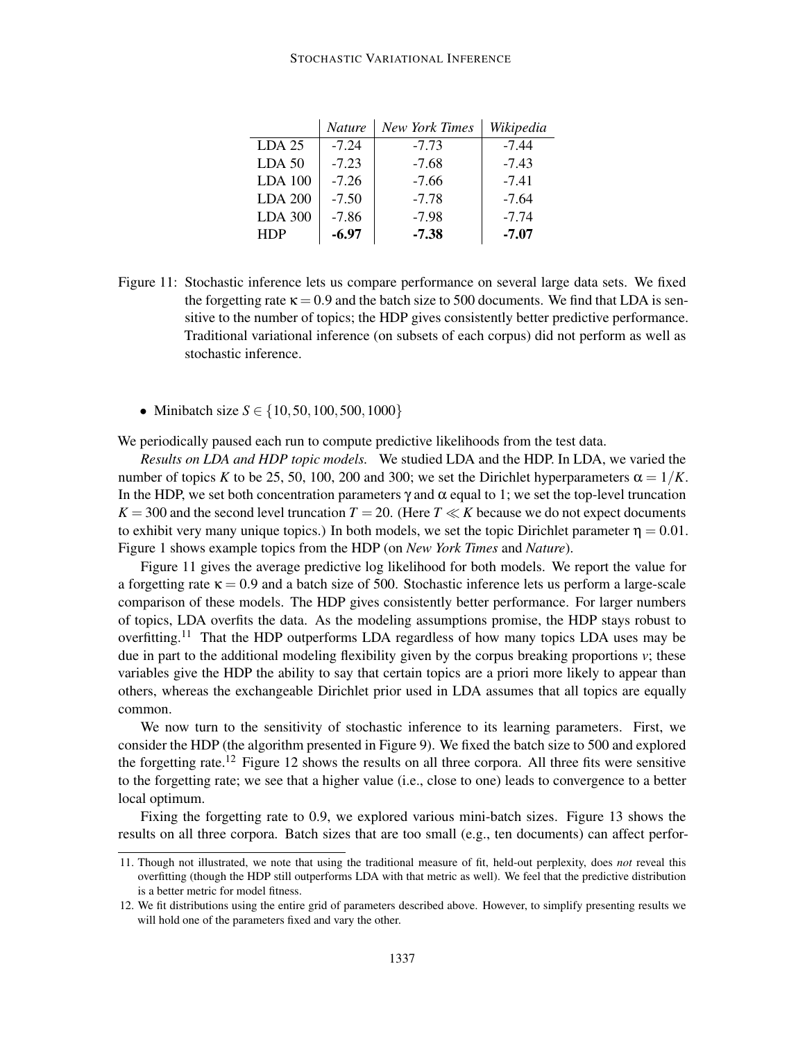| | *Nature* | *New York Times* | *Wikipedia* |
|---|---|---|---|
| LDA 25 | -7.24 | -7.73 | -7.44 |
| LDA 50 | -7.23 | -7.68 | -7.43 |
| LDA 100 | -7.26 | -7.66 | -7.41 |
| LDA 200 | -7.50 | -7.78 | -7.64 |
| LDA 300 | -7.86 | -7.98 | -7.74 |
| HDP | **-6.97** | **-7.38** | **-7.07** |

Figure 11: Stochastic inference lets us compare performance on several large data sets. We fixed the forgetting rate $\kappa = 0.9$ and the batch size to 500 documents. We find that LDA is sensitive to the number of topics; the HDP gives consistently better predictive performance. Traditional variational inference (on subsets of each corpus) did not perform as well as stochastic inference.

- Minibatch size $S \in \{10, 50, 100, 500, 1000\}$

We periodically paused each run to compute predictive likelihoods from the test data.

*Results on LDA and HDP topic models.* We studied LDA and the HDP. In LDA, we varied the number of topics $K$ to be 25, 50, 100, 200 and 300; we set the Dirichlet hyperparameters $\alpha = 1/K$. In the HDP, we set both concentration parameters $\gamma$ and $\alpha$ equal to 1; we set the top-level truncation $K = 300$ and the second level truncation $T = 20$. (Here $T \ll K$ because we do not expect documents to exhibit very many unique topics.) In both models, we set the topic Dirichlet parameter $\eta = 0.01$. Figure 1 shows example topics from the HDP (on *New York Times* and *Nature*).

Figure 11 gives the average predictive log likelihood for both models. We report the value for a forgetting rate $\kappa = 0.9$ and a batch size of 500. Stochastic inference lets us perform a large-scale comparison of these models. The HDP gives consistently better performance. For larger numbers of topics, LDA overfits the data. As the modeling assumptions promise, the HDP stays robust to overfitting.[11] That the HDP outperforms LDA regardless of how many topics LDA uses may be due in part to the additional modeling flexibility given by the corpus breaking proportions $v$; these variables give the HDP the ability to say that certain topics are a priori more likely to appear than others, whereas the exchangeable Dirichlet prior used in LDA assumes that all topics are equally common.

We now turn to the sensitivity of stochastic inference to its learning parameters. First, we consider the HDP (the algorithm presented in Figure 9). We fixed the batch size to 500 and explored the forgetting rate.[12] Figure 12 shows the results on all three corpora. All three fits were sensitive to the forgetting rate; we see that a higher value (i.e., close to one) leads to convergence to a better local optimum.

Fixing the forgetting rate to 0.9, we explored various mini-batch sizes. Figure 13 shows the results on all three corpora. Batch sizes that are too small (e.g., ten documents) can affect perfor-

11. Though not illustrated, we note that using the traditional measure of fit, held-out perplexity, does *not* reveal this overfitting (though the HDP still outperforms LDA with that metric as well). We feel that the predictive distribution is a better metric for model fitness.

12. We fit distributions using the entire grid of parameters described above. However, to simplify presenting results we will hold one of the parameters fixed and vary the other.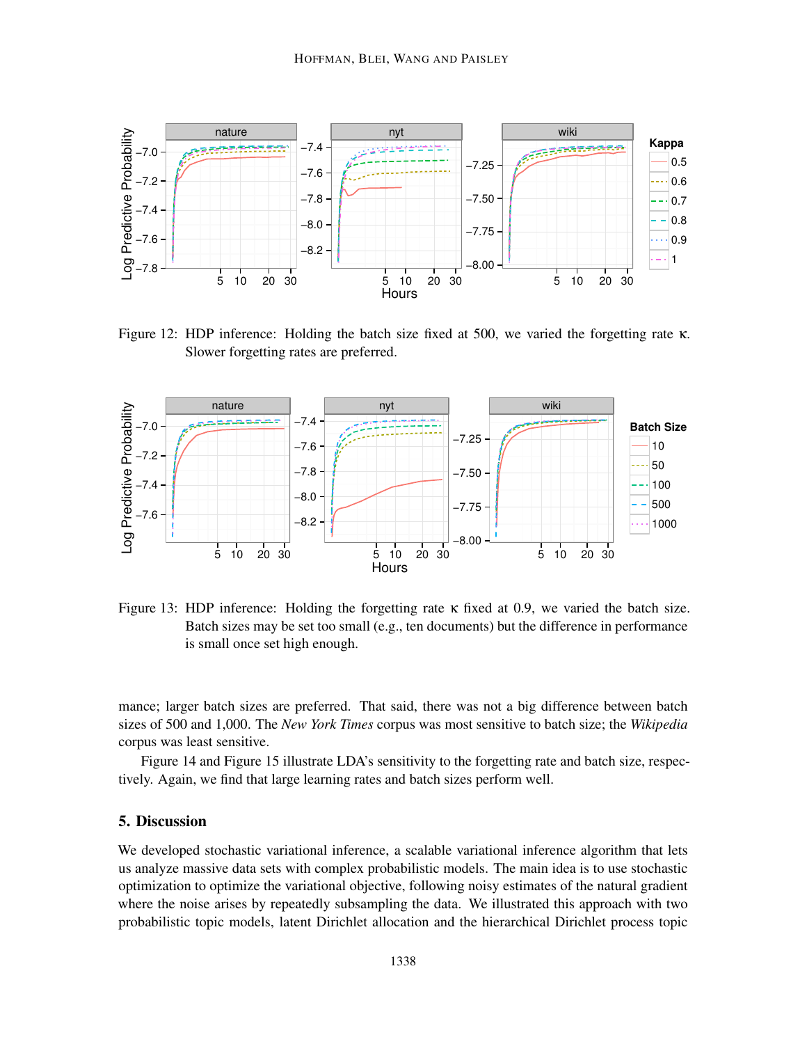Figure 12: HDP inference: Holding the batch size fixed at 500, we varied the forgetting rate $\kappa$. Slower forgetting rates are preferred.

Figure 13: HDP inference: Holding the forgetting rate $\kappa$ fixed at 0.9, we varied the batch size. Batch sizes may be set too small (e.g., ten documents) but the difference in performance is small once set high enough.

mance; larger batch sizes are preferred. That said, there was not a big difference between batch sizes of 500 and 1,000. The *New York Times* corpus was most sensitive to batch size; the *Wikipedia* corpus was least sensitive.

Figure 14 and Figure 15 illustrate LDA's sensitivity to the forgetting rate and batch size, respectively. Again, we find that large learning rates and batch sizes perform well.

## 5. Discussion

We developed stochastic variational inference, a scalable variational inference algorithm that lets us analyze massive data sets with complex probabilistic models. The main idea is to use stochastic optimization to optimize the variational objective, following noisy estimates of the natural gradient where the noise arises by repeatedly subsampling the data. We illustrated this approach with two probabilistic topic models, latent Dirichlet allocation and the hierarchical Dirichlet process topic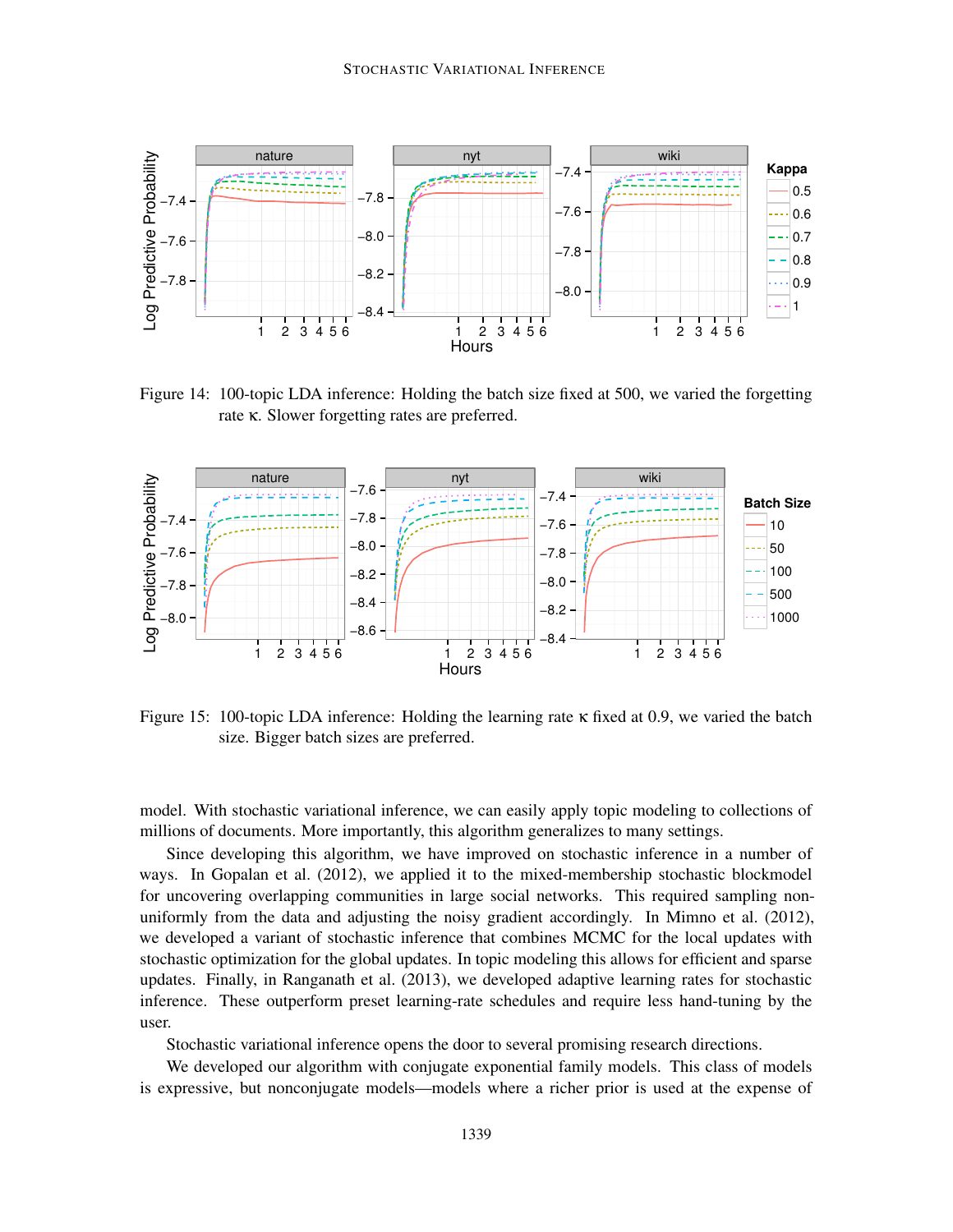Figure 14: 100-topic LDA inference: Holding the batch size fixed at 500, we varied the forgetting rate $\kappa$. Slower forgetting rates are preferred.

Figure 15: 100-topic LDA inference: Holding the learning rate $\kappa$ fixed at 0.9, we varied the batch size. Bigger batch sizes are preferred.

model. With stochastic variational inference, we can easily apply topic modeling to collections of millions of documents. More importantly, this algorithm generalizes to many settings.

Since developing this algorithm, we have improved on stochastic inference in a number of ways. In Gopalan et al. (2012), we applied it to the mixed-membership stochastic blockmodel for uncovering overlapping communities in large social networks. This required sampling non-uniformly from the data and adjusting the noisy gradient accordingly. In Mimno et al. (2012), we developed a variant of stochastic inference that combines MCMC for the local updates with stochastic optimization for the global updates. In topic modeling this allows for efficient and sparse updates. Finally, in Ranganath et al. (2013), we developed adaptive learning rates for stochastic inference. These outperform preset learning-rate schedules and require less hand-tuning by the user.

Stochastic variational inference opens the door to several promising research directions.

We developed our algorithm with conjugate exponential family models. This class of models is expressive, but nonconjugate models—models where a richer prior is used at the expense of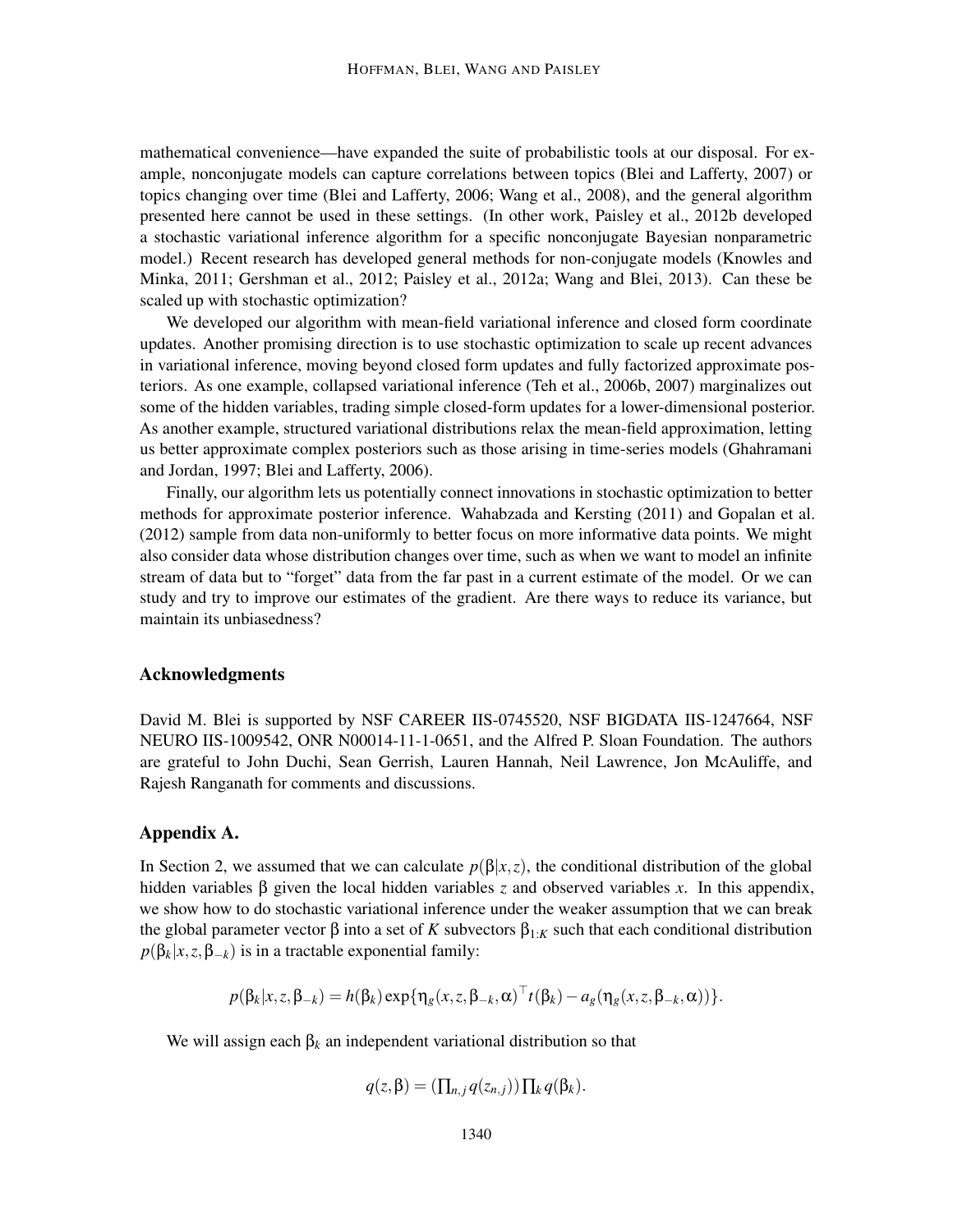mathematical convenience—have expanded the suite of probabilistic tools at our disposal. For example, nonconjugate models can capture correlations between topics (Blei and Lafferty, 2007) or topics changing over time (Blei and Lafferty, 2006; Wang et al., 2008), and the general algorithm presented here cannot be used in these settings. (In other work, Paisley et al., 2012b developed a stochastic variational inference algorithm for a specific nonconjugate Bayesian nonparametric model.) Recent research has developed general methods for non-conjugate models (Knowles and Minka, 2011; Gershman et al., 2012; Paisley et al., 2012a; Wang and Blei, 2013). Can these be scaled up with stochastic optimization?

We developed our algorithm with mean-field variational inference and closed form coordinate updates. Another promising direction is to use stochastic optimization to scale up recent advances in variational inference, moving beyond closed form updates and fully factorized approximate posteriors. As one example, collapsed variational inference (Teh et al., 2006b, 2007) marginalizes out some of the hidden variables, trading simple closed-form updates for a lower-dimensional posterior. As another example, structured variational distributions relax the mean-field approximation, letting us better approximate complex posteriors such as those arising in time-series models (Ghahramani and Jordan, 1997; Blei and Lafferty, 2006).

Finally, our algorithm lets us potentially connect innovations in stochastic optimization to better methods for approximate posterior inference. Wahabzada and Kersting (2011) and Gopalan et al. (2012) sample from data non-uniformly to better focus on more informative data points. We might also consider data whose distribution changes over time, such as when we want to model an infinite stream of data but to "forget" data from the far past in a current estimate of the model. Or we can study and try to improve our estimates of the gradient. Are there ways to reduce its variance, but maintain its unbiasedness?

## Acknowledgments

David M. Blei is supported by NSF CAREER IIS-0745520, NSF BIGDATA IIS-1247664, NSF NEURO IIS-1009542, ONR N00014-11-1-0651, and the Alfred P. Sloan Foundation. The authors are grateful to John Duchi, Sean Gerrish, Lauren Hannah, Neil Lawrence, Jon McAuliffe, and Rajesh Ranganath for comments and discussions.

## Appendix A.

In Section 2, we assumed that we can calculate $p(\beta|x,z)$, the conditional distribution of the global hidden variables $\beta$ given the local hidden variables $z$ and observed variables $x$. In this appendix, we show how to do stochastic variational inference under the weaker assumption that we can break the global parameter vector $\beta$ into a set of $K$ subvectors $\beta_{1:K}$ such that each conditional distribution $p(\beta_k|x,z,\beta_{-k})$ is in a tractable exponential family:

$$p(\beta_k|x,z,\beta_{-k}) = h(\beta_k)\exp\{\eta_g(x,z,\beta_{-k},\alpha)^\top t(\beta_k) - a_g(\eta_g(x,z,\beta_{-k},\alpha))\}.$$

We will assign each $\beta_k$ an independent variational distribution so that

$$q(z,\beta) = \left(\textstyle\prod_{n,j} q(z_{n,j})\right)\textstyle\prod_k q(\beta_k).$$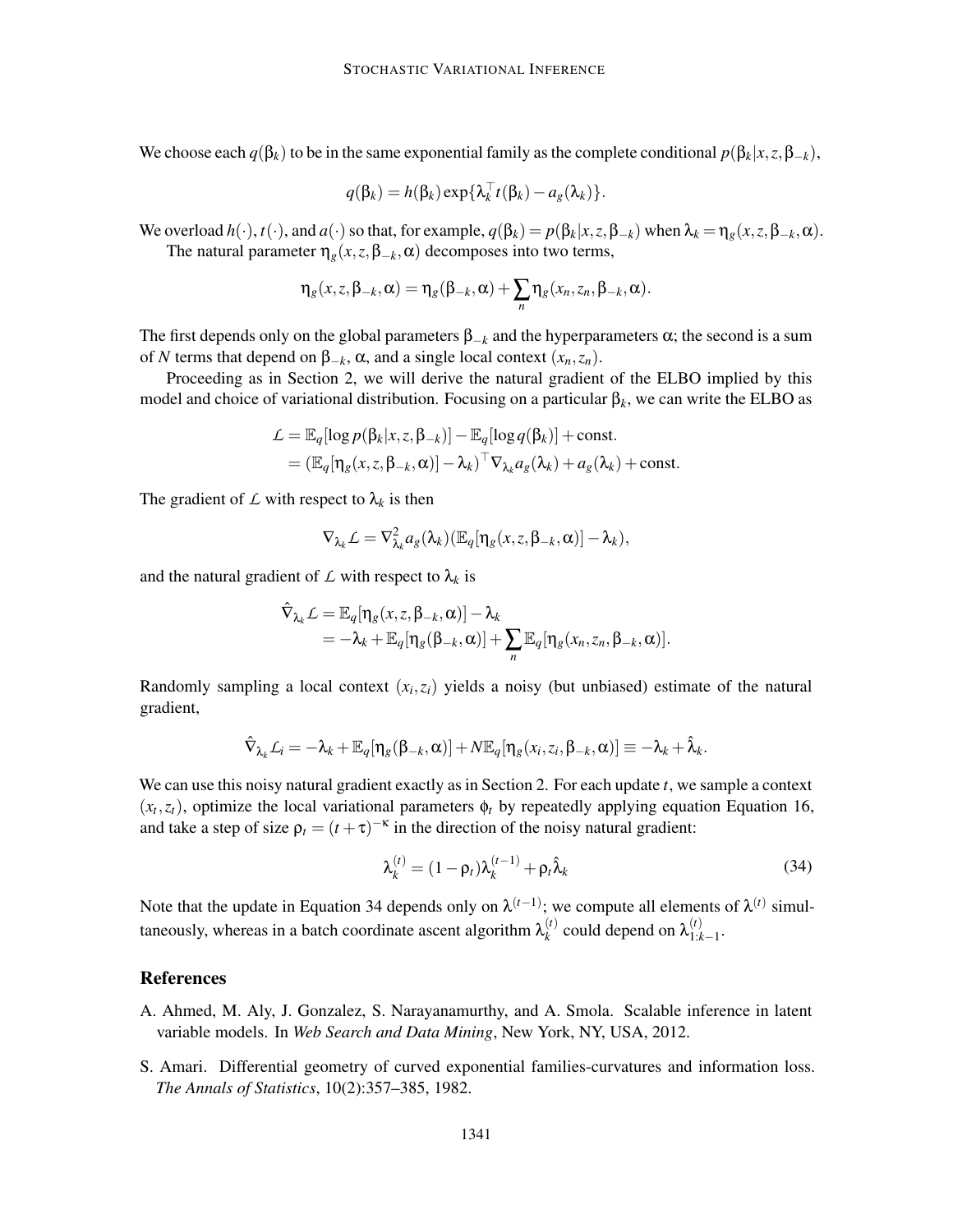We choose each $q(\beta_k)$ to be in the same exponential family as the complete conditional $p(\beta_k|x,z,\beta_{-k})$,

$$q(\beta_k) = h(\beta_k)\exp\{\lambda_k^\top t(\beta_k) - a_g(\lambda_k)\}.$$

We overload $h(\cdot)$, $t(\cdot)$, and $a(\cdot)$ so that, for example, $q(\beta_k) = p(\beta_k|x,z,\beta_{-k})$ when $\lambda_k = \eta_g(x,z,\beta_{-k},\alpha)$.

The natural parameter $\eta_g(x,z,\beta_{-k},\alpha)$ decomposes into two terms,

$$\eta_g(x,z,\beta_{-k},\alpha) = \eta_g(\beta_{-k},\alpha) + \sum_n \eta_g(x_n,z_n,\beta_{-k},\alpha).$$

The first depends only on the global parameters $\beta_{-k}$ and the hyperparameters $\alpha$; the second is a sum of $N$ terms that depend on $\beta_{-k}$, $\alpha$, and a single local context $(x_n,z_n)$.

Proceeding as in Section 2, we will derive the natural gradient of the ELBO implied by this model and choice of variational distribution. Focusing on a particular $\beta_k$, we can write the ELBO as

$$\begin{aligned}
\mathcal{L} &= \mathbb{E}_q[\log p(\beta_k|x,z,\beta_{-k})] - \mathbb{E}_q[\log q(\beta_k)] + \text{const.} \\
&= (\mathbb{E}_q[\eta_g(x,z,\beta_{-k},\alpha)] - \lambda_k)^\top \nabla_{\lambda_k} a_g(\lambda_k) + a_g(\lambda_k) + \text{const.}
\end{aligned}$$

The gradient of $\mathcal{L}$ with respect to $\lambda_k$ is then

$$\nabla_{\lambda_k}\mathcal{L} = \nabla^2_{\lambda_k} a_g(\lambda_k)(\mathbb{E}_q[\eta_g(x,z,\beta_{-k},\alpha)] - \lambda_k),$$

and the natural gradient of $\mathcal{L}$ with respect to $\lambda_k$ is

$$\begin{aligned}
\hat{\nabla}_{\lambda_k}\mathcal{L} &= \mathbb{E}_q[\eta_g(x,z,\beta_{-k},\alpha)] - \lambda_k \\
&= -\lambda_k + \mathbb{E}_q[\eta_g(\beta_{-k},\alpha)] + \sum_n \mathbb{E}_q[\eta_g(x_n,z_n,\beta_{-k},\alpha)].
\end{aligned}$$

Randomly sampling a local context $(x_i,z_i)$ yields a noisy (but unbiased) estimate of the natural gradient,

$$\hat{\nabla}_{\lambda_k}\mathcal{L}_i = -\lambda_k + \mathbb{E}_q[\eta_g(\beta_{-k},\alpha)] + N\mathbb{E}_q[\eta_g(x_i,z_i,\beta_{-k},\alpha)] \equiv -\lambda_k + \hat{\lambda}_k.$$

We can use this noisy natural gradient exactly as in Section 2. For each update $t$, we sample a context $(x_t,z_t)$, optimize the local variational parameters $\phi_t$ by repeatedly applying equation Equation 16, and take a step of size $\rho_t = (t+\tau)^{-\kappa}$ in the direction of the noisy natural gradient:

$$\lambda_k^{(t)} = (1-\rho_t)\lambda_k^{(t-1)} + \rho_t\hat{\lambda}_k \tag{34}$$

Note that the update in Equation 34 depends only on $\lambda^{(t-1)}$; we compute all elements of $\lambda^{(t)}$ simultaneously, whereas in a batch coordinate ascent algorithm $\lambda_k^{(t)}$ could depend on $\lambda_{1:k-1}^{(t)}$.

## References

A. Ahmed, M. Aly, J. Gonzalez, S. Narayanamurthy, and A. Smola. Scalable inference in latent variable models. In *Web Search and Data Mining*, New York, NY, USA, 2012.

S. Amari. Differential geometry of curved exponential families-curvatures and information loss. *The Annals of Statistics*, 10(2):357–385, 1982.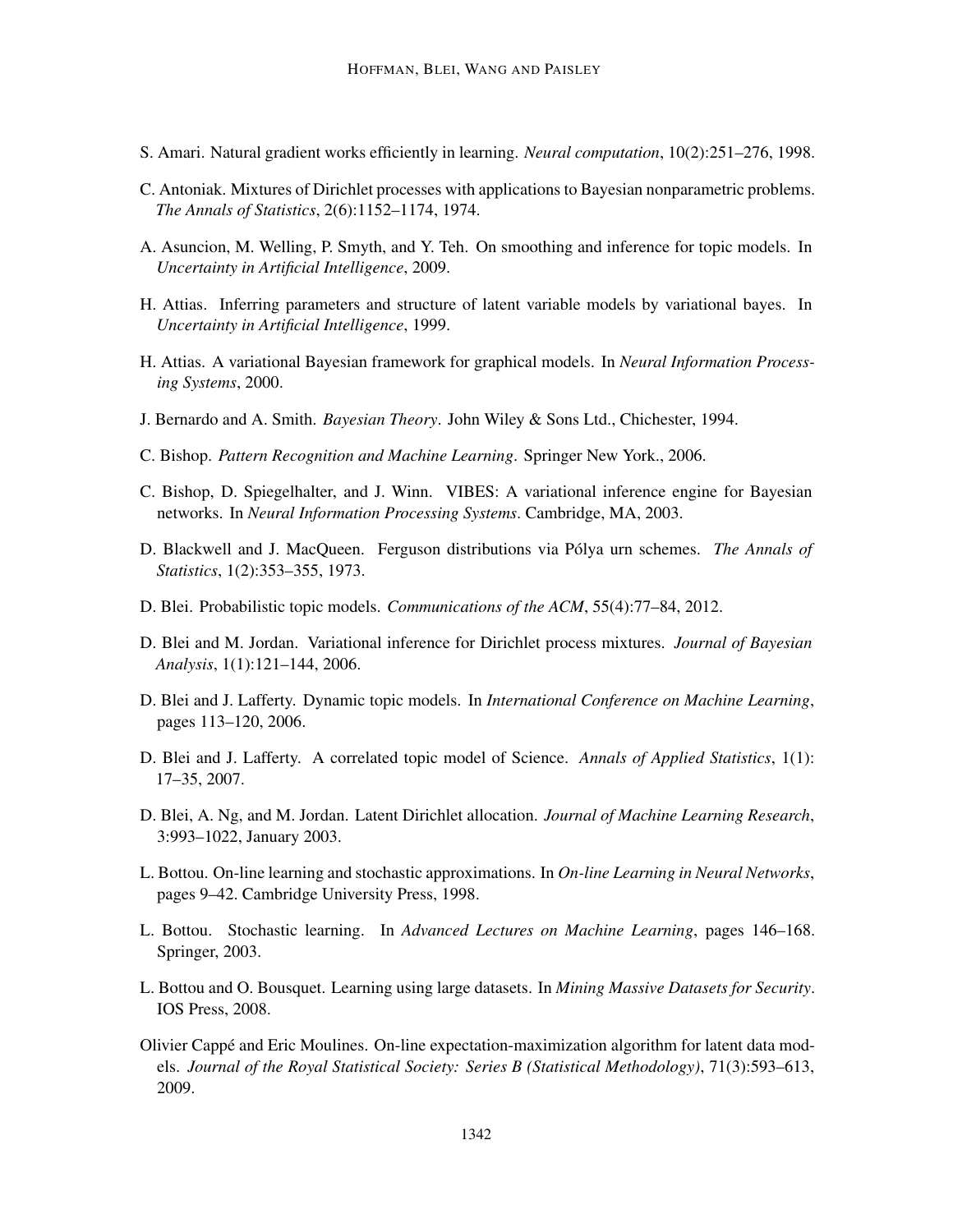S. Amari. Natural gradient works efficiently in learning. *Neural computation*, 10(2):251–276, 1998.

C. Antoniak. Mixtures of Dirichlet processes with applications to Bayesian nonparametric problems. *The Annals of Statistics*, 2(6):1152–1174, 1974.

A. Asuncion, M. Welling, P. Smyth, and Y. Teh. On smoothing and inference for topic models. In *Uncertainty in Artificial Intelligence*, 2009.

H. Attias. Inferring parameters and structure of latent variable models by variational bayes. In *Uncertainty in Artificial Intelligence*, 1999.

H. Attias. A variational Bayesian framework for graphical models. In *Neural Information Processing Systems*, 2000.

J. Bernardo and A. Smith. *Bayesian Theory*. John Wiley & Sons Ltd., Chichester, 1994.

C. Bishop. *Pattern Recognition and Machine Learning*. Springer New York., 2006.

C. Bishop, D. Spiegelhalter, and J. Winn. VIBES: A variational inference engine for Bayesian networks. In *Neural Information Processing Systems*. Cambridge, MA, 2003.

D. Blackwell and J. MacQueen. Ferguson distributions via Pólya urn schemes. *The Annals of Statistics*, 1(2):353–355, 1973.

D. Blei. Probabilistic topic models. *Communications of the ACM*, 55(4):77–84, 2012.

D. Blei and M. Jordan. Variational inference for Dirichlet process mixtures. *Journal of Bayesian Analysis*, 1(1):121–144, 2006.

D. Blei and J. Lafferty. Dynamic topic models. In *International Conference on Machine Learning*, pages 113–120, 2006.

D. Blei and J. Lafferty. A correlated topic model of Science. *Annals of Applied Statistics*, 1(1): 17–35, 2007.

D. Blei, A. Ng, and M. Jordan. Latent Dirichlet allocation. *Journal of Machine Learning Research*, 3:993–1022, January 2003.

L. Bottou. On-line learning and stochastic approximations. In *On-line Learning in Neural Networks*, pages 9–42. Cambridge University Press, 1998.

L. Bottou. Stochastic learning. In *Advanced Lectures on Machine Learning*, pages 146–168. Springer, 2003.

L. Bottou and O. Bousquet. Learning using large datasets. In *Mining Massive Datasets for Security*. IOS Press, 2008.

Olivier Cappé and Eric Moulines. On-line expectation-maximization algorithm for latent data models. *Journal of the Royal Statistical Society: Series B (Statistical Methodology)*, 71(3):593–613, 2009.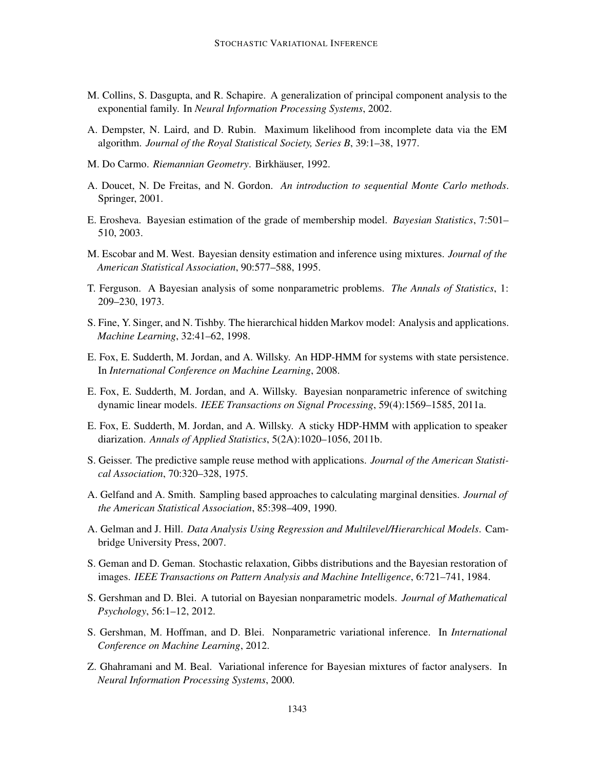M. Collins, S. Dasgupta, and R. Schapire. A generalization of principal component analysis to the exponential family. In *Neural Information Processing Systems*, 2002.

A. Dempster, N. Laird, and D. Rubin. Maximum likelihood from incomplete data via the EM algorithm. *Journal of the Royal Statistical Society, Series B*, 39:1–38, 1977.

M. Do Carmo. *Riemannian Geometry*. Birkhäuser, 1992.

A. Doucet, N. De Freitas, and N. Gordon. *An introduction to sequential Monte Carlo methods*. Springer, 2001.

E. Erosheva. Bayesian estimation of the grade of membership model. *Bayesian Statistics*, 7:501–510, 2003.

M. Escobar and M. West. Bayesian density estimation and inference using mixtures. *Journal of the American Statistical Association*, 90:577–588, 1995.

T. Ferguson. A Bayesian analysis of some nonparametric problems. *The Annals of Statistics*, 1: 209–230, 1973.

S. Fine, Y. Singer, and N. Tishby. The hierarchical hidden Markov model: Analysis and applications. *Machine Learning*, 32:41–62, 1998.

E. Fox, E. Sudderth, M. Jordan, and A. Willsky. An HDP-HMM for systems with state persistence. In *International Conference on Machine Learning*, 2008.

E. Fox, E. Sudderth, M. Jordan, and A. Willsky. Bayesian nonparametric inference of switching dynamic linear models. *IEEE Transactions on Signal Processing*, 59(4):1569–1585, 2011a.

E. Fox, E. Sudderth, M. Jordan, and A. Willsky. A sticky HDP-HMM with application to speaker diarization. *Annals of Applied Statistics*, 5(2A):1020–1056, 2011b.

S. Geisser. The predictive sample reuse method with applications. *Journal of the American Statistical Association*, 70:320–328, 1975.

A. Gelfand and A. Smith. Sampling based approaches to calculating marginal densities. *Journal of the American Statistical Association*, 85:398–409, 1990.

A. Gelman and J. Hill. *Data Analysis Using Regression and Multilevel/Hierarchical Models*. Cambridge University Press, 2007.

S. Geman and D. Geman. Stochastic relaxation, Gibbs distributions and the Bayesian restoration of images. *IEEE Transactions on Pattern Analysis and Machine Intelligence*, 6:721–741, 1984.

S. Gershman and D. Blei. A tutorial on Bayesian nonparametric models. *Journal of Mathematical Psychology*, 56:1–12, 2012.

S. Gershman, M. Hoffman, and D. Blei. Nonparametric variational inference. In *International Conference on Machine Learning*, 2012.

Z. Ghahramani and M. Beal. Variational inference for Bayesian mixtures of factor analysers. In *Neural Information Processing Systems*, 2000.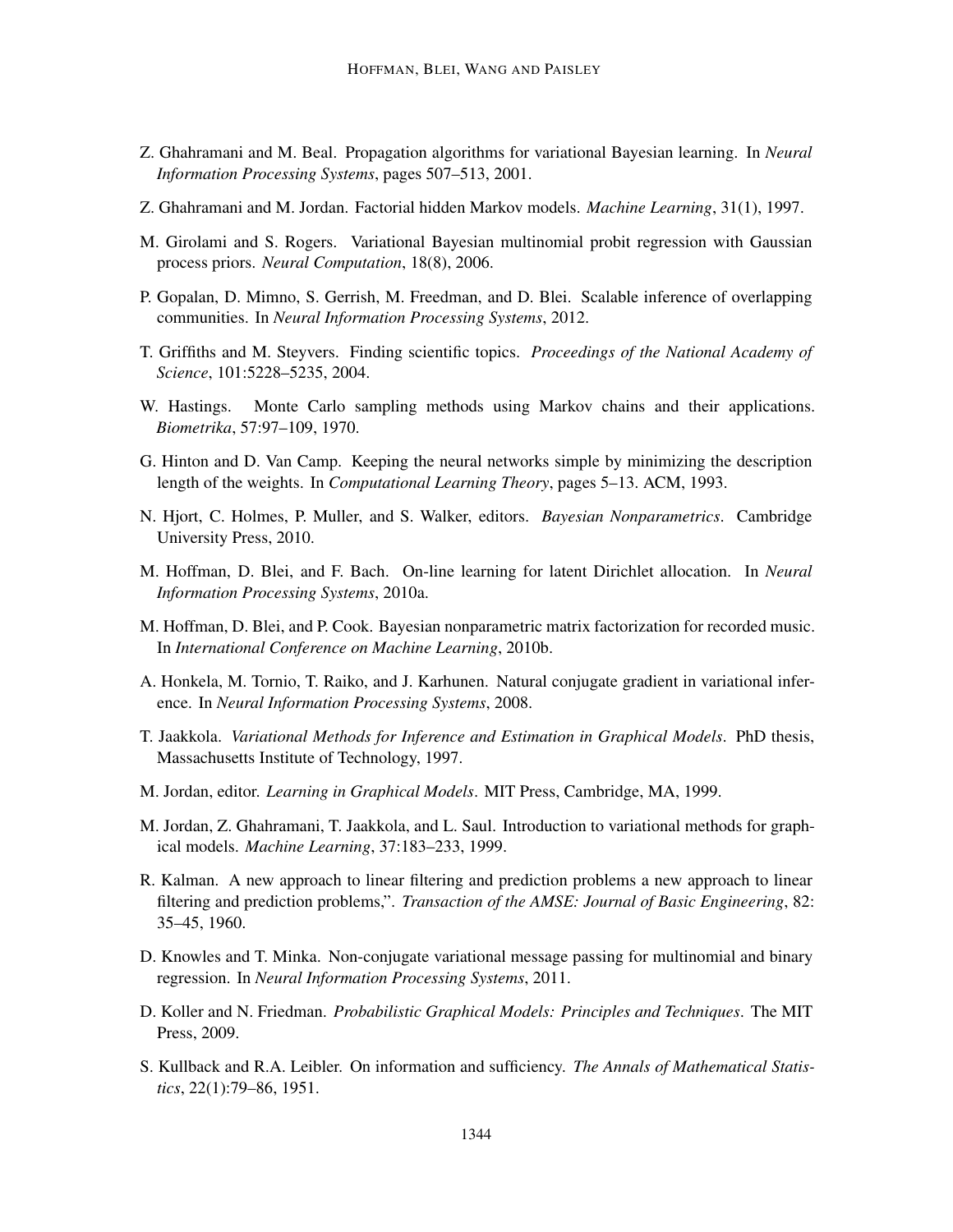Z. Ghahramani and M. Beal. Propagation algorithms for variational Bayesian learning. In *Neural Information Processing Systems*, pages 507–513, 2001.

Z. Ghahramani and M. Jordan. Factorial hidden Markov models. *Machine Learning*, 31(1), 1997.

M. Girolami and S. Rogers. Variational Bayesian multinomial probit regression with Gaussian process priors. *Neural Computation*, 18(8), 2006.

P. Gopalan, D. Mimno, S. Gerrish, M. Freedman, and D. Blei. Scalable inference of overlapping communities. In *Neural Information Processing Systems*, 2012.

T. Griffiths and M. Steyvers. Finding scientific topics. *Proceedings of the National Academy of Science*, 101:5228–5235, 2004.

W. Hastings. Monte Carlo sampling methods using Markov chains and their applications. *Biometrika*, 57:97–109, 1970.

G. Hinton and D. Van Camp. Keeping the neural networks simple by minimizing the description length of the weights. In *Computational Learning Theory*, pages 5–13. ACM, 1993.

N. Hjort, C. Holmes, P. Muller, and S. Walker, editors. *Bayesian Nonparametrics*. Cambridge University Press, 2010.

M. Hoffman, D. Blei, and F. Bach. On-line learning for latent Dirichlet allocation. In *Neural Information Processing Systems*, 2010a.

M. Hoffman, D. Blei, and P. Cook. Bayesian nonparametric matrix factorization for recorded music. In *International Conference on Machine Learning*, 2010b.

A. Honkela, M. Tornio, T. Raiko, and J. Karhunen. Natural conjugate gradient in variational inference. In *Neural Information Processing Systems*, 2008.

T. Jaakkola. *Variational Methods for Inference and Estimation in Graphical Models*. PhD thesis, Massachusetts Institute of Technology, 1997.

M. Jordan, editor. *Learning in Graphical Models*. MIT Press, Cambridge, MA, 1999.

M. Jordan, Z. Ghahramani, T. Jaakkola, and L. Saul. Introduction to variational methods for graphical models. *Machine Learning*, 37:183–233, 1999.

R. Kalman. A new approach to linear filtering and prediction problems a new approach to linear filtering and prediction problems,". *Transaction of the AMSE: Journal of Basic Engineering*, 82: 35–45, 1960.

D. Knowles and T. Minka. Non-conjugate variational message passing for multinomial and binary regression. In *Neural Information Processing Systems*, 2011.

D. Koller and N. Friedman. *Probabilistic Graphical Models: Principles and Techniques*. The MIT Press, 2009.

S. Kullback and R.A. Leibler. On information and sufficiency. *The Annals of Mathematical Statistics*, 22(1):79–86, 1951.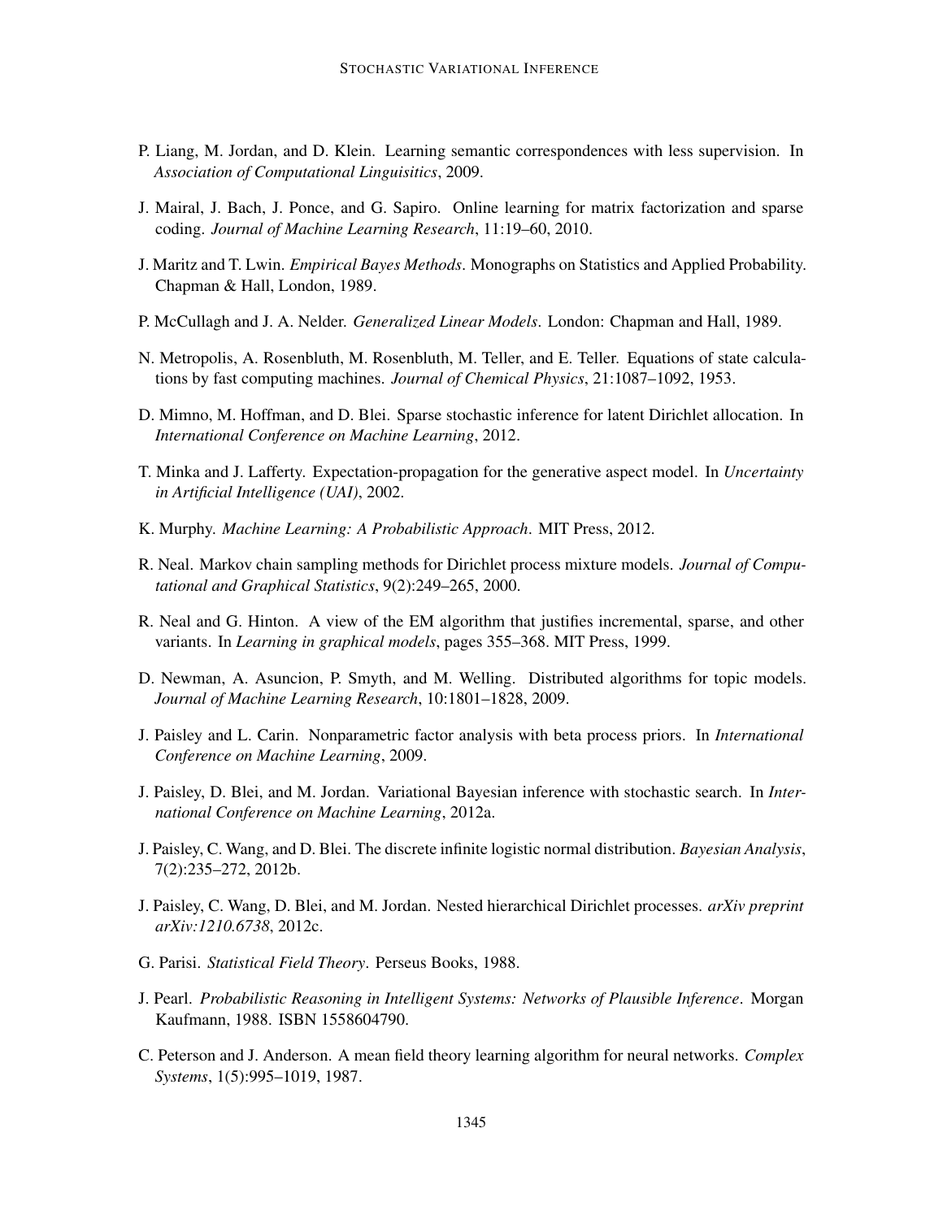P. Liang, M. Jordan, and D. Klein. Learning semantic correspondences with less supervision. In *Association of Computational Linguisitics*, 2009.

J. Mairal, J. Bach, J. Ponce, and G. Sapiro. Online learning for matrix factorization and sparse coding. *Journal of Machine Learning Research*, 11:19–60, 2010.

J. Maritz and T. Lwin. *Empirical Bayes Methods*. Monographs on Statistics and Applied Probability. Chapman & Hall, London, 1989.

P. McCullagh and J. A. Nelder. *Generalized Linear Models*. London: Chapman and Hall, 1989.

N. Metropolis, A. Rosenbluth, M. Rosenbluth, M. Teller, and E. Teller. Equations of state calculations by fast computing machines. *Journal of Chemical Physics*, 21:1087–1092, 1953.

D. Mimno, M. Hoffman, and D. Blei. Sparse stochastic inference for latent Dirichlet allocation. In *International Conference on Machine Learning*, 2012.

T. Minka and J. Lafferty. Expectation-propagation for the generative aspect model. In *Uncertainty in Artificial Intelligence (UAI)*, 2002.

K. Murphy. *Machine Learning: A Probabilistic Approach*. MIT Press, 2012.

R. Neal. Markov chain sampling methods for Dirichlet process mixture models. *Journal of Computational and Graphical Statistics*, 9(2):249–265, 2000.

R. Neal and G. Hinton. A view of the EM algorithm that justifies incremental, sparse, and other variants. In *Learning in graphical models*, pages 355–368. MIT Press, 1999.

D. Newman, A. Asuncion, P. Smyth, and M. Welling. Distributed algorithms for topic models. *Journal of Machine Learning Research*, 10:1801–1828, 2009.

J. Paisley and L. Carin. Nonparametric factor analysis with beta process priors. In *International Conference on Machine Learning*, 2009.

J. Paisley, D. Blei, and M. Jordan. Variational Bayesian inference with stochastic search. In *International Conference on Machine Learning*, 2012a.

J. Paisley, C. Wang, and D. Blei. The discrete infinite logistic normal distribution. *Bayesian Analysis*, 7(2):235–272, 2012b.

J. Paisley, C. Wang, D. Blei, and M. Jordan. Nested hierarchical Dirichlet processes. *arXiv preprint arXiv:1210.6738*, 2012c.

G. Parisi. *Statistical Field Theory*. Perseus Books, 1988.

J. Pearl. *Probabilistic Reasoning in Intelligent Systems: Networks of Plausible Inference*. Morgan Kaufmann, 1988. ISBN 1558604790.

C. Peterson and J. Anderson. A mean field theory learning algorithm for neural networks. *Complex Systems*, 1(5):995–1019, 1987.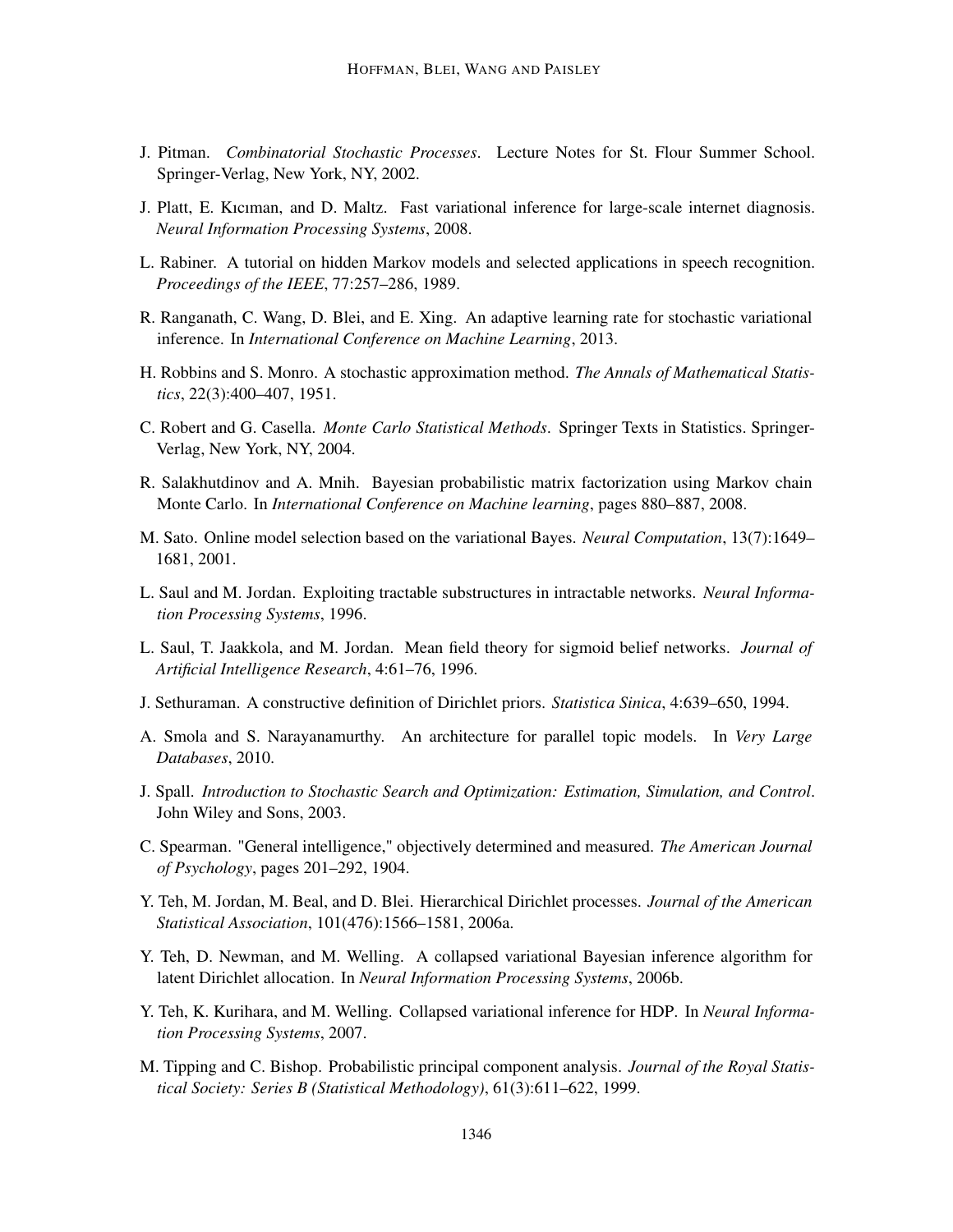J. Pitman. *Combinatorial Stochastic Processes*. Lecture Notes for St. Flour Summer School. Springer-Verlag, New York, NY, 2002.

J. Platt, E. Kıcıman, and D. Maltz. Fast variational inference for large-scale internet diagnosis. *Neural Information Processing Systems*, 2008.

L. Rabiner. A tutorial on hidden Markov models and selected applications in speech recognition. *Proceedings of the IEEE*, 77:257–286, 1989.

R. Ranganath, C. Wang, D. Blei, and E. Xing. An adaptive learning rate for stochastic variational inference. In *International Conference on Machine Learning*, 2013.

H. Robbins and S. Monro. A stochastic approximation method. *The Annals of Mathematical Statistics*, 22(3):400–407, 1951.

C. Robert and G. Casella. *Monte Carlo Statistical Methods*. Springer Texts in Statistics. Springer-Verlag, New York, NY, 2004.

R. Salakhutdinov and A. Mnih. Bayesian probabilistic matrix factorization using Markov chain Monte Carlo. In *International Conference on Machine learning*, pages 880–887, 2008.

M. Sato. Online model selection based on the variational Bayes. *Neural Computation*, 13(7):1649–1681, 2001.

L. Saul and M. Jordan. Exploiting tractable substructures in intractable networks. *Neural Information Processing Systems*, 1996.

L. Saul, T. Jaakkola, and M. Jordan. Mean field theory for sigmoid belief networks. *Journal of Artificial Intelligence Research*, 4:61–76, 1996.

J. Sethuraman. A constructive definition of Dirichlet priors. *Statistica Sinica*, 4:639–650, 1994.

A. Smola and S. Narayanamurthy. An architecture for parallel topic models. In *Very Large Databases*, 2010.

J. Spall. *Introduction to Stochastic Search and Optimization: Estimation, Simulation, and Control*. John Wiley and Sons, 2003.

C. Spearman. "General intelligence," objectively determined and measured. *The American Journal of Psychology*, pages 201–292, 1904.

Y. Teh, M. Jordan, M. Beal, and D. Blei. Hierarchical Dirichlet processes. *Journal of the American Statistical Association*, 101(476):1566–1581, 2006a.

Y. Teh, D. Newman, and M. Welling. A collapsed variational Bayesian inference algorithm for latent Dirichlet allocation. In *Neural Information Processing Systems*, 2006b.

Y. Teh, K. Kurihara, and M. Welling. Collapsed variational inference for HDP. In *Neural Information Processing Systems*, 2007.

M. Tipping and C. Bishop. Probabilistic principal component analysis. *Journal of the Royal Statistical Society: Series B (Statistical Methodology)*, 61(3):611–622, 1999.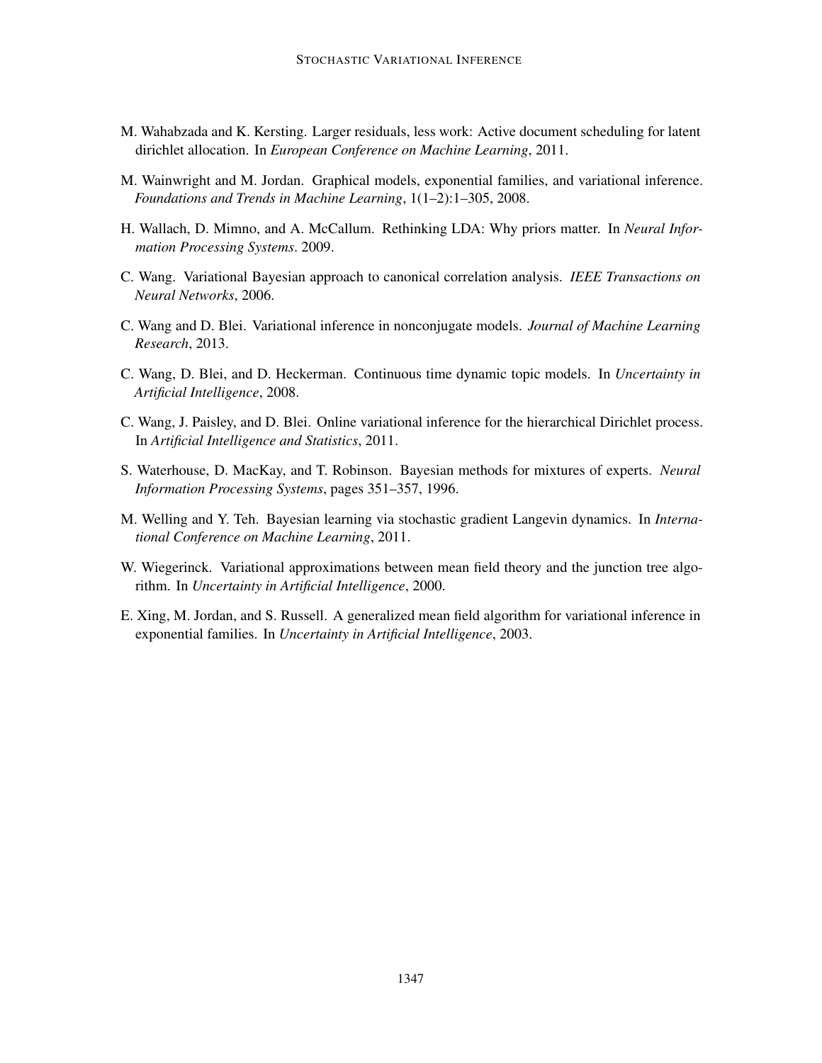M. Wahabzada and K. Kersting. Larger residuals, less work: Active document scheduling for latent dirichlet allocation. In *European Conference on Machine Learning*, 2011.

M. Wainwright and M. Jordan. Graphical models, exponential families, and variational inference. *Foundations and Trends in Machine Learning*, 1(1–2):1–305, 2008.

H. Wallach, D. Mimno, and A. McCallum. Rethinking LDA: Why priors matter. In *Neural Information Processing Systems*. 2009.

C. Wang. Variational Bayesian approach to canonical correlation analysis. *IEEE Transactions on Neural Networks*, 2006.

C. Wang and D. Blei. Variational inference in nonconjugate models. *Journal of Machine Learning Research*, 2013.

C. Wang, D. Blei, and D. Heckerman. Continuous time dynamic topic models. In *Uncertainty in Artificial Intelligence*, 2008.

C. Wang, J. Paisley, and D. Blei. Online variational inference for the hierarchical Dirichlet process. In *Artificial Intelligence and Statistics*, 2011.

S. Waterhouse, D. MacKay, and T. Robinson. Bayesian methods for mixtures of experts. *Neural Information Processing Systems*, pages 351–357, 1996.

M. Welling and Y. Teh. Bayesian learning via stochastic gradient Langevin dynamics. In *International Conference on Machine Learning*, 2011.

W. Wiegerinck. Variational approximations between mean field theory and the junction tree algorithm. In *Uncertainty in Artificial Intelligence*, 2000.

E. Xing, M. Jordan, and S. Russell. A generalized mean field algorithm for variational inference in exponential families. In *Uncertainty in Artificial Intelligence*, 2003.